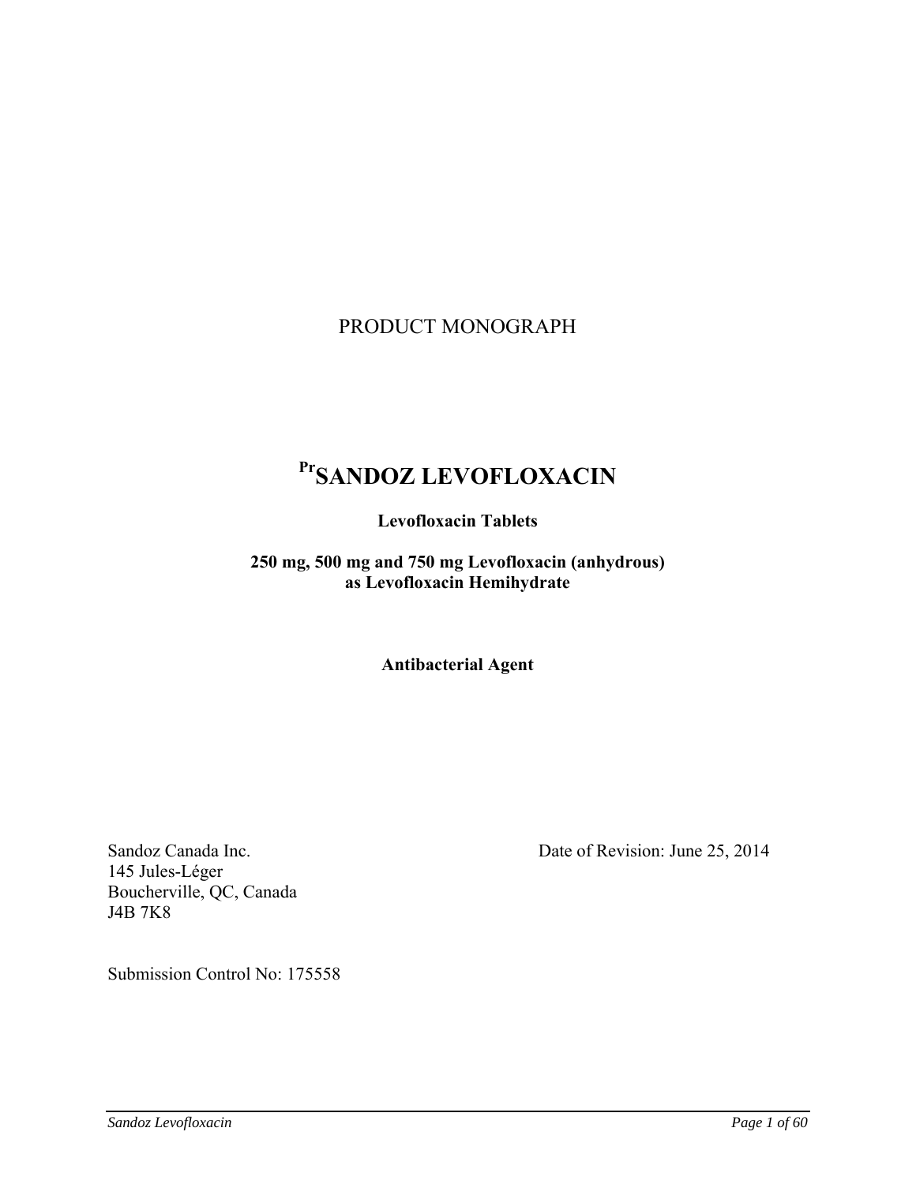# PRODUCT MONOGRAPH

# PrSANDOZ LEVOFLOXACIN

**Levofloxacin Tablets**

**250 mg, 500 mg and 750 mg Levofloxacin (anhydrous)**
**as Levofloxacin Hemihydrate**

**Antibacterial Agent**

Sandoz Canada Inc.
145 Jules-Léger
Boucherville, QC, Canada
J4B 7K8

Date of Revision: June 25, 2014

Submission Control No: 175558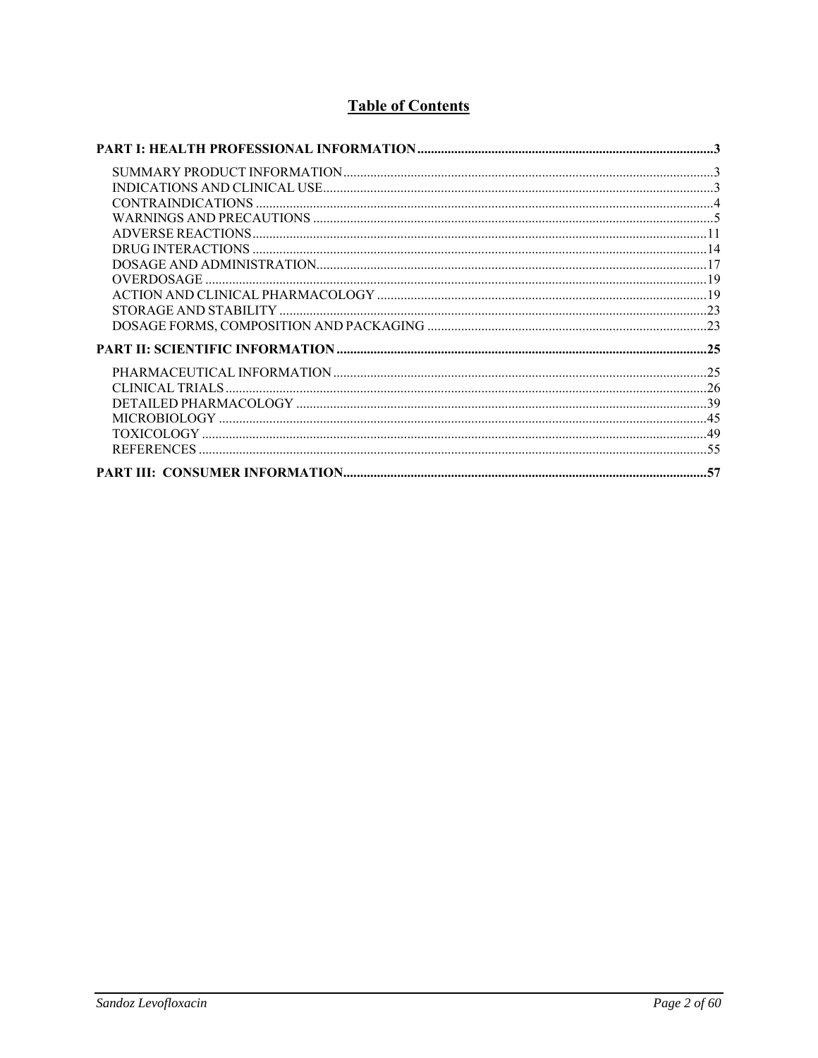# Table of Contents

**PART I: HEALTH PROFESSIONAL INFORMATION....................................................................................3**

- SUMMARY PRODUCT INFORMATION..........................................................................................3
- INDICATIONS AND CLINICAL USE.................................................................................................3
- CONTRAINDICATIONS ....................................................................................................................4
- WARNINGS AND PRECAUTIONS ...................................................................................................5
- ADVERSE REACTIONS...................................................................................................................11
- DRUG INTERACTIONS ...................................................................................................................14
- DOSAGE AND ADMINISTRATION.................................................................................................17
- OVERDOSAGE .................................................................................................................................19
- ACTION AND CLINICAL PHARMACOLOGY ................................................................................19
- STORAGE AND STABILITY ............................................................................................................23
- DOSAGE FORMS, COMPOSITION AND PACKAGING .................................................................23

**PART II: SCIENTIFIC INFORMATION..........................................................................................25**

- PHARMACEUTICAL INFORMATION ............................................................................................25
- CLINICAL TRIALS............................................................................................................................26
- DETAILED PHARMACOLOGY .......................................................................................................39
- MICROBIOLOGY ..............................................................................................................................45
- TOXICOLOGY ...................................................................................................................................49
- REFERENCES ....................................................................................................................................55

**PART III: CONSUMER INFORMATION........................................................................................57**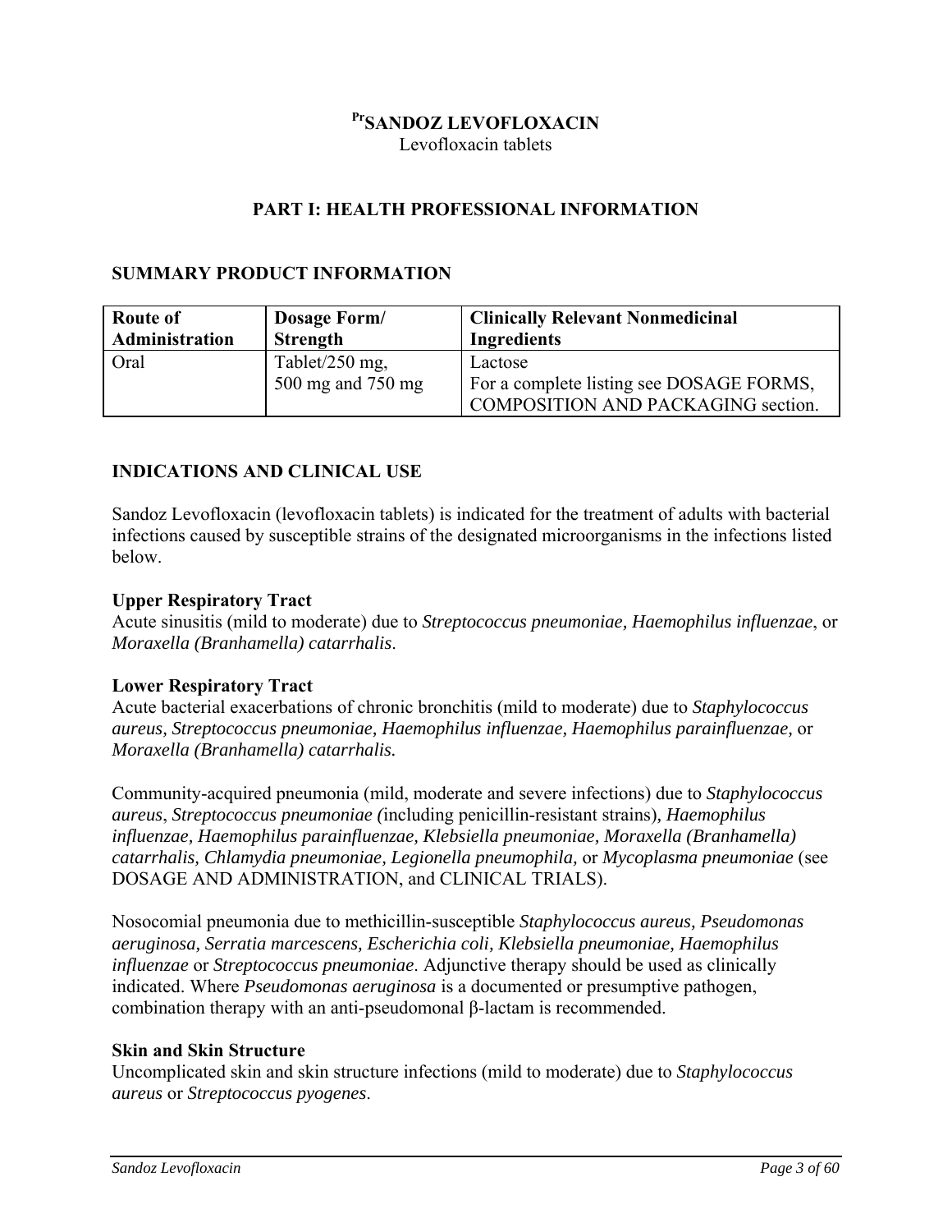# [Pr]SANDOZ LEVOFLOXACIN

Levofloxacin tablets

## PART I: HEALTH PROFESSIONAL INFORMATION

### SUMMARY PRODUCT INFORMATION

| Route of Administration | Dosage Form/ Strength | Clinically Relevant Nonmedicinal Ingredients |
|---|---|---|
| Oral | Tablet/250 mg, 500 mg and 750 mg | Lactose<br>For a complete listing see DOSAGE FORMS, COMPOSITION AND PACKAGING section. |

### INDICATIONS AND CLINICAL USE

Sandoz Levofloxacin (levofloxacin tablets) is indicated for the treatment of adults with bacterial infections caused by susceptible strains of the designated microorganisms in the infections listed below.

**Upper Respiratory Tract**
Acute sinusitis (mild to moderate) due to *Streptococcus pneumoniae, Haemophilus influenzae*, or *Moraxella (Branhamella) catarrhalis*.

**Lower Respiratory Tract**
Acute bacterial exacerbations of chronic bronchitis (mild to moderate) due to *Staphylococcus aureus, Streptococcus pneumoniae, Haemophilus influenzae, Haemophilus parainfluenzae,* or *Moraxella (Branhamella) catarrhalis.*

Community-acquired pneumonia (mild, moderate and severe infections) due to *Staphylococcus aureus*, *Streptococcus pneumoniae (*including penicillin-resistant strains), *Haemophilus influenzae, Haemophilus parainfluenzae, Klebsiella pneumoniae, Moraxella (Branhamella) catarrhalis, Chlamydia pneumoniae, Legionella pneumophila,* or *Mycoplasma pneumoniae* (see DOSAGE AND ADMINISTRATION, and CLINICAL TRIALS).

Nosocomial pneumonia due to methicillin-susceptible *Staphylococcus aureus, Pseudomonas aeruginosa, Serratia marcescens, Escherichia coli, Klebsiella pneumoniae, Haemophilus influenzae* or *Streptococcus pneumoniae*. Adjunctive therapy should be used as clinically indicated. Where *Pseudomonas aeruginosa* is a documented or presumptive pathogen, combination therapy with an anti-pseudomonal β-lactam is recommended.

**Skin and Skin Structure**
Uncomplicated skin and skin structure infections (mild to moderate) due to *Staphylococcus aureus* or *Streptococcus pyogenes*.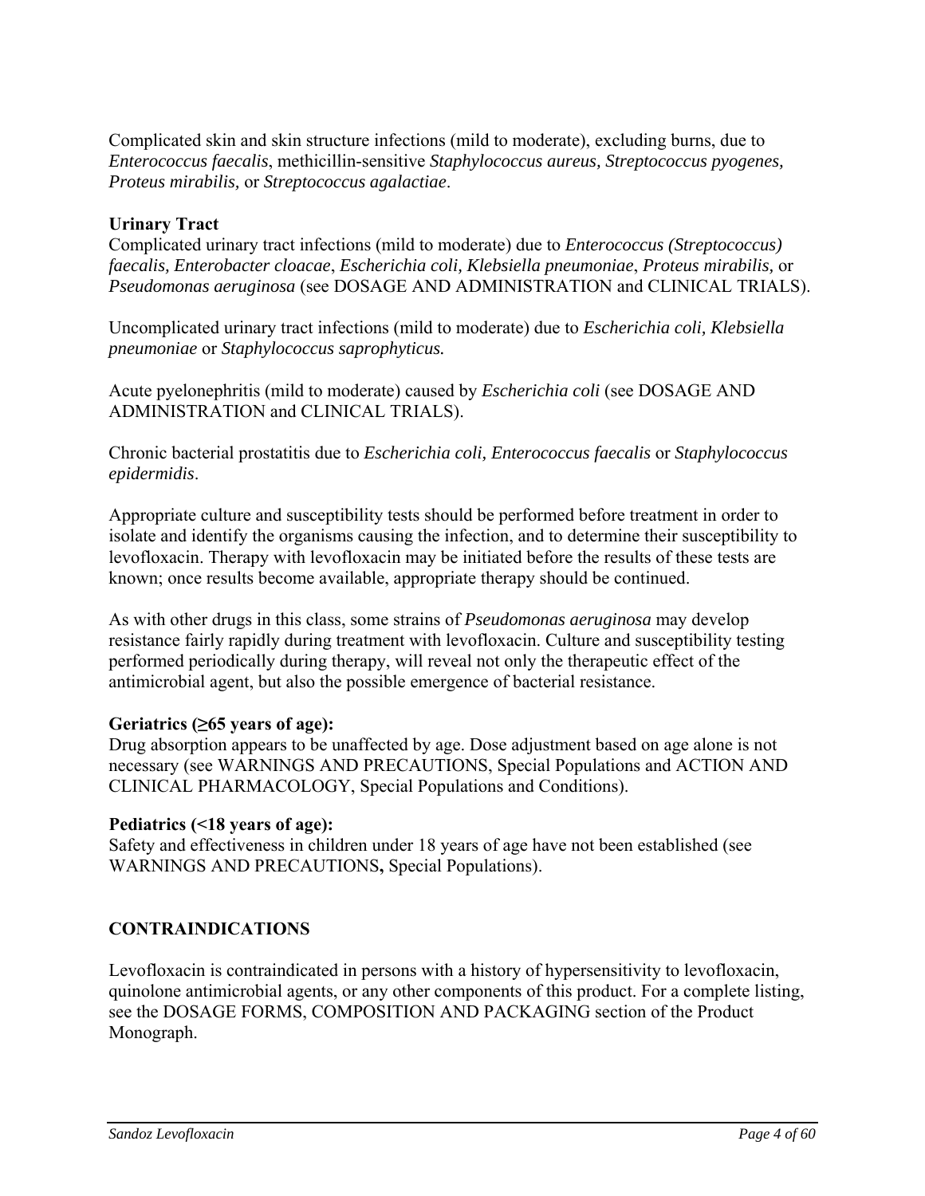Complicated skin and skin structure infections (mild to moderate), excluding burns, due to *Enterococcus faecalis*, methicillin-sensitive *Staphylococcus aureus, Streptococcus pyogenes, Proteus mirabilis,* or *Streptococcus agalactiae*.

**Urinary Tract**

Complicated urinary tract infections (mild to moderate) due to *Enterococcus (Streptococcus) faecalis, Enterobacter cloacae*, *Escherichia coli, Klebsiella pneumoniae*, *Proteus mirabilis,* or *Pseudomonas aeruginosa* (see DOSAGE AND ADMINISTRATION and CLINICAL TRIALS).

Uncomplicated urinary tract infections (mild to moderate) due to *Escherichia coli, Klebsiella pneumoniae* or *Staphylococcus saprophyticus.*

Acute pyelonephritis (mild to moderate) caused by *Escherichia coli* (see DOSAGE AND ADMINISTRATION and CLINICAL TRIALS).

Chronic bacterial prostatitis due to *Escherichia coli, Enterococcus faecalis* or *Staphylococcus epidermidis*.

Appropriate culture and susceptibility tests should be performed before treatment in order to isolate and identify the organisms causing the infection, and to determine their susceptibility to levofloxacin. Therapy with levofloxacin may be initiated before the results of these tests are known; once results become available, appropriate therapy should be continued.

As with other drugs in this class, some strains of *Pseudomonas aeruginosa* may develop resistance fairly rapidly during treatment with levofloxacin. Culture and susceptibility testing performed periodically during therapy, will reveal not only the therapeutic effect of the antimicrobial agent, but also the possible emergence of bacterial resistance.

**Geriatrics (≥65 years of age):**

Drug absorption appears to be unaffected by age. Dose adjustment based on age alone is not necessary (see WARNINGS AND PRECAUTIONS, Special Populations and ACTION AND CLINICAL PHARMACOLOGY, Special Populations and Conditions).

**Pediatrics (<18 years of age):**

Safety and effectiveness in children under 18 years of age have not been established (see WARNINGS AND PRECAUTIONS**,** Special Populations).

## CONTRAINDICATIONS

Levofloxacin is contraindicated in persons with a history of hypersensitivity to levofloxacin, quinolone antimicrobial agents, or any other components of this product. For a complete listing, see the DOSAGE FORMS, COMPOSITION AND PACKAGING section of the Product Monograph.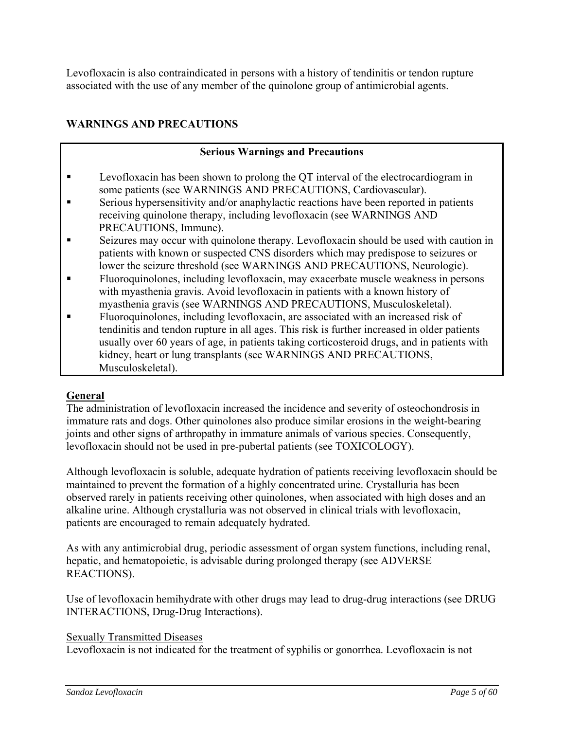Levofloxacin is also contraindicated in persons with a history of tendinitis or tendon rupture associated with the use of any member of the quinolone group of antimicrobial agents.

## WARNINGS AND PRECAUTIONS

**Serious Warnings and Precautions**

- Levofloxacin has been shown to prolong the QT interval of the electrocardiogram in some patients (see WARNINGS AND PRECAUTIONS, Cardiovascular).
- Serious hypersensitivity and/or anaphylactic reactions have been reported in patients receiving quinolone therapy, including levofloxacin (see WARNINGS AND PRECAUTIONS, Immune).
- Seizures may occur with quinolone therapy. Levofloxacin should be used with caution in patients with known or suspected CNS disorders which may predispose to seizures or lower the seizure threshold (see WARNINGS AND PRECAUTIONS, Neurologic).
- Fluoroquinolones, including levofloxacin, may exacerbate muscle weakness in persons with myasthenia gravis. Avoid levofloxacin in patients with a known history of myasthenia gravis (see WARNINGS AND PRECAUTIONS, Musculoskeletal).
- Fluoroquinolones, including levofloxacin, are associated with an increased risk of tendinitis and tendon rupture in all ages. This risk is further increased in older patients usually over 60 years of age, in patients taking corticosteroid drugs, and in patients with kidney, heart or lung transplants (see WARNINGS AND PRECAUTIONS, Musculoskeletal).

### General

The administration of levofloxacin increased the incidence and severity of osteochondrosis in immature rats and dogs. Other quinolones also produce similar erosions in the weight-bearing joints and other signs of arthropathy in immature animals of various species. Consequently, levofloxacin should not be used in pre-pubertal patients (see TOXICOLOGY).

Although levofloxacin is soluble, adequate hydration of patients receiving levofloxacin should be maintained to prevent the formation of a highly concentrated urine. Crystalluria has been observed rarely in patients receiving other quinolones, when associated with high doses and an alkaline urine. Although crystalluria was not observed in clinical trials with levofloxacin, patients are encouraged to remain adequately hydrated.

As with any antimicrobial drug, periodic assessment of organ system functions, including renal, hepatic, and hematopoietic, is advisable during prolonged therapy (see ADVERSE REACTIONS).

Use of levofloxacin hemihydrate with other drugs may lead to drug-drug interactions (see DRUG INTERACTIONS, Drug-Drug Interactions).

#### Sexually Transmitted Diseases

Levofloxacin is not indicated for the treatment of syphilis or gonorrhea. Levofloxacin is not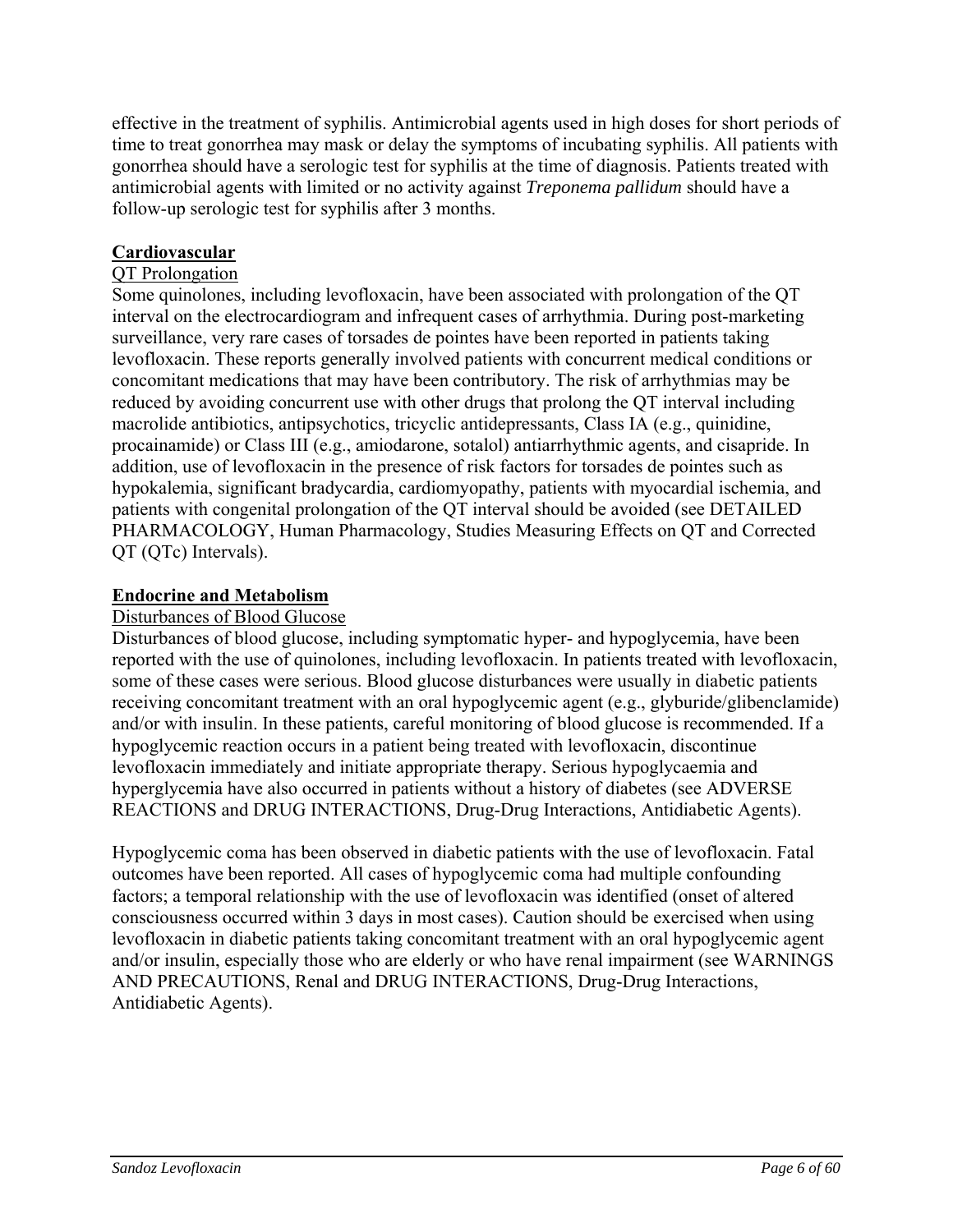effective in the treatment of syphilis. Antimicrobial agents used in high doses for short periods of time to treat gonorrhea may mask or delay the symptoms of incubating syphilis. All patients with gonorrhea should have a serologic test for syphilis at the time of diagnosis. Patients treated with antimicrobial agents with limited or no activity against *Treponema pallidum* should have a follow-up serologic test for syphilis after 3 months.

**Cardiovascular**

QT Prolongation

Some quinolones, including levofloxacin, have been associated with prolongation of the QT interval on the electrocardiogram and infrequent cases of arrhythmia. During post-marketing surveillance, very rare cases of torsades de pointes have been reported in patients taking levofloxacin. These reports generally involved patients with concurrent medical conditions or concomitant medications that may have been contributory. The risk of arrhythmias may be reduced by avoiding concurrent use with other drugs that prolong the QT interval including macrolide antibiotics, antipsychotics, tricyclic antidepressants, Class IA (e.g., quinidine, procainamide) or Class III (e.g., amiodarone, sotalol) antiarrhythmic agents, and cisapride. In addition, use of levofloxacin in the presence of risk factors for torsades de pointes such as hypokalemia, significant bradycardia, cardiomyopathy, patients with myocardial ischemia, and patients with congenital prolongation of the QT interval should be avoided (see DETAILED PHARMACOLOGY, Human Pharmacology, Studies Measuring Effects on QT and Corrected QT (QTc) Intervals).

**Endocrine and Metabolism**

Disturbances of Blood Glucose

Disturbances of blood glucose, including symptomatic hyper- and hypoglycemia, have been reported with the use of quinolones, including levofloxacin. In patients treated with levofloxacin, some of these cases were serious. Blood glucose disturbances were usually in diabetic patients receiving concomitant treatment with an oral hypoglycemic agent (e.g., glyburide/glibenclamide) and/or with insulin. In these patients, careful monitoring of blood glucose is recommended. If a hypoglycemic reaction occurs in a patient being treated with levofloxacin, discontinue levofloxacin immediately and initiate appropriate therapy. Serious hypoglycaemia and hyperglycemia have also occurred in patients without a history of diabetes (see ADVERSE REACTIONS and DRUG INTERACTIONS, Drug-Drug Interactions, Antidiabetic Agents).

Hypoglycemic coma has been observed in diabetic patients with the use of levofloxacin. Fatal outcomes have been reported. All cases of hypoglycemic coma had multiple confounding factors; a temporal relationship with the use of levofloxacin was identified (onset of altered consciousness occurred within 3 days in most cases). Caution should be exercised when using levofloxacin in diabetic patients taking concomitant treatment with an oral hypoglycemic agent and/or insulin, especially those who are elderly or who have renal impairment (see WARNINGS AND PRECAUTIONS, Renal and DRUG INTERACTIONS, Drug-Drug Interactions, Antidiabetic Agents).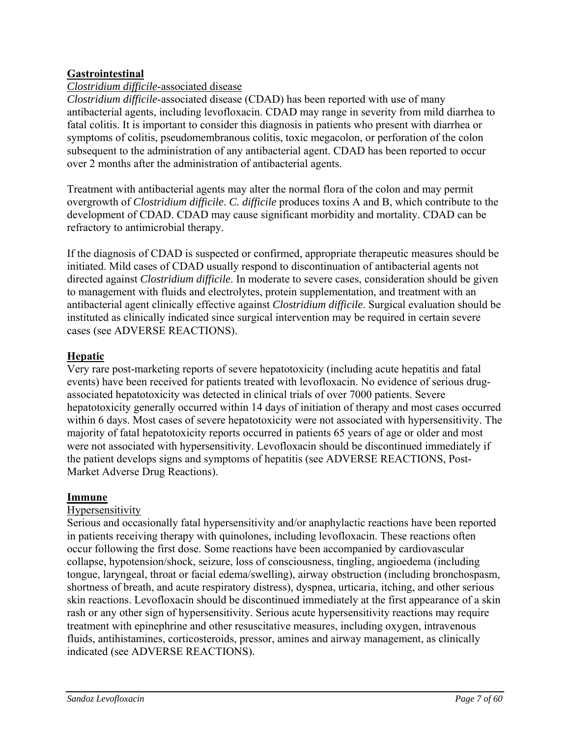## Gastrointestinal

*Clostridium difficile*-associated disease

*Clostridium difficile*-associated disease (CDAD) has been reported with use of many antibacterial agents, including levofloxacin. CDAD may range in severity from mild diarrhea to fatal colitis. It is important to consider this diagnosis in patients who present with diarrhea or symptoms of colitis, pseudomembranous colitis, toxic megacolon, or perforation of the colon subsequent to the administration of any antibacterial agent. CDAD has been reported to occur over 2 months after the administration of antibacterial agents.

Treatment with antibacterial agents may alter the normal flora of the colon and may permit overgrowth of *Clostridium difficile*. *C. difficile* produces toxins A and B, which contribute to the development of CDAD. CDAD may cause significant morbidity and mortality. CDAD can be refractory to antimicrobial therapy.

If the diagnosis of CDAD is suspected or confirmed, appropriate therapeutic measures should be initiated. Mild cases of CDAD usually respond to discontinuation of antibacterial agents not directed against *Clostridium difficile*. In moderate to severe cases, consideration should be given to management with fluids and electrolytes, protein supplementation, and treatment with an antibacterial agent clinically effective against *Clostridium difficile*. Surgical evaluation should be instituted as clinically indicated since surgical intervention may be required in certain severe cases (see ADVERSE REACTIONS).

## Hepatic

Very rare post-marketing reports of severe hepatotoxicity (including acute hepatitis and fatal events) have been received for patients treated with levofloxacin. No evidence of serious drug-associated hepatotoxicity was detected in clinical trials of over 7000 patients. Severe hepatotoxicity generally occurred within 14 days of initiation of therapy and most cases occurred within 6 days. Most cases of severe hepatotoxicity were not associated with hypersensitivity. The majority of fatal hepatotoxicity reports occurred in patients 65 years of age or older and most were not associated with hypersensitivity. Levofloxacin should be discontinued immediately if the patient develops signs and symptoms of hepatitis (see ADVERSE REACTIONS, Post-Market Adverse Drug Reactions).

## Immune

Hypersensitivity

Serious and occasionally fatal hypersensitivity and/or anaphylactic reactions have been reported in patients receiving therapy with quinolones, including levofloxacin. These reactions often occur following the first dose. Some reactions have been accompanied by cardiovascular collapse, hypotension/shock, seizure, loss of consciousness, tingling, angioedema (including tongue, laryngeal, throat or facial edema/swelling), airway obstruction (including bronchospasm, shortness of breath, and acute respiratory distress), dyspnea, urticaria, itching, and other serious skin reactions. Levofloxacin should be discontinued immediately at the first appearance of a skin rash or any other sign of hypersensitivity. Serious acute hypersensitivity reactions may require treatment with epinephrine and other resuscitative measures, including oxygen, intravenous fluids, antihistamines, corticosteroids, pressor, amines and airway management, as clinically indicated (see ADVERSE REACTIONS).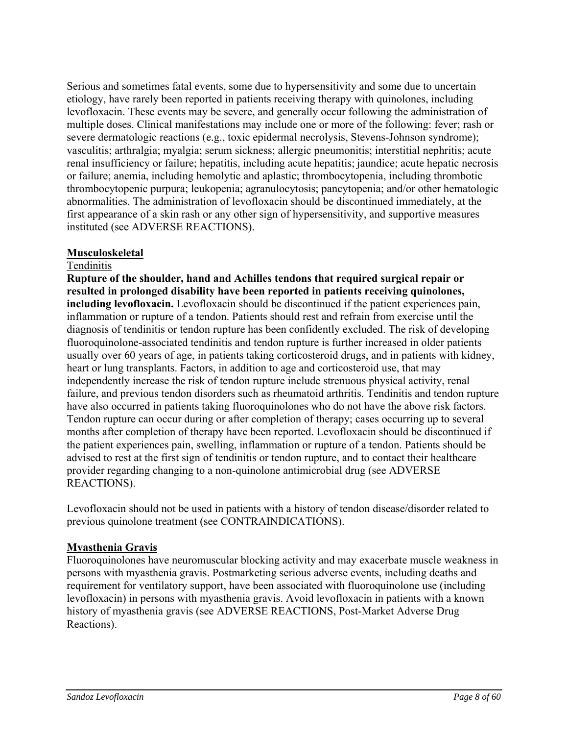Serious and sometimes fatal events, some due to hypersensitivity and some due to uncertain etiology, have rarely been reported in patients receiving therapy with quinolones, including levofloxacin. These events may be severe, and generally occur following the administration of multiple doses. Clinical manifestations may include one or more of the following: fever; rash or severe dermatologic reactions (e.g., toxic epidermal necrolysis, Stevens-Johnson syndrome); vasculitis; arthralgia; myalgia; serum sickness; allergic pneumonitis; interstitial nephritis; acute renal insufficiency or failure; hepatitis, including acute hepatitis; jaundice; acute hepatic necrosis or failure; anemia, including hemolytic and aplastic; thrombocytopenia, including thrombotic thrombocytopenic purpura; leukopenia; agranulocytosis; pancytopenia; and/or other hematologic abnormalities. The administration of levofloxacin should be discontinued immediately, at the first appearance of a skin rash or any other sign of hypersensitivity, and supportive measures instituted (see ADVERSE REACTIONS).

**Musculoskeletal**

Tendinitis

**Rupture of the shoulder, hand and Achilles tendons that required surgical repair or resulted in prolonged disability have been reported in patients receiving quinolones, including levofloxacin.** Levofloxacin should be discontinued if the patient experiences pain, inflammation or rupture of a tendon. Patients should rest and refrain from exercise until the diagnosis of tendinitis or tendon rupture has been confidently excluded. The risk of developing fluoroquinolone-associated tendinitis and tendon rupture is further increased in older patients usually over 60 years of age, in patients taking corticosteroid drugs, and in patients with kidney, heart or lung transplants. Factors, in addition to age and corticosteroid use, that may independently increase the risk of tendon rupture include strenuous physical activity, renal failure, and previous tendon disorders such as rheumatoid arthritis. Tendinitis and tendon rupture have also occurred in patients taking fluoroquinolones who do not have the above risk factors. Tendon rupture can occur during or after completion of therapy; cases occurring up to several months after completion of therapy have been reported. Levofloxacin should be discontinued if the patient experiences pain, swelling, inflammation or rupture of a tendon. Patients should be advised to rest at the first sign of tendinitis or tendon rupture, and to contact their healthcare provider regarding changing to a non-quinolone antimicrobial drug (see ADVERSE REACTIONS).

Levofloxacin should not be used in patients with a history of tendon disease/disorder related to previous quinolone treatment (see CONTRAINDICATIONS).

**Myasthenia Gravis**

Fluoroquinolones have neuromuscular blocking activity and may exacerbate muscle weakness in persons with myasthenia gravis. Postmarketing serious adverse events, including deaths and requirement for ventilatory support, have been associated with fluoroquinolone use (including levofloxacin) in persons with myasthenia gravis. Avoid levofloxacin in patients with a known history of myasthenia gravis (see ADVERSE REACTIONS, Post-Market Adverse Drug Reactions).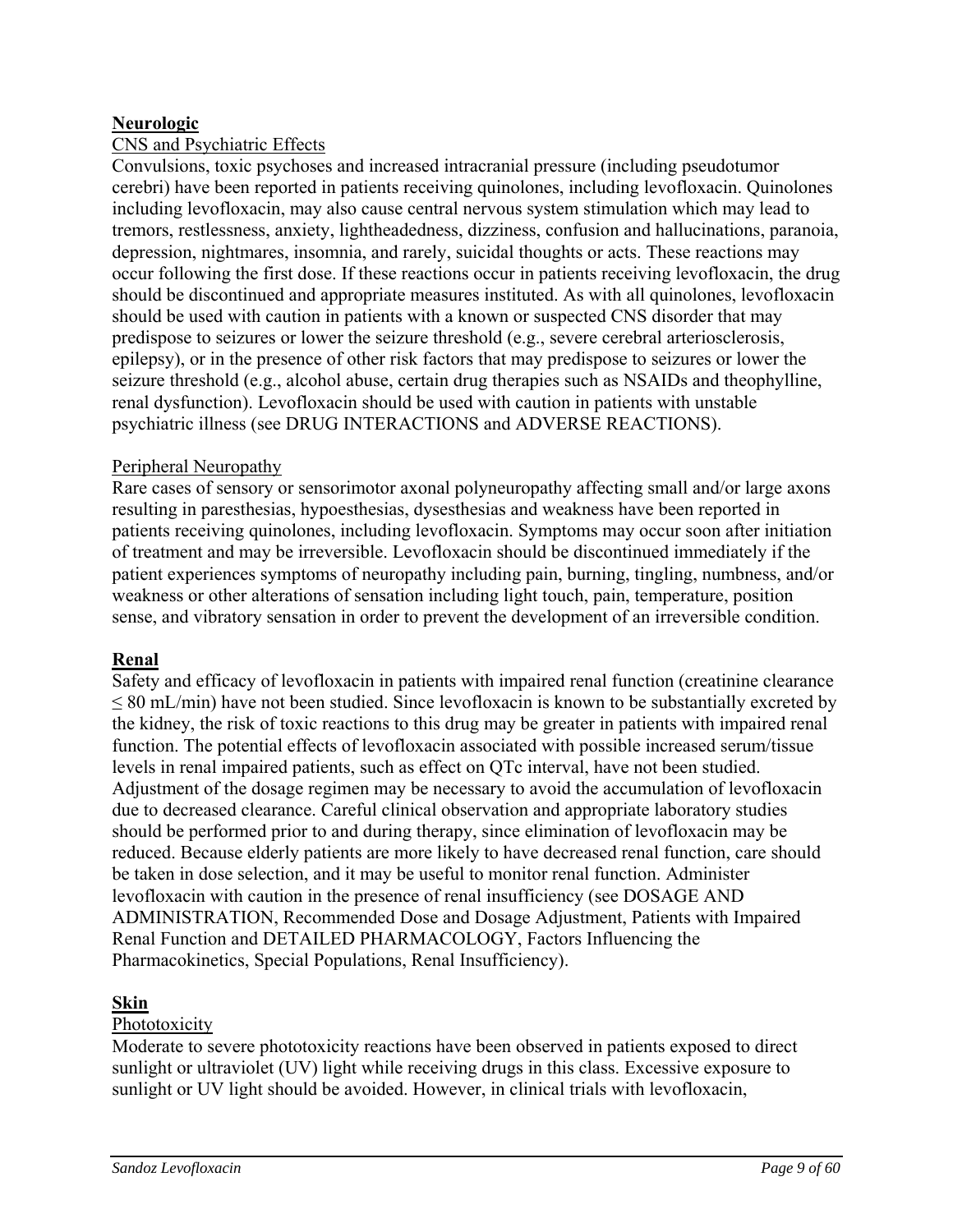**Neurologic**

CNS and Psychiatric Effects

Convulsions, toxic psychoses and increased intracranial pressure (including pseudotumor cerebri) have been reported in patients receiving quinolones, including levofloxacin. Quinolones including levofloxacin, may also cause central nervous system stimulation which may lead to tremors, restlessness, anxiety, lightheadedness, dizziness, confusion and hallucinations, paranoia, depression, nightmares, insomnia, and rarely, suicidal thoughts or acts. These reactions may occur following the first dose. If these reactions occur in patients receiving levofloxacin, the drug should be discontinued and appropriate measures instituted. As with all quinolones, levofloxacin should be used with caution in patients with a known or suspected CNS disorder that may predispose to seizures or lower the seizure threshold (e.g., severe cerebral arteriosclerosis, epilepsy), or in the presence of other risk factors that may predispose to seizures or lower the seizure threshold (e.g., alcohol abuse, certain drug therapies such as NSAIDs and theophylline, renal dysfunction). Levofloxacin should be used with caution in patients with unstable psychiatric illness (see DRUG INTERACTIONS and ADVERSE REACTIONS).

Peripheral Neuropathy

Rare cases of sensory or sensorimotor axonal polyneuropathy affecting small and/or large axons resulting in paresthesias, hypoesthesias, dysesthesias and weakness have been reported in patients receiving quinolones, including levofloxacin. Symptoms may occur soon after initiation of treatment and may be irreversible. Levofloxacin should be discontinued immediately if the patient experiences symptoms of neuropathy including pain, burning, tingling, numbness, and/or weakness or other alterations of sensation including light touch, pain, temperature, position sense, and vibratory sensation in order to prevent the development of an irreversible condition.

**Renal**

Safety and efficacy of levofloxacin in patients with impaired renal function (creatinine clearance $\leq$ 80 mL/min) have not been studied. Since levofloxacin is known to be substantially excreted by the kidney, the risk of toxic reactions to this drug may be greater in patients with impaired renal function. The potential effects of levofloxacin associated with possible increased serum/tissue levels in renal impaired patients, such as effect on QTc interval, have not been studied. Adjustment of the dosage regimen may be necessary to avoid the accumulation of levofloxacin due to decreased clearance. Careful clinical observation and appropriate laboratory studies should be performed prior to and during therapy, since elimination of levofloxacin may be reduced. Because elderly patients are more likely to have decreased renal function, care should be taken in dose selection, and it may be useful to monitor renal function. Administer levofloxacin with caution in the presence of renal insufficiency (see DOSAGE AND ADMINISTRATION, Recommended Dose and Dosage Adjustment, Patients with Impaired Renal Function and DETAILED PHARMACOLOGY, Factors Influencing the Pharmacokinetics, Special Populations, Renal Insufficiency).

**Skin**

Phototoxicity

Moderate to severe phototoxicity reactions have been observed in patients exposed to direct sunlight or ultraviolet (UV) light while receiving drugs in this class. Excessive exposure to sunlight or UV light should be avoided. However, in clinical trials with levofloxacin,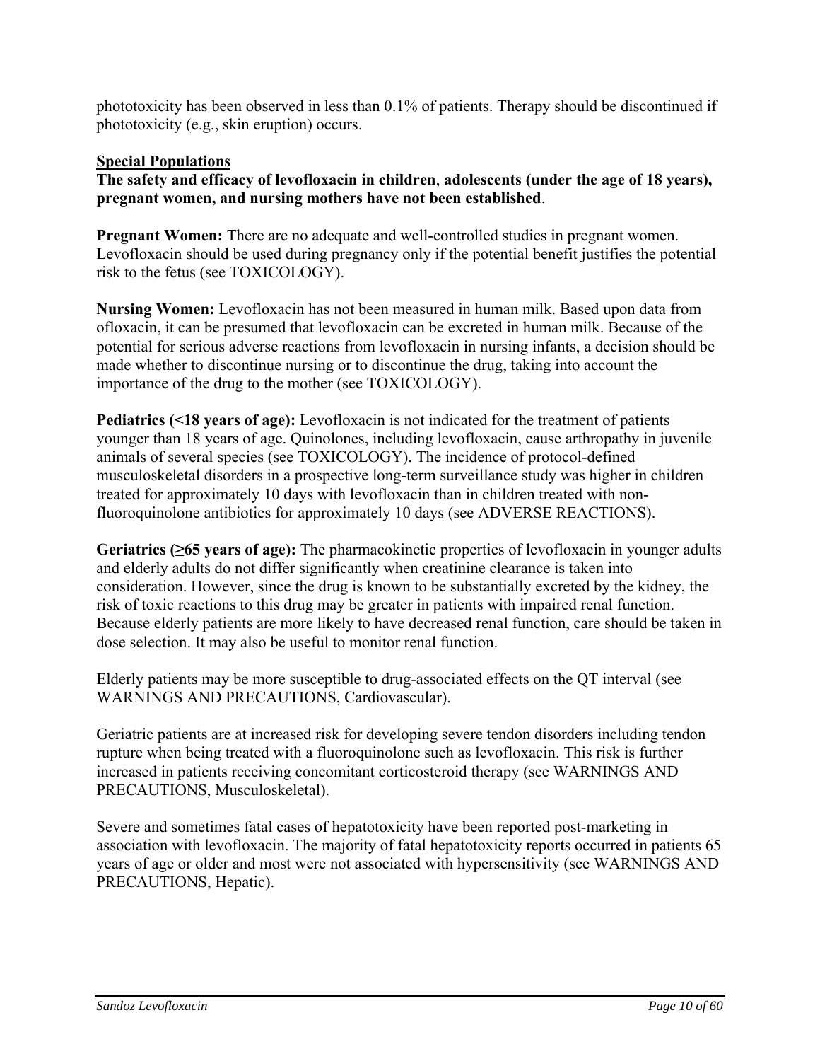phototoxicity has been observed in less than 0.1% of patients. Therapy should be discontinued if phototoxicity (e.g., skin eruption) occurs.

**Special Populations**

**The safety and efficacy of levofloxacin in children, adolescents (under the age of 18 years), pregnant women, and nursing mothers have not been established**.

**Pregnant Women:** There are no adequate and well-controlled studies in pregnant women. Levofloxacin should be used during pregnancy only if the potential benefit justifies the potential risk to the fetus (see TOXICOLOGY).

**Nursing Women:** Levofloxacin has not been measured in human milk. Based upon data from ofloxacin, it can be presumed that levofloxacin can be excreted in human milk. Because of the potential for serious adverse reactions from levofloxacin in nursing infants, a decision should be made whether to discontinue nursing or to discontinue the drug, taking into account the importance of the drug to the mother (see TOXICOLOGY).

**Pediatrics (<18 years of age):** Levofloxacin is not indicated for the treatment of patients younger than 18 years of age. Quinolones, including levofloxacin, cause arthropathy in juvenile animals of several species (see TOXICOLOGY). The incidence of protocol-defined musculoskeletal disorders in a prospective long-term surveillance study was higher in children treated for approximately 10 days with levofloxacin than in children treated with non-fluoroquinolone antibiotics for approximately 10 days (see ADVERSE REACTIONS).

**Geriatrics (≥65 years of age):** The pharmacokinetic properties of levofloxacin in younger adults and elderly adults do not differ significantly when creatinine clearance is taken into consideration. However, since the drug is known to be substantially excreted by the kidney, the risk of toxic reactions to this drug may be greater in patients with impaired renal function. Because elderly patients are more likely to have decreased renal function, care should be taken in dose selection. It may also be useful to monitor renal function.

Elderly patients may be more susceptible to drug-associated effects on the QT interval (see WARNINGS AND PRECAUTIONS, Cardiovascular).

Geriatric patients are at increased risk for developing severe tendon disorders including tendon rupture when being treated with a fluoroquinolone such as levofloxacin. This risk is further increased in patients receiving concomitant corticosteroid therapy (see WARNINGS AND PRECAUTIONS, Musculoskeletal).

Severe and sometimes fatal cases of hepatotoxicity have been reported post-marketing in association with levofloxacin. The majority of fatal hepatotoxicity reports occurred in patients 65 years of age or older and most were not associated with hypersensitivity (see WARNINGS AND PRECAUTIONS, Hepatic).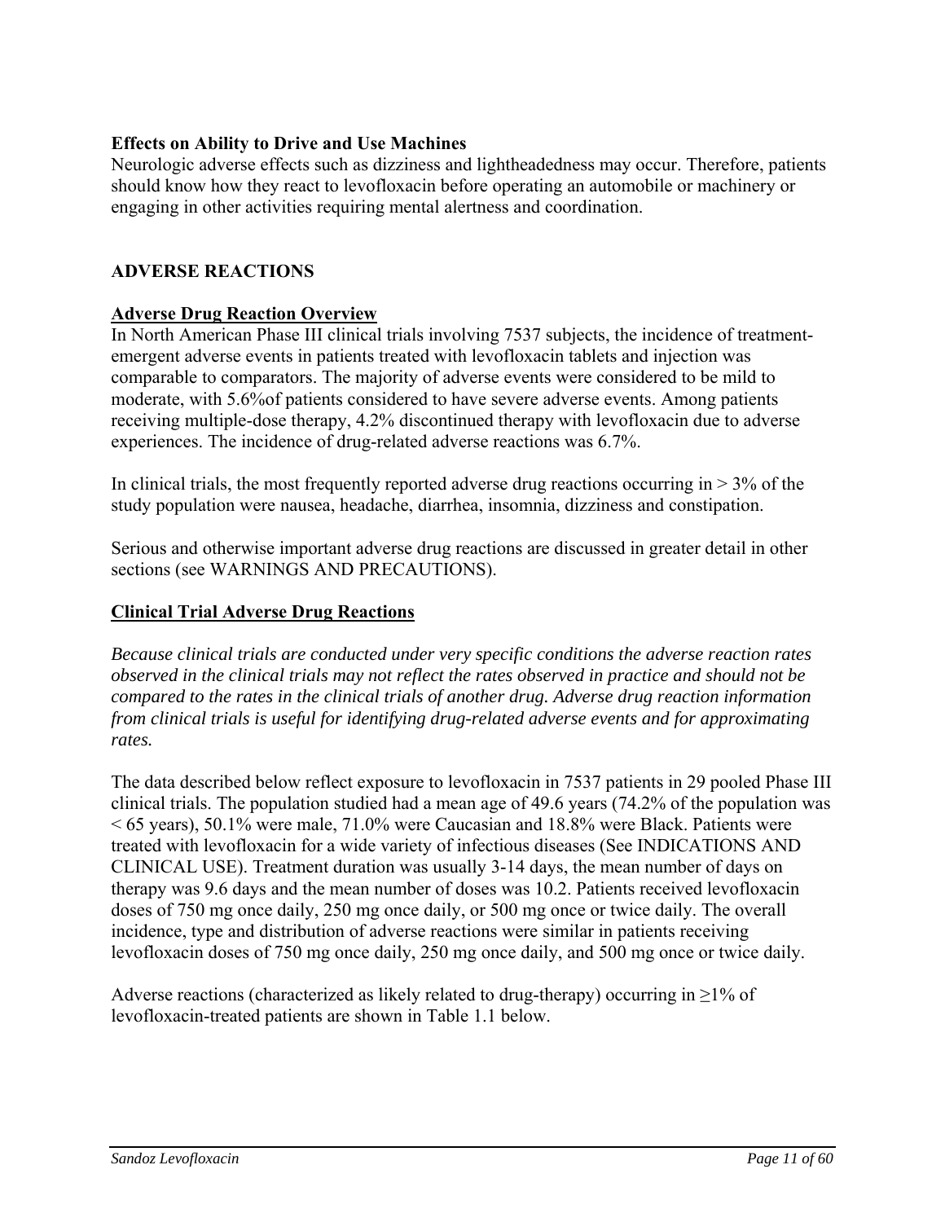**Effects on Ability to Drive and Use Machines**
Neurologic adverse effects such as dizziness and lightheadedness may occur. Therefore, patients should know how they react to levofloxacin before operating an automobile or machinery or engaging in other activities requiring mental alertness and coordination.

## ADVERSE REACTIONS

### Adverse Drug Reaction Overview

In North American Phase III clinical trials involving 7537 subjects, the incidence of treatment-emergent adverse events in patients treated with levofloxacin tablets and injection was comparable to comparators. The majority of adverse events were considered to be mild to moderate, with 5.6%of patients considered to have severe adverse events. Among patients receiving multiple-dose therapy, 4.2% discontinued therapy with levofloxacin due to adverse experiences. The incidence of drug-related adverse reactions was 6.7%.

In clinical trials, the most frequently reported adverse drug reactions occurring in > 3% of the study population were nausea, headache, diarrhea, insomnia, dizziness and constipation.

Serious and otherwise important adverse drug reactions are discussed in greater detail in other sections (see WARNINGS AND PRECAUTIONS).

### Clinical Trial Adverse Drug Reactions

*Because clinical trials are conducted under very specific conditions the adverse reaction rates observed in the clinical trials may not reflect the rates observed in practice and should not be compared to the rates in the clinical trials of another drug. Adverse drug reaction information from clinical trials is useful for identifying drug-related adverse events and for approximating rates.*

The data described below reflect exposure to levofloxacin in 7537 patients in 29 pooled Phase III clinical trials. The population studied had a mean age of 49.6 years (74.2% of the population was < 65 years), 50.1% were male, 71.0% were Caucasian and 18.8% were Black. Patients were treated with levofloxacin for a wide variety of infectious diseases (See INDICATIONS AND CLINICAL USE). Treatment duration was usually 3-14 days, the mean number of days on therapy was 9.6 days and the mean number of doses was 10.2. Patients received levofloxacin doses of 750 mg once daily, 250 mg once daily, or 500 mg once or twice daily. The overall incidence, type and distribution of adverse reactions were similar in patients receiving levofloxacin doses of 750 mg once daily, 250 mg once daily, and 500 mg once or twice daily.

Adverse reactions (characterized as likely related to drug-therapy) occurring in ≥1% of levofloxacin-treated patients are shown in Table 1.1 below.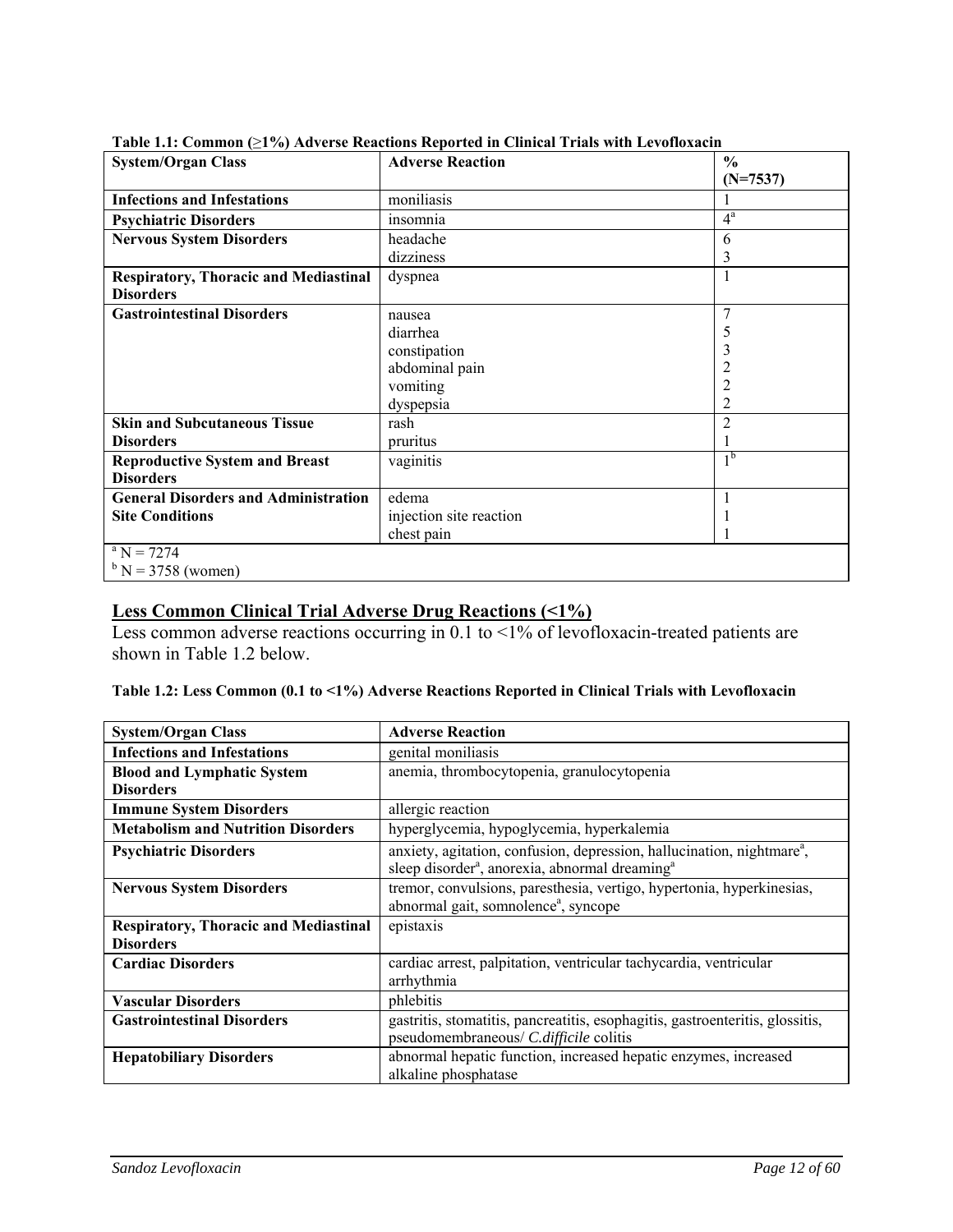**Table 1.1: Common (≥1%) Adverse Reactions Reported in Clinical Trials with Levofloxacin**

| System/Organ Class | Adverse Reaction | % (N=7537) |
|---|---|---|
| **Infections and Infestations** | moniliasis | 1 |
| **Psychiatric Disorders** | insomnia | 4[a] |
| **Nervous System Disorders** | headache<br>dizziness | 6<br>3 |
| **Respiratory, Thoracic and Mediastinal Disorders** | dyspnea | 1 |
| **Gastrointestinal Disorders** | nausea<br>diarrhea<br>constipation<br>abdominal pain<br>vomiting<br>dyspepsia | 7<br>5<br>3<br>2<br>2<br>2 |
| **Skin and Subcutaneous Tissue Disorders** | rash<br>pruritus | 2<br>1 |
| **Reproductive System and Breast Disorders** | vaginitis | 1[b] |
| **General Disorders and Administration Site Conditions** | edema<br>injection site reaction<br>chest pain | 1<br>1<br>1 |
| [a] N = 7274<br>[b] N = 3758 (women) | | |

## Less Common Clinical Trial Adverse Drug Reactions (<1%)

Less common adverse reactions occurring in 0.1 to <1% of levofloxacin-treated patients are shown in Table 1.2 below.

**Table 1.2: Less Common (0.1 to <1%) Adverse Reactions Reported in Clinical Trials with Levofloxacin**

| System/Organ Class | Adverse Reaction |
|---|---|
| **Infections and Infestations** | genital moniliasis |
| **Blood and Lymphatic System Disorders** | anemia, thrombocytopenia, granulocytopenia |
| **Immune System Disorders** | allergic reaction |
| **Metabolism and Nutrition Disorders** | hyperglycemia, hypoglycemia, hyperkalemia |
| **Psychiatric Disorders** | anxiety, agitation, confusion, depression, hallucination, nightmare[a], sleep disorder[a], anorexia, abnormal dreaming[a] |
| **Nervous System Disorders** | tremor, convulsions, paresthesia, vertigo, hypertonia, hyperkinesias, abnormal gait, somnolence[a], syncope |
| **Respiratory, Thoracic and Mediastinal Disorders** | epistaxis |
| **Cardiac Disorders** | cardiac arrest, palpitation, ventricular tachycardia, ventricular arrhythmia |
| **Vascular Disorders** | phlebitis |
| **Gastrointestinal Disorders** | gastritis, stomatitis, pancreatitis, esophagitis, gastroenteritis, glossitis, pseudomembraneous/ *C.difficile* colitis |
| **Hepatobiliary Disorders** | abnormal hepatic function, increased hepatic enzymes, increased alkaline phosphatase |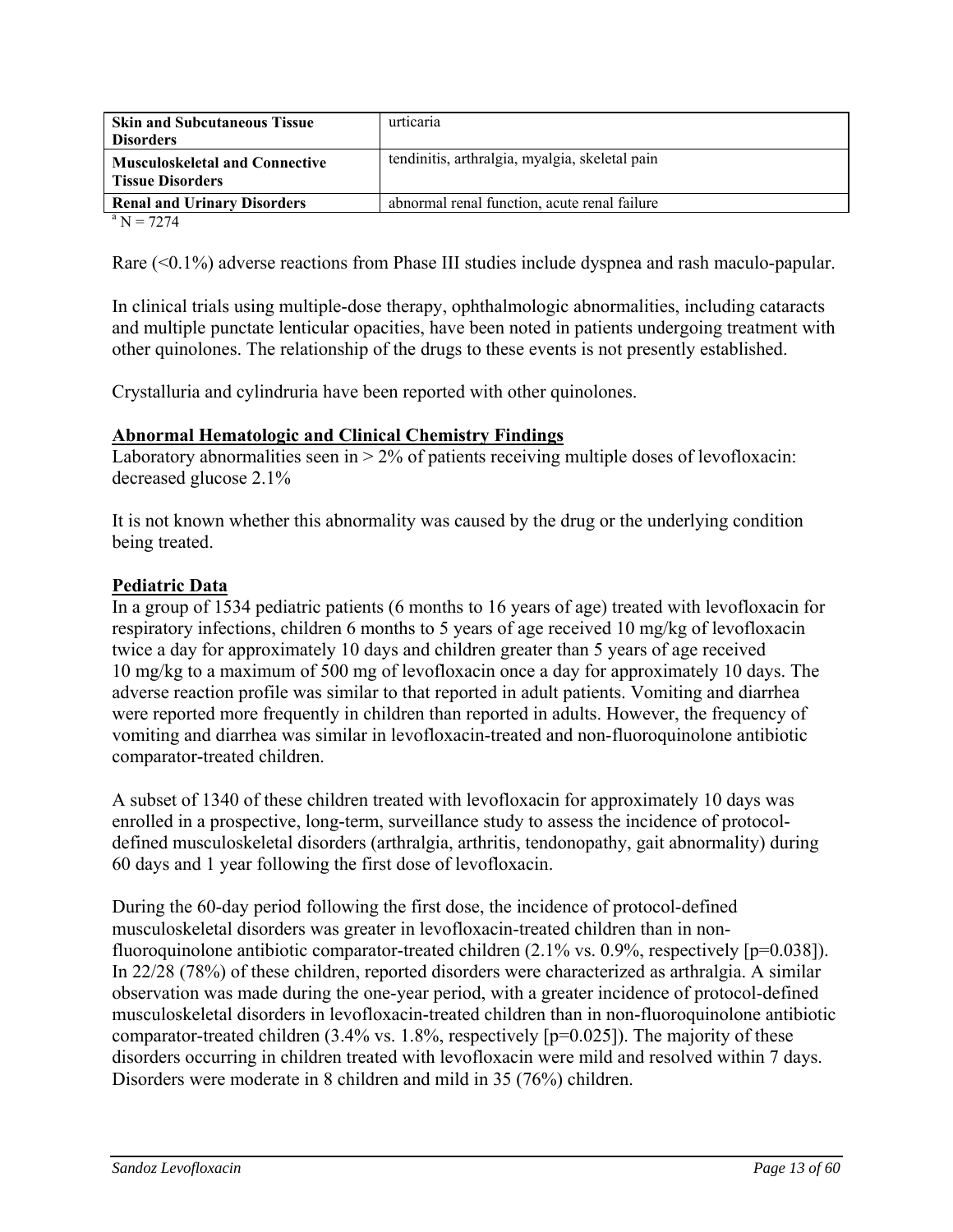| | |
|---|---|
| **Skin and Subcutaneous Tissue Disorders** | urticaria |
| **Musculoskeletal and Connective Tissue Disorders** | tendinitis, arthralgia, myalgia, skeletal pain |
| **Renal and Urinary Disorders** | abnormal renal function, acute renal failure |

[a] N = 7274

Rare (<0.1%) adverse reactions from Phase III studies include dyspnea and rash maculo-papular.

In clinical trials using multiple-dose therapy, ophthalmologic abnormalities, including cataracts and multiple punctate lenticular opacities, have been noted in patients undergoing treatment with other quinolones. The relationship of the drugs to these events is not presently established.

Crystalluria and cylindruria have been reported with other quinolones.

**Abnormal Hematologic and Clinical Chemistry Findings**

Laboratory abnormalities seen in > 2% of patients receiving multiple doses of levofloxacin: decreased glucose 2.1%

It is not known whether this abnormality was caused by the drug or the underlying condition being treated.

**Pediatric Data**

In a group of 1534 pediatric patients (6 months to 16 years of age) treated with levofloxacin for respiratory infections, children 6 months to 5 years of age received 10 mg/kg of levofloxacin twice a day for approximately 10 days and children greater than 5 years of age received 10 mg/kg to a maximum of 500 mg of levofloxacin once a day for approximately 10 days. The adverse reaction profile was similar to that reported in adult patients. Vomiting and diarrhea were reported more frequently in children than reported in adults. However, the frequency of vomiting and diarrhea was similar in levofloxacin-treated and non-fluoroquinolone antibiotic comparator-treated children.

A subset of 1340 of these children treated with levofloxacin for approximately 10 days was enrolled in a prospective, long-term, surveillance study to assess the incidence of protocol-defined musculoskeletal disorders (arthralgia, arthritis, tendonopathy, gait abnormality) during 60 days and 1 year following the first dose of levofloxacin.

During the 60-day period following the first dose, the incidence of protocol-defined musculoskeletal disorders was greater in levofloxacin-treated children than in non-fluoroquinolone antibiotic comparator-treated children (2.1% vs. 0.9%, respectively [p=0.038]). In 22/28 (78%) of these children, reported disorders were characterized as arthralgia. A similar observation was made during the one-year period, with a greater incidence of protocol-defined musculoskeletal disorders in levofloxacin-treated children than in non-fluoroquinolone antibiotic comparator-treated children (3.4% vs. 1.8%, respectively [p=0.025]). The majority of these disorders occurring in children treated with levofloxacin were mild and resolved within 7 days. Disorders were moderate in 8 children and mild in 35 (76%) children.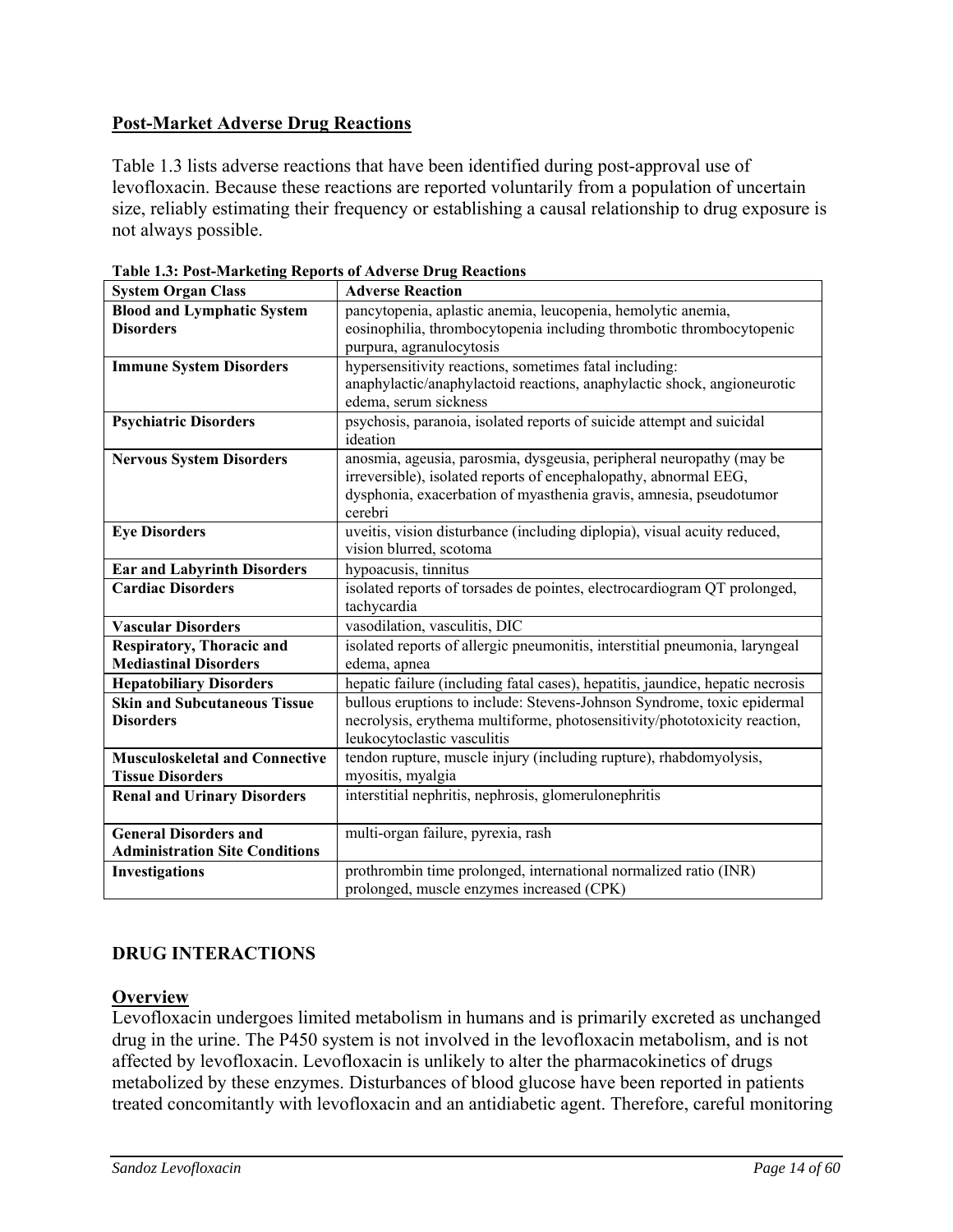## Post-Market Adverse Drug Reactions

Table 1.3 lists adverse reactions that have been identified during post-approval use of levofloxacin. Because these reactions are reported voluntarily from a population of uncertain size, reliably estimating their frequency or establishing a causal relationship to drug exposure is not always possible.

**Table 1.3: Post-Marketing Reports of Adverse Drug Reactions**

| System Organ Class | Adverse Reaction |
|---|---|
| **Blood and Lymphatic System Disorders** | pancytopenia, aplastic anemia, leucopenia, hemolytic anemia, eosinophilia, thrombocytopenia including thrombotic thrombocytopenic purpura, agranulocytosis |
| **Immune System Disorders** | hypersensitivity reactions, sometimes fatal including: anaphylactic/anaphylactoid reactions, anaphylactic shock, angioneurotic edema, serum sickness |
| **Psychiatric Disorders** | psychosis, paranoia, isolated reports of suicide attempt and suicidal ideation |
| **Nervous System Disorders** | anosmia, ageusia, parosmia, dysgeusia, peripheral neuropathy (may be irreversible), isolated reports of encephalopathy, abnormal EEG, dysphonia, exacerbation of myasthenia gravis, amnesia, pseudotumor cerebri |
| **Eye Disorders** | uveitis, vision disturbance (including diplopia), visual acuity reduced, vision blurred, scotoma |
| **Ear and Labyrinth Disorders** | hypoacusis, tinnitus |
| **Cardiac Disorders** | isolated reports of torsades de pointes, electrocardiogram QT prolonged, tachycardia |
| **Vascular Disorders** | vasodilation, vasculitis, DIC |
| **Respiratory, Thoracic and Mediastinal Disorders** | isolated reports of allergic pneumonitis, interstitial pneumonia, laryngeal edema, apnea |
| **Hepatobiliary Disorders** | hepatic failure (including fatal cases), hepatitis, jaundice, hepatic necrosis |
| **Skin and Subcutaneous Tissue Disorders** | bullous eruptions to include: Stevens-Johnson Syndrome, toxic epidermal necrolysis, erythema multiforme, photosensitivity/phototoxicity reaction, leukocytoclastic vasculitis |
| **Musculoskeletal and Connective Tissue Disorders** | tendon rupture, muscle injury (including rupture), rhabdomyolysis, myositis, myalgia |
| **Renal and Urinary Disorders** | interstitial nephritis, nephrosis, glomerulonephritis |
| **General Disorders and Administration Site Conditions** | multi-organ failure, pyrexia, rash |
| **Investigations** | prothrombin time prolonged, international normalized ratio (INR) prolonged, muscle enzymes increased (CPK) |

## DRUG INTERACTIONS

### Overview

Levofloxacin undergoes limited metabolism in humans and is primarily excreted as unchanged drug in the urine. The P450 system is not involved in the levofloxacin metabolism, and is not affected by levofloxacin. Levofloxacin is unlikely to alter the pharmacokinetics of drugs metabolized by these enzymes. Disturbances of blood glucose have been reported in patients treated concomitantly with levofloxacin and an antidiabetic agent. Therefore, careful monitoring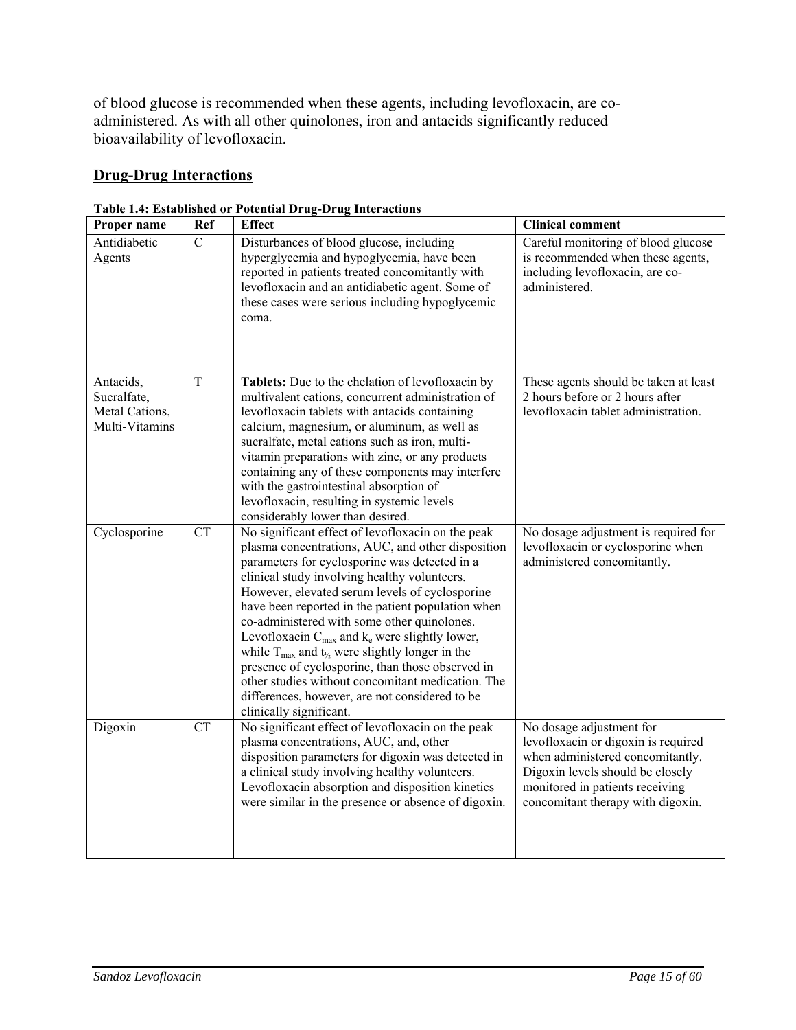of blood glucose is recommended when these agents, including levofloxacin, are co-administered. As with all other quinolones, iron and antacids significantly reduced bioavailability of levofloxacin.

## Drug-Drug Interactions

**Table 1.4: Established or Potential Drug-Drug Interactions**

| Proper name | Ref | Effect | Clinical comment |
|---|---|---|---|
| Antidiabetic Agents | C | Disturbances of blood glucose, including hyperglycemia and hypoglycemia, have been reported in patients treated concomitantly with levofloxacin and an antidiabetic agent. Some of these cases were serious including hypoglycemic coma. | Careful monitoring of blood glucose is recommended when these agents, including levofloxacin, are co-administered. |
| Antacids, Sucralfate, Metal Cations, Multi-Vitamins | T | **Tablets:** Due to the chelation of levofloxacin by multivalent cations, concurrent administration of levofloxacin tablets with antacids containing calcium, magnesium, or aluminum, as well as sucralfate, metal cations such as iron, multi-vitamin preparations with zinc, or any products containing any of these components may interfere with the gastrointestinal absorption of levofloxacin, resulting in systemic levels considerably lower than desired. | These agents should be taken at least 2 hours before or 2 hours after levofloxacin tablet administration. |
| Cyclosporine | CT | No significant effect of levofloxacin on the peak plasma concentrations, AUC, and other disposition parameters for cyclosporine was detected in a clinical study involving healthy volunteers. However, elevated serum levels of cyclosporine have been reported in the patient population when co-administered with some other quinolones. Levofloxacin $C_{max}$ and $k_e$ were slightly lower, while $T_{max}$ and $t_{½}$ were slightly longer in the presence of cyclosporine, than those observed in other studies without concomitant medication. The differences, however, are not considered to be clinically significant. | No dosage adjustment is required for levofloxacin or cyclosporine when administered concomitantly. |
| Digoxin | CT | No significant effect of levofloxacin on the peak plasma concentrations, AUC, and, other disposition parameters for digoxin was detected in a clinical study involving healthy volunteers. Levofloxacin absorption and disposition kinetics were similar in the presence or absence of digoxin. | No dosage adjustment for levofloxacin or digoxin is required when administered concomitantly. Digoxin levels should be closely monitored in patients receiving concomitant therapy with digoxin. |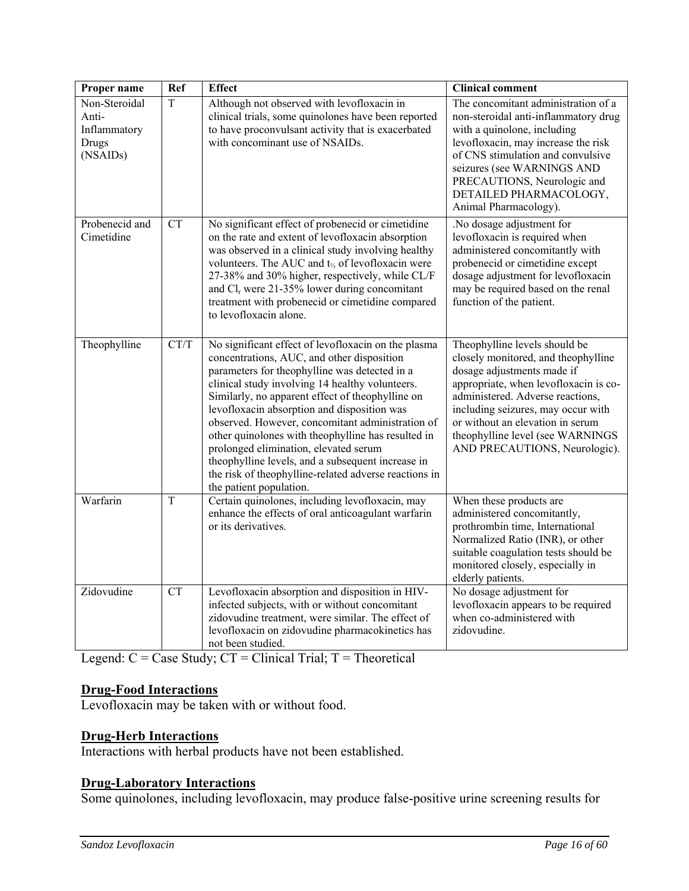| Proper name | Ref | Effect | Clinical comment |
|---|---|---|---|
| Non-Steroidal Anti-Inflammatory Drugs (NSAIDs) | T | Although not observed with levofloxacin in clinical trials, some quinolones have been reported to have proconvulsant activity that is exacerbated with concominant use of NSAIDs. | The concomitant administration of a non-steroidal anti-inflammatory drug with a quinolone, including levofloxacin, may increase the risk of CNS stimulation and convulsive seizures (see WARNINGS AND PRECAUTIONS, Neurologic and DETAILED PHARMACOLOGY, Animal Pharmacology). |
| Probenecid and Cimetidine | CT | No significant effect of probenecid or cimetidine on the rate and extent of levofloxacin absorption was observed in a clinical study involving healthy volunteers. The AUC and $t_{½}$ of levofloxacin were 27-38% and 30% higher, respectively, while CL/F and $Cl_r$ were 21-35% lower during concomitant treatment with probenecid or cimetidine compared to levofloxacin alone. | .No dosage adjustment for levofloxacin is required when administered concomitantly with probenecid or cimetidine except dosage adjustment for levofloxacin may be required based on the renal function of the patient. |
| Theophylline | CT/T | No significant effect of levofloxacin on the plasma concentrations, AUC, and other disposition parameters for theophylline was detected in a clinical study involving 14 healthy volunteers. Similarly, no apparent effect of theophylline on levofloxacin absorption and disposition was observed. However, concomitant administration of other quinolones with theophylline has resulted in prolonged elimination, elevated serum theophylline levels, and a subsequent increase in the risk of theophylline-related adverse reactions in the patient population. | Theophylline levels should be closely monitored, and theophylline dosage adjustments made if appropriate, when levofloxacin is co-administered. Adverse reactions, including seizures, may occur with or without an elevation in serum theophylline level (see WARNINGS AND PRECAUTIONS, Neurologic). |
| Warfarin | T | Certain quinolones, including levofloxacin, may enhance the effects of oral anticoagulant warfarin or its derivatives. | When these products are administered concomitantly, prothrombin time, International Normalized Ratio (INR), or other suitable coagulation tests should be monitored closely, especially in elderly patients. |
| Zidovudine | CT | Levofloxacin absorption and disposition in HIV-infected subjects, with or without concomitant zidovudine treatment, were similar. The effect of levofloxacin on zidovudine pharmacokinetics has not been studied. | No dosage adjustment for levofloxacin appears to be required when co-administered with zidovudine. |

Legend: C = Case Study; CT = Clinical Trial; T = Theoretical

**Drug-Food Interactions**

Levofloxacin may be taken with or without food.

**Drug-Herb Interactions**

Interactions with herbal products have not been established.

**Drug-Laboratory Interactions**

Some quinolones, including levofloxacin, may produce false-positive urine screening results for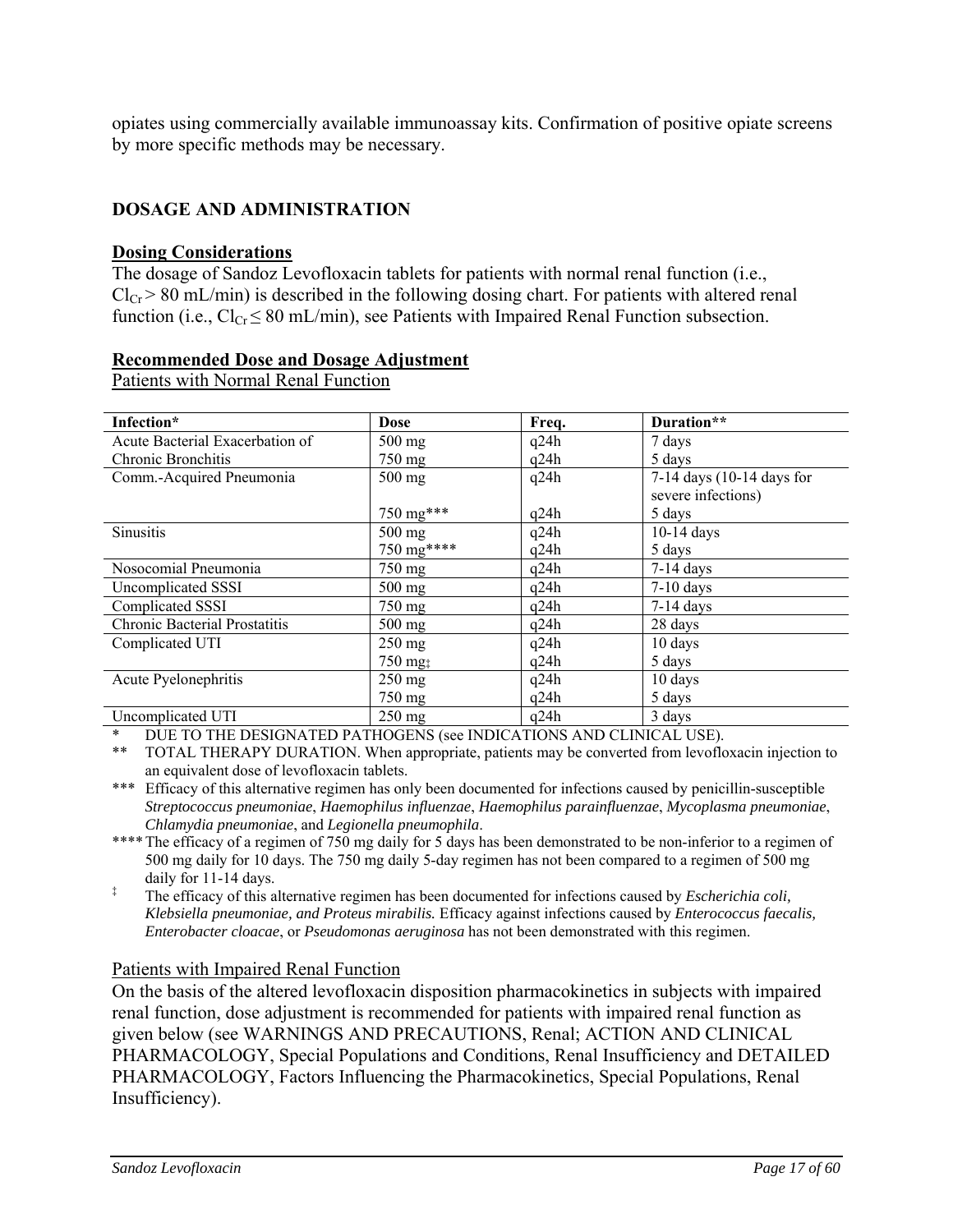opiates using commercially available immunoassay kits. Confirmation of positive opiate screens by more specific methods may be necessary.

## DOSAGE AND ADMINISTRATION

### Dosing Considerations

The dosage of Sandoz Levofloxacin tablets for patients with normal renal function (i.e., $Cl_{Cr} > 80$ mL/min) is described in the following dosing chart. For patients with altered renal function (i.e., $Cl_{Cr} \leq 80$ mL/min), see Patients with Impaired Renal Function subsection.

### Recommended Dose and Dosage Adjustment

Patients with Normal Renal Function

| Infection* | Dose | Freq. | Duration** |
|---|---|---|---|
| Acute Bacterial Exacerbation of Chronic Bronchitis | 500 mg<br>750 mg | q24h<br>q24h | 7 days<br>5 days |
| Comm.-Acquired Pneumonia | 500 mg<br><br>750 mg*** | q24h<br><br>q24h | 7-14 days (10-14 days for severe infections)<br>5 days |
| Sinusitis | 500 mg<br>750 mg**** | q24h<br>q24h | 10-14 days<br>5 days |
| Nosocomial Pneumonia | 750 mg | q24h | 7-14 days |
| Uncomplicated SSSI | 500 mg | q24h | 7-10 days |
| Complicated SSSI | 750 mg | q24h | 7-14 days |
| Chronic Bacterial Prostatitis | 500 mg | q24h | 28 days |
| Complicated UTI | 250 mg<br>750 mg‡ | q24h<br>q24h | 10 days<br>5 days |
| Acute Pyelonephritis | 250 mg<br>750 mg | q24h<br>q24h | 10 days<br>5 days |
| Uncomplicated UTI | 250 mg | q24h | 3 days |

\* DUE TO THE DESIGNATED PATHOGENS (see INDICATIONS AND CLINICAL USE).

\** TOTAL THERAPY DURATION. When appropriate, patients may be converted from levofloxacin injection to an equivalent dose of levofloxacin tablets.

\*** Efficacy of this alternative regimen has only been documented for infections caused by penicillin-susceptible *Streptococcus pneumoniae*, *Haemophilus influenzae*, *Haemophilus parainfluenzae*, *Mycoplasma pneumoniae*, *Chlamydia pneumoniae*, and *Legionella pneumophila*.

\**** The efficacy of a regimen of 750 mg daily for 5 days has been demonstrated to be non-inferior to a regimen of 500 mg daily for 10 days. The 750 mg daily 5-day regimen has not been compared to a regimen of 500 mg daily for 11-14 days.

‡ The efficacy of this alternative regimen has been documented for infections caused by *Escherichia coli, Klebsiella pneumoniae, and Proteus mirabilis.* Efficacy against infections caused by *Enterococcus faecalis, Enterobacter cloacae*, or *Pseudomonas aeruginosa* has not been demonstrated with this regimen.

Patients with Impaired Renal Function

On the basis of the altered levofloxacin disposition pharmacokinetics in subjects with impaired renal function, dose adjustment is recommended for patients with impaired renal function as given below (see WARNINGS AND PRECAUTIONS, Renal; ACTION AND CLINICAL PHARMACOLOGY, Special Populations and Conditions, Renal Insufficiency and DETAILED PHARMACOLOGY, Factors Influencing the Pharmacokinetics, Special Populations, Renal Insufficiency).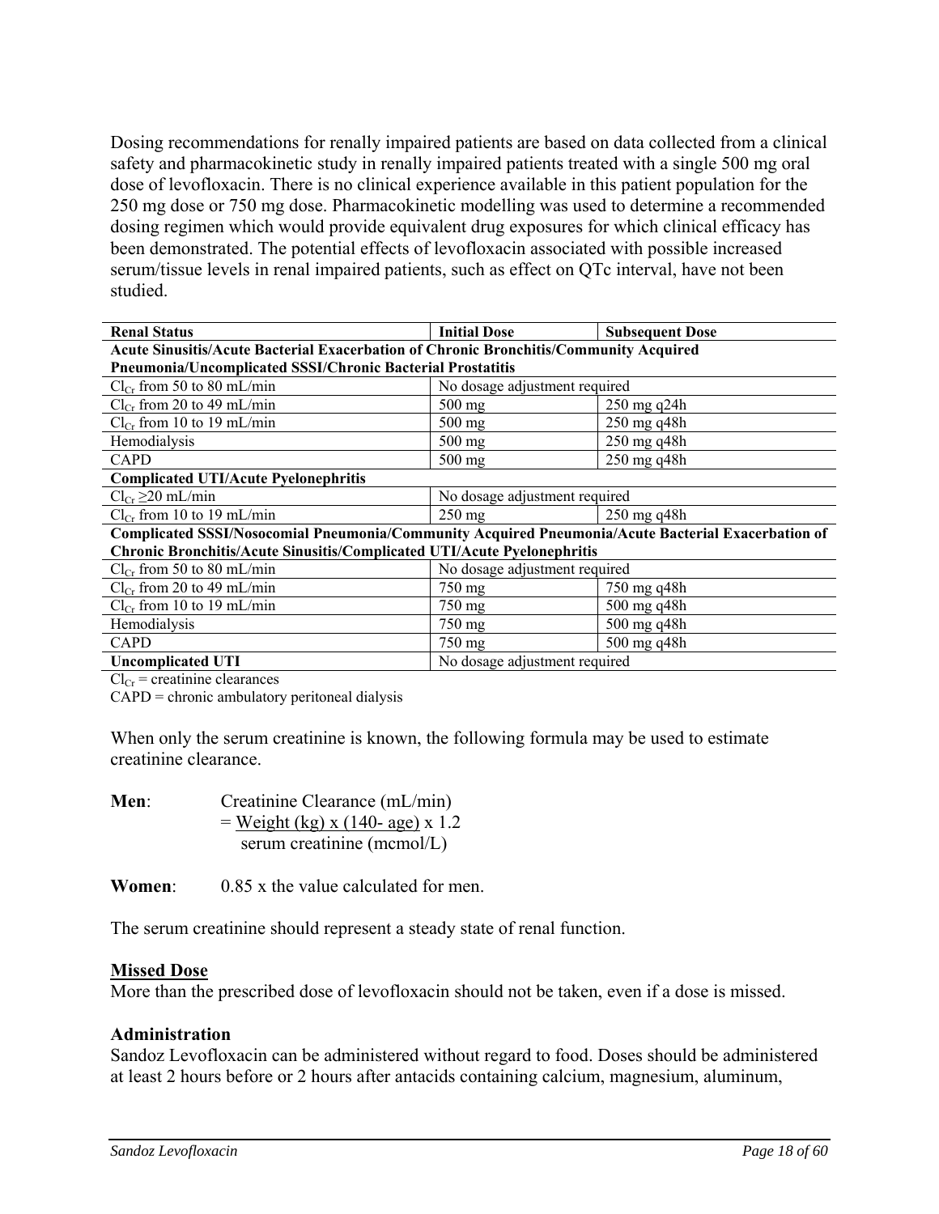Dosing recommendations for renally impaired patients are based on data collected from a clinical safety and pharmacokinetic study in renally impaired patients treated with a single 500 mg oral dose of levofloxacin. There is no clinical experience available in this patient population for the 250 mg dose or 750 mg dose. Pharmacokinetic modelling was used to determine a recommended dosing regimen which would provide equivalent drug exposures for which clinical efficacy has been demonstrated. The potential effects of levofloxacin associated with possible increased serum/tissue levels in renal impaired patients, such as effect on QTc interval, have not been studied.

| **Renal Status** | **Initial Dose** | **Subsequent Dose** |
|---|---|---|
| **Acute Sinusitis/Acute Bacterial Exacerbation of Chronic Bronchitis/Community Acquired Pneumonia/Uncomplicated SSSI/Chronic Bacterial Prostatitis** | | |
| $Cl_{Cr}$ from 50 to 80 mL/min | No dosage adjustment required | |
| $Cl_{Cr}$ from 20 to 49 mL/min | 500 mg | 250 mg q24h |
| $Cl_{Cr}$ from 10 to 19 mL/min | 500 mg | 250 mg q48h |
| Hemodialysis | 500 mg | 250 mg q48h |
| CAPD | 500 mg | 250 mg q48h |
| **Complicated UTI/Acute Pyelonephritis** | | |
| $Cl_{Cr}$ ≥20 mL/min | No dosage adjustment required | |
| $Cl_{Cr}$ from 10 to 19 mL/min | 250 mg | 250 mg q48h |
| **Complicated SSSI/Nosocomial Pneumonia/Community Acquired Pneumonia/Acute Bacterial Exacerbation of Chronic Bronchitis/Acute Sinusitis/Complicated UTI/Acute Pyelonephritis** | | |
| $Cl_{Cr}$ from 50 to 80 mL/min | No dosage adjustment required | |
| $Cl_{Cr}$ from 20 to 49 mL/min | 750 mg | 750 mg q48h |
| $Cl_{Cr}$ from 10 to 19 mL/min | 750 mg | 500 mg q48h |
| Hemodialysis | 750 mg | 500 mg q48h |
| CAPD | 750 mg | 500 mg q48h |
| **Uncomplicated UTI** | No dosage adjustment required | |

$Cl_{Cr}$ = creatinine clearances
CAPD = chronic ambulatory peritoneal dialysis

When only the serum creatinine is known, the following formula may be used to estimate creatinine clearance.

**Men**: Creatinine Clearance (mL/min)

$$= \frac{\text{Weight (kg)} \times (140 - \text{age})}{\text{serum creatinine (mcmol/L)}} \times 1.2$$

**Women**: 0.85 x the value calculated for men.

The serum creatinine should represent a steady state of renal function.

**Missed Dose**

More than the prescribed dose of levofloxacin should not be taken, even if a dose is missed.

**Administration**

Sandoz Levofloxacin can be administered without regard to food. Doses should be administered at least 2 hours before or 2 hours after antacids containing calcium, magnesium, aluminum,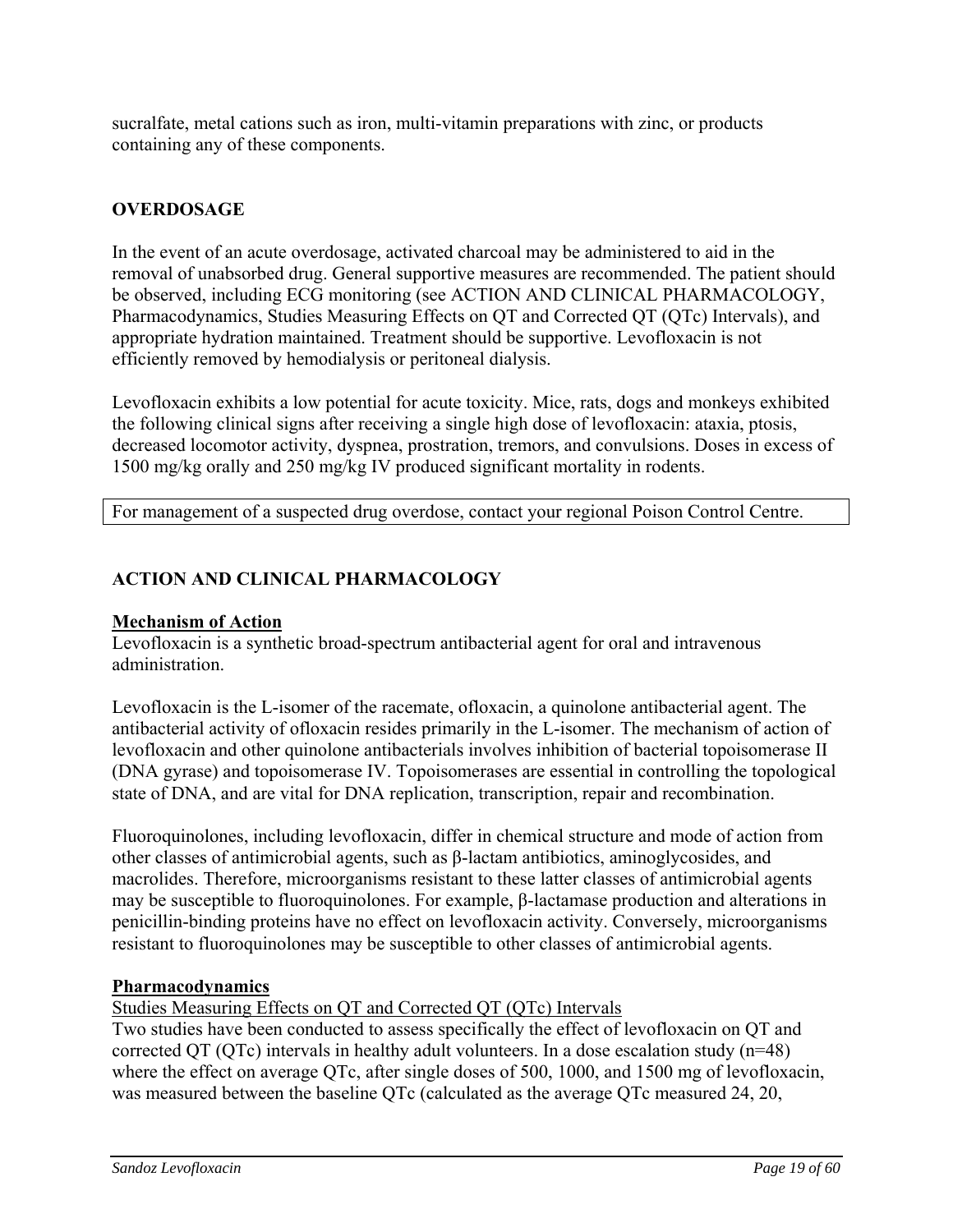sucralfate, metal cations such as iron, multi-vitamin preparations with zinc, or products containing any of these components.

## OVERDOSAGE

In the event of an acute overdosage, activated charcoal may be administered to aid in the removal of unabsorbed drug. General supportive measures are recommended. The patient should be observed, including ECG monitoring (see ACTION AND CLINICAL PHARMACOLOGY, Pharmacodynamics, Studies Measuring Effects on QT and Corrected QT (QTc) Intervals), and appropriate hydration maintained. Treatment should be supportive. Levofloxacin is not efficiently removed by hemodialysis or peritoneal dialysis.

Levofloxacin exhibits a low potential for acute toxicity. Mice, rats, dogs and monkeys exhibited the following clinical signs after receiving a single high dose of levofloxacin: ataxia, ptosis, decreased locomotor activity, dyspnea, prostration, tremors, and convulsions. Doses in excess of 1500 mg/kg orally and 250 mg/kg IV produced significant mortality in rodents.

| For management of a suspected drug overdose, contact your regional Poison Control Centre. |
|---|

## ACTION AND CLINICAL PHARMACOLOGY

**Mechanism of Action**

Levofloxacin is a synthetic broad-spectrum antibacterial agent for oral and intravenous administration.

Levofloxacin is the L-isomer of the racemate, ofloxacin, a quinolone antibacterial agent. The antibacterial activity of ofloxacin resides primarily in the L-isomer. The mechanism of action of levofloxacin and other quinolone antibacterials involves inhibition of bacterial topoisomerase II (DNA gyrase) and topoisomerase IV. Topoisomerases are essential in controlling the topological state of DNA, and are vital for DNA replication, transcription, repair and recombination.

Fluoroquinolones, including levofloxacin, differ in chemical structure and mode of action from other classes of antimicrobial agents, such as β-lactam antibiotics, aminoglycosides, and macrolides. Therefore, microorganisms resistant to these latter classes of antimicrobial agents may be susceptible to fluoroquinolones. For example, β-lactamase production and alterations in penicillin-binding proteins have no effect on levofloxacin activity. Conversely, microorganisms resistant to fluoroquinolones may be susceptible to other classes of antimicrobial agents.

**Pharmacodynamics**

Studies Measuring Effects on QT and Corrected QT (QTc) Intervals

Two studies have been conducted to assess specifically the effect of levofloxacin on QT and corrected QT (QTc) intervals in healthy adult volunteers. In a dose escalation study (n=48) where the effect on average QTc, after single doses of 500, 1000, and 1500 mg of levofloxacin, was measured between the baseline QTc (calculated as the average QTc measured 24, 20,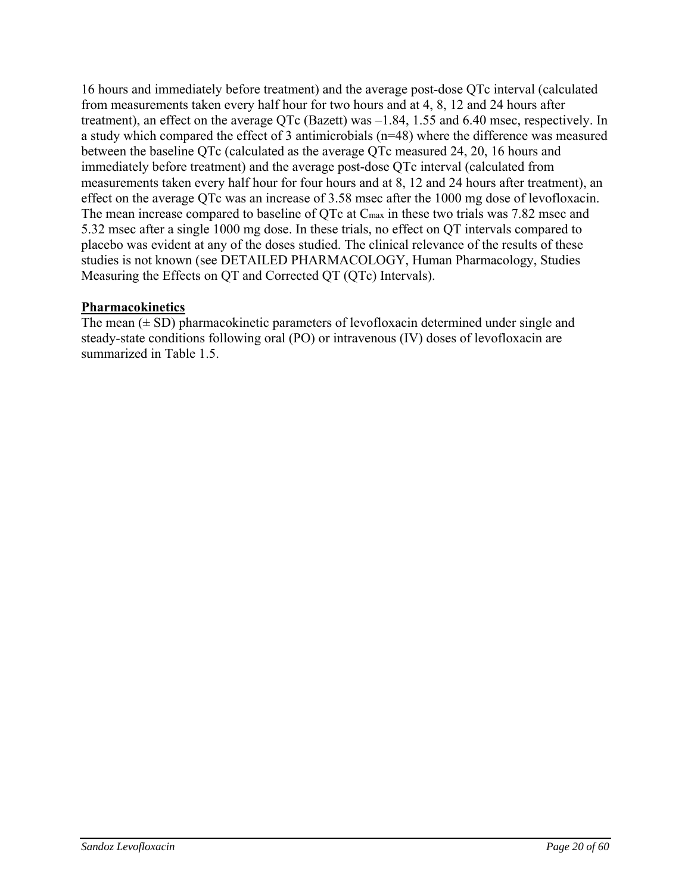16 hours and immediately before treatment) and the average post-dose QTc interval (calculated from measurements taken every half hour for two hours and at 4, 8, 12 and 24 hours after treatment), an effect on the average QTc (Bazett) was –1.84, 1.55 and 6.40 msec, respectively. In a study which compared the effect of 3 antimicrobials (n=48) where the difference was measured between the baseline QTc (calculated as the average QTc measured 24, 20, 16 hours and immediately before treatment) and the average post-dose QTc interval (calculated from measurements taken every half hour for four hours and at 8, 12 and 24 hours after treatment), an effect on the average QTc was an increase of 3.58 msec after the 1000 mg dose of levofloxacin. The mean increase compared to baseline of QTc at $C_{max}$ in these two trials was 7.82 msec and 5.32 msec after a single 1000 mg dose. In these trials, no effect on QT intervals compared to placebo was evident at any of the doses studied. The clinical relevance of the results of these studies is not known (see DETAILED PHARMACOLOGY, Human Pharmacology, Studies Measuring the Effects on QT and Corrected QT (QTc) Intervals).

**Pharmacokinetics**

The mean (± SD) pharmacokinetic parameters of levofloxacin determined under single and steady-state conditions following oral (PO) or intravenous (IV) doses of levofloxacin are summarized in Table 1.5.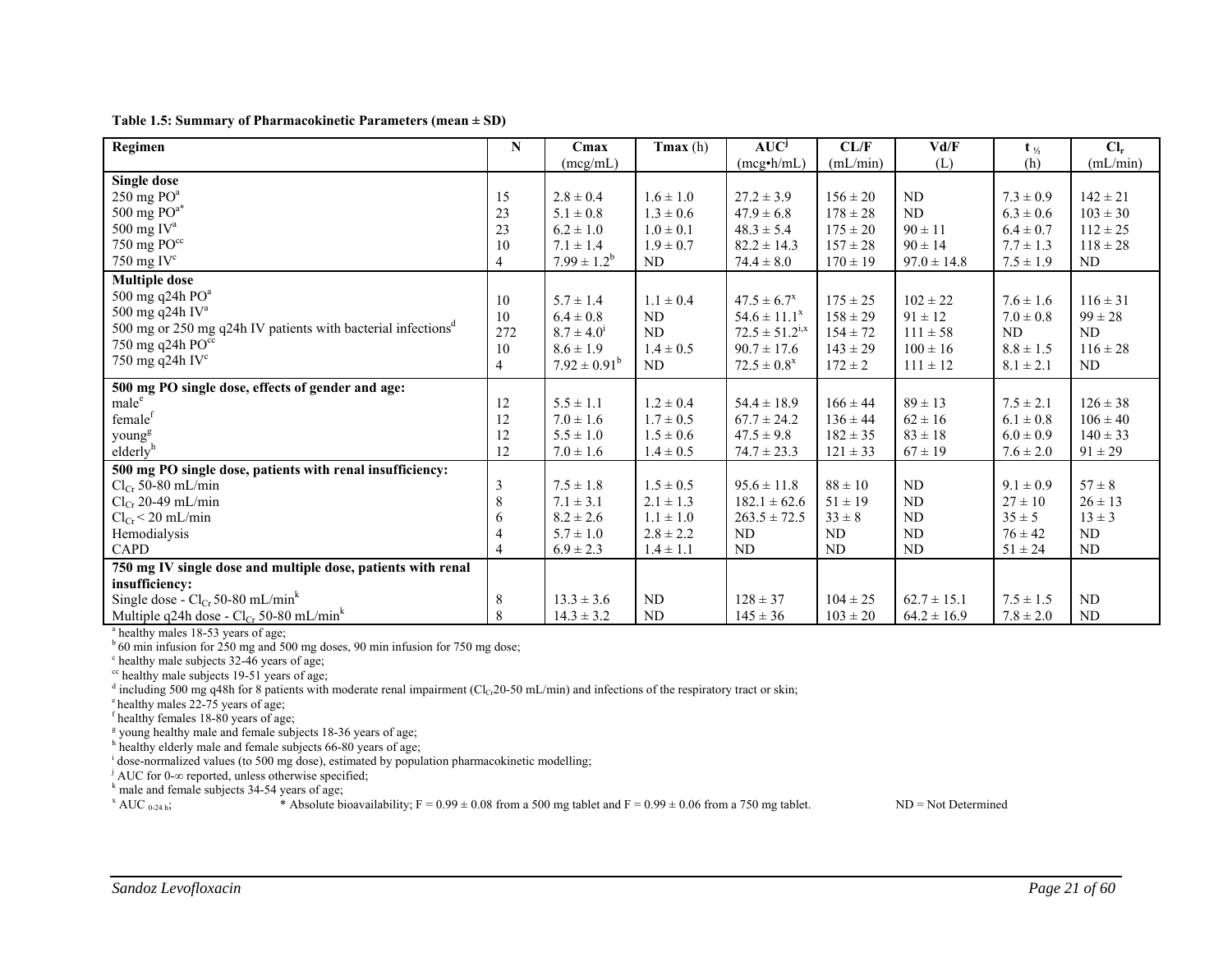**Table 1.5: Summary of Pharmacokinetic Parameters (mean ± SD)**

| Regimen | N | Cmax (mcg/mL) | Tmax (h) | AUC[j] (mcg•h/mL) | CL/F (mL/min) | Vd/F (L) | $t_{½}$ (h) | $Cl_r$ (mL/min) |
|---|---|---|---|---|---|---|---|---|
| **Single dose** | | | | | | | | |
| 250 mg PO[a] | 15 | 2.8 ± 0.4 | 1.6 ± 1.0 | 27.2 ± 3.9 | 156 ± 20 | ND | 7.3 ± 0.9 | 142 ± 21 |
| 500 mg PO[a*] | 23 | 5.1 ± 0.8 | 1.3 ± 0.6 | 47.9 ± 6.8 | 178 ± 28 | ND | 6.3 ± 0.6 | 103 ± 30 |
| 500 mg IV[a] | 23 | 6.2 ± 1.0 | 1.0 ± 0.1 | 48.3 ± 5.4 | 175 ± 20 | 90 ± 11 | 6.4 ± 0.7 | 112 ± 25 |
| 750 mg PO[cc] | 10 | 7.1 ± 1.4 | 1.9 ± 0.7 | 82.2 ± 14.3 | 157 ± 28 | 90 ± 14 | 7.7 ± 1.3 | 118 ± 28 |
| 750 mg IV[c] | 4 | 7.99 ± 1.2[b] | ND | 74.4 ± 8.0 | 170 ± 19 | 97.0 ± 14.8 | 7.5 ± 1.9 | ND |
| **Multiple dose** | | | | | | | | |
| 500 mg q24h PO[a] | 10 | 5.7 ± 1.4 | 1.1 ± 0.4 | 47.5 ± 6.7[x] | 175 ± 25 | 102 ± 22 | 7.6 ± 1.6 | 116 ± 31 |
| 500 mg q24h IV[a] | 10 | 6.4 ± 0.8 | ND | 54.6 ± 11.1[x] | 158 ± 29 | 91 ± 12 | 7.0 ± 0.8 | 99 ± 28 |
| 500 mg or 250 mg q24h IV patients with bacterial infections[d] | 272 | 8.7 ± 4.0[i] | ND | 72.5 ± 51.2[i,x] | 154 ± 72 | 111 ± 58 | ND | ND |
| 750 mg q24h PO[cc] | 10 | 8.6 ± 1.9 | 1.4 ± 0.5 | 90.7 ± 17.6 | 143 ± 29 | 100 ± 16 | 8.8 ± 1.5 | 116 ± 28 |
| 750 mg q24h IV[c] | 4 | 7.92 ± 0.91[b] | ND | 72.5 ± 0.8[x] | 172 ± 2 | 111 ± 12 | 8.1 ± 2.1 | ND |
| **500 mg PO single dose, effects of gender and age:** | | | | | | | | |
| male[e] | 12 | 5.5 ± 1.1 | 1.2 ± 0.4 | 54.4 ± 18.9 | 166 ± 44 | 89 ± 13 | 7.5 ± 2.1 | 126 ± 38 |
| female[f] | 12 | 7.0 ± 1.6 | 1.7 ± 0.5 | 67.7 ± 24.2 | 136 ± 44 | 62 ± 16 | 6.1 ± 0.8 | 106 ± 40 |
| young[g] | 12 | 5.5 ± 1.0 | 1.5 ± 0.6 | 47.5 ± 9.8 | 182 ± 35 | 83 ± 18 | 6.0 ± 0.9 | 140 ± 33 |
| elderly[h] | 12 | 7.0 ± 1.6 | 1.4 ± 0.5 | 74.7 ± 23.3 | 121 ± 33 | 67 ± 19 | 7.6 ± 2.0 | 91 ± 29 |
| **500 mg PO single dose, patients with renal insufficiency:** | | | | | | | | |
| $Cl_{Cr}$ 50-80 mL/min | 3 | 7.5 ± 1.8 | 1.5 ± 0.5 | 95.6 ± 11.8 | 88 ± 10 | ND | 9.1 ± 0.9 | 57 ± 8 |
| $Cl_{Cr}$ 20-49 mL/min | 8 | 7.1 ± 3.1 | 2.1 ± 1.3 | 182.1 ± 62.6 | 51 ± 19 | ND | 27 ± 10 | 26 ± 13 |
| $Cl_{Cr}$ < 20 mL/min | 6 | 8.2 ± 2.6 | 1.1 ± 1.0 | 263.5 ± 72.5 | 33 ± 8 | ND | 35 ± 5 | 13 ± 3 |
| Hemodialysis | 4 | 5.7 ± 1.0 | 2.8 ± 2.2 | ND | ND | ND | 76 ± 42 | ND |
| CAPD | 4 | 6.9 ± 2.3 | 1.4 ± 1.1 | ND | ND | ND | 51 ± 24 | ND |
| **750 mg IV single dose and multiple dose, patients with renal insufficiency:** | | | | | | | | |
| Single dose - $Cl_{Cr}$ 50-80 mL/min[k] | 8 | 13.3 ± 3.6 | ND | 128 ± 37 | 104 ± 25 | 62.7 ± 15.1 | 7.5 ± 1.5 | ND |
| Multiple q24h dose - $Cl_{Cr}$ 50-80 mL/min[k] | 8 | 14.3 ± 3.2 | ND | 145 ± 36 | 103 ± 20 | 64.2 ± 16.9 | 7.8 ± 2.0 | ND |

[a] healthy males 18-53 years of age;
[b] 60 min infusion for 250 mg and 500 mg doses, 90 min infusion for 750 mg dose;
[c] healthy male subjects 32-46 years of age;
[cc] healthy male subjects 19-51 years of age;
[d] including 500 mg q48h for 8 patients with moderate renal impairment ($Cl_{Cr}$20-50 mL/min) and infections of the respiratory tract or skin;
[e] healthy males 22-75 years of age;
[f] healthy females 18-80 years of age;
[g] young healthy male and female subjects 18-36 years of age;
[h] healthy elderly male and female subjects 66-80 years of age;
[i] dose-normalized values (to 500 mg dose), estimated by population pharmacokinetic modelling;
[j] AUC for 0-∞ reported, unless otherwise specified;
[k] male and female subjects 34-54 years of age;
[x] $AUC_{0\text{-}24\,h}$; * Absolute bioavailability; F = 0.99 ± 0.08 from a 500 mg tablet and F = 0.99 ± 0.06 from a 750 mg tablet. ND = Not Determined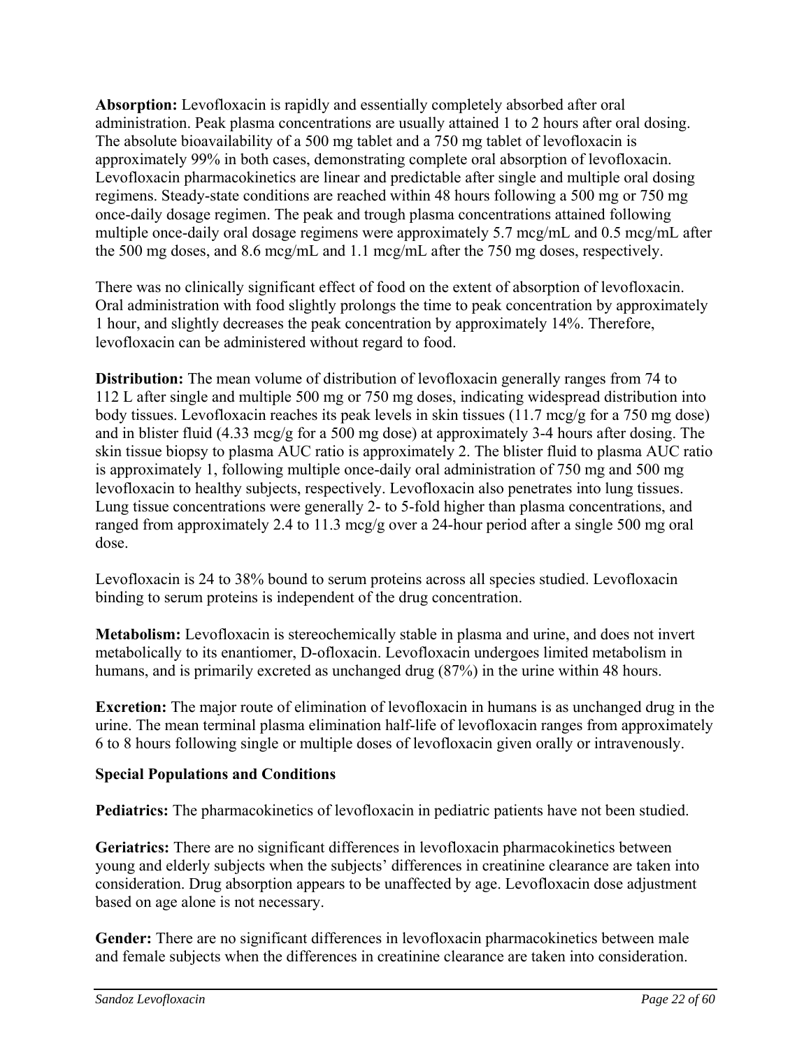**Absorption:** Levofloxacin is rapidly and essentially completely absorbed after oral administration. Peak plasma concentrations are usually attained 1 to 2 hours after oral dosing. The absolute bioavailability of a 500 mg tablet and a 750 mg tablet of levofloxacin is approximately 99% in both cases, demonstrating complete oral absorption of levofloxacin. Levofloxacin pharmacokinetics are linear and predictable after single and multiple oral dosing regimens. Steady-state conditions are reached within 48 hours following a 500 mg or 750 mg once-daily dosage regimen. The peak and trough plasma concentrations attained following multiple once-daily oral dosage regimens were approximately 5.7 mcg/mL and 0.5 mcg/mL after the 500 mg doses, and 8.6 mcg/mL and 1.1 mcg/mL after the 750 mg doses, respectively.

There was no clinically significant effect of food on the extent of absorption of levofloxacin. Oral administration with food slightly prolongs the time to peak concentration by approximately 1 hour, and slightly decreases the peak concentration by approximately 14%. Therefore, levofloxacin can be administered without regard to food.

**Distribution:** The mean volume of distribution of levofloxacin generally ranges from 74 to 112 L after single and multiple 500 mg or 750 mg doses, indicating widespread distribution into body tissues. Levofloxacin reaches its peak levels in skin tissues (11.7 mcg/g for a 750 mg dose) and in blister fluid (4.33 mcg/g for a 500 mg dose) at approximately 3-4 hours after dosing. The skin tissue biopsy to plasma AUC ratio is approximately 2. The blister fluid to plasma AUC ratio is approximately 1, following multiple once-daily oral administration of 750 mg and 500 mg levofloxacin to healthy subjects, respectively. Levofloxacin also penetrates into lung tissues. Lung tissue concentrations were generally 2- to 5-fold higher than plasma concentrations, and ranged from approximately 2.4 to 11.3 mcg/g over a 24-hour period after a single 500 mg oral dose.

Levofloxacin is 24 to 38% bound to serum proteins across all species studied. Levofloxacin binding to serum proteins is independent of the drug concentration.

**Metabolism:** Levofloxacin is stereochemically stable in plasma and urine, and does not invert metabolically to its enantiomer, D-ofloxacin. Levofloxacin undergoes limited metabolism in humans, and is primarily excreted as unchanged drug (87%) in the urine within 48 hours.

**Excretion:** The major route of elimination of levofloxacin in humans is as unchanged drug in the urine. The mean terminal plasma elimination half-life of levofloxacin ranges from approximately 6 to 8 hours following single or multiple doses of levofloxacin given orally or intravenously.

**Special Populations and Conditions**

**Pediatrics:** The pharmacokinetics of levofloxacin in pediatric patients have not been studied.

**Geriatrics:** There are no significant differences in levofloxacin pharmacokinetics between young and elderly subjects when the subjects' differences in creatinine clearance are taken into consideration. Drug absorption appears to be unaffected by age. Levofloxacin dose adjustment based on age alone is not necessary.

**Gender:** There are no significant differences in levofloxacin pharmacokinetics between male and female subjects when the differences in creatinine clearance are taken into consideration.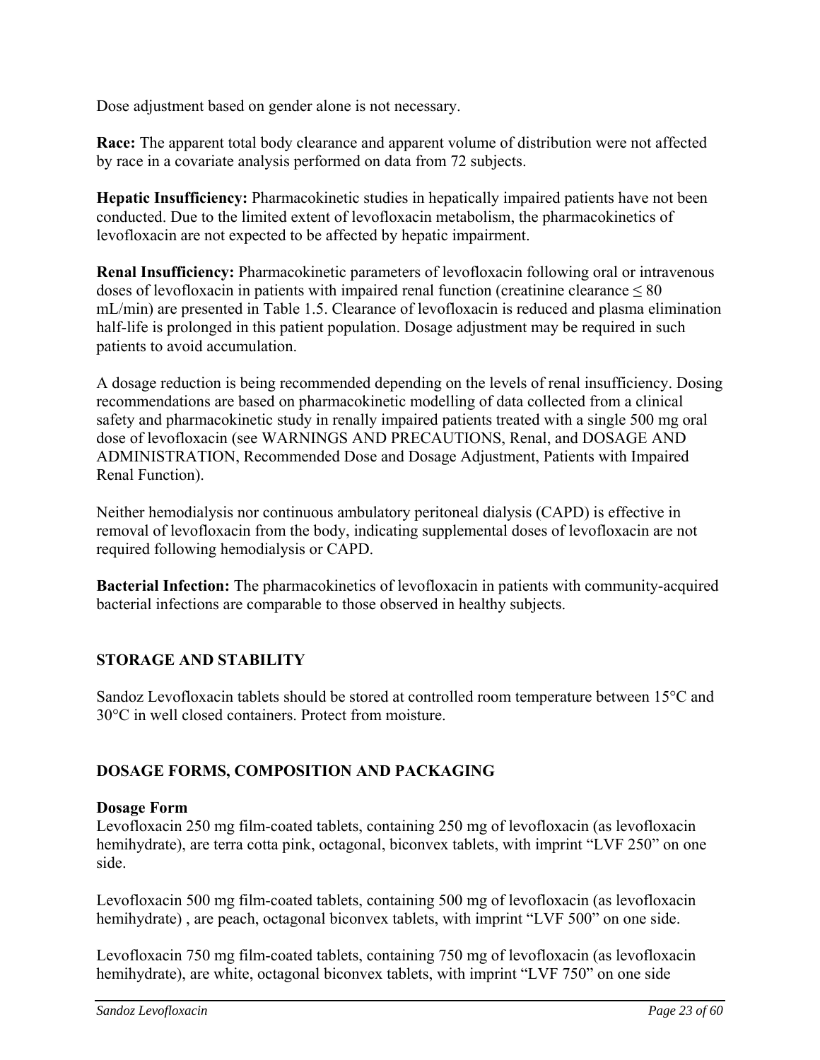Dose adjustment based on gender alone is not necessary.

**Race:** The apparent total body clearance and apparent volume of distribution were not affected by race in a covariate analysis performed on data from 72 subjects.

**Hepatic Insufficiency:** Pharmacokinetic studies in hepatically impaired patients have not been conducted. Due to the limited extent of levofloxacin metabolism, the pharmacokinetics of levofloxacin are not expected to be affected by hepatic impairment.

**Renal Insufficiency:** Pharmacokinetic parameters of levofloxacin following oral or intravenous doses of levofloxacin in patients with impaired renal function (creatinine clearance ≤ 80 mL/min) are presented in Table 1.5. Clearance of levofloxacin is reduced and plasma elimination half-life is prolonged in this patient population. Dosage adjustment may be required in such patients to avoid accumulation.

A dosage reduction is being recommended depending on the levels of renal insufficiency. Dosing recommendations are based on pharmacokinetic modelling of data collected from a clinical safety and pharmacokinetic study in renally impaired patients treated with a single 500 mg oral dose of levofloxacin (see WARNINGS AND PRECAUTIONS, Renal, and DOSAGE AND ADMINISTRATION, Recommended Dose and Dosage Adjustment, Patients with Impaired Renal Function).

Neither hemodialysis nor continuous ambulatory peritoneal dialysis (CAPD) is effective in removal of levofloxacin from the body, indicating supplemental doses of levofloxacin are not required following hemodialysis or CAPD.

**Bacterial Infection:** The pharmacokinetics of levofloxacin in patients with community-acquired bacterial infections are comparable to those observed in healthy subjects.

## STORAGE AND STABILITY

Sandoz Levofloxacin tablets should be stored at controlled room temperature between 15°C and 30°C in well closed containers. Protect from moisture.

## DOSAGE FORMS, COMPOSITION AND PACKAGING

### Dosage Form

Levofloxacin 250 mg film-coated tablets, containing 250 mg of levofloxacin (as levofloxacin hemihydrate), are terra cotta pink, octagonal, biconvex tablets, with imprint "LVF 250" on one side.

Levofloxacin 500 mg film-coated tablets, containing 500 mg of levofloxacin (as levofloxacin hemihydrate) , are peach, octagonal biconvex tablets, with imprint "LVF 500" on one side.

Levofloxacin 750 mg film-coated tablets, containing 750 mg of levofloxacin (as levofloxacin hemihydrate), are white, octagonal biconvex tablets, with imprint "LVF 750" on one side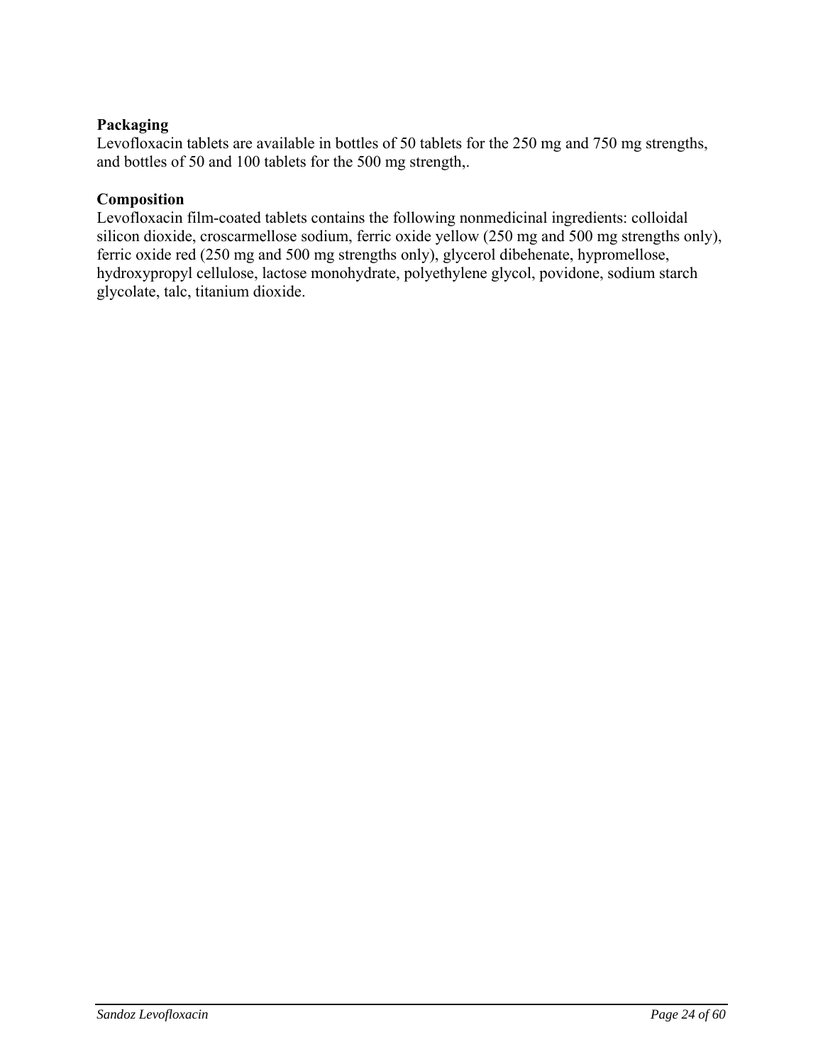**Packaging**

Levofloxacin tablets are available in bottles of 50 tablets for the 250 mg and 750 mg strengths, and bottles of 50 and 100 tablets for the 500 mg strength,.

**Composition**

Levofloxacin film-coated tablets contains the following nonmedicinal ingredients: colloidal silicon dioxide, croscarmellose sodium, ferric oxide yellow (250 mg and 500 mg strengths only), ferric oxide red (250 mg and 500 mg strengths only), glycerol dibehenate, hypromellose, hydroxypropyl cellulose, lactose monohydrate, polyethylene glycol, povidone, sodium starch glycolate, talc, titanium dioxide.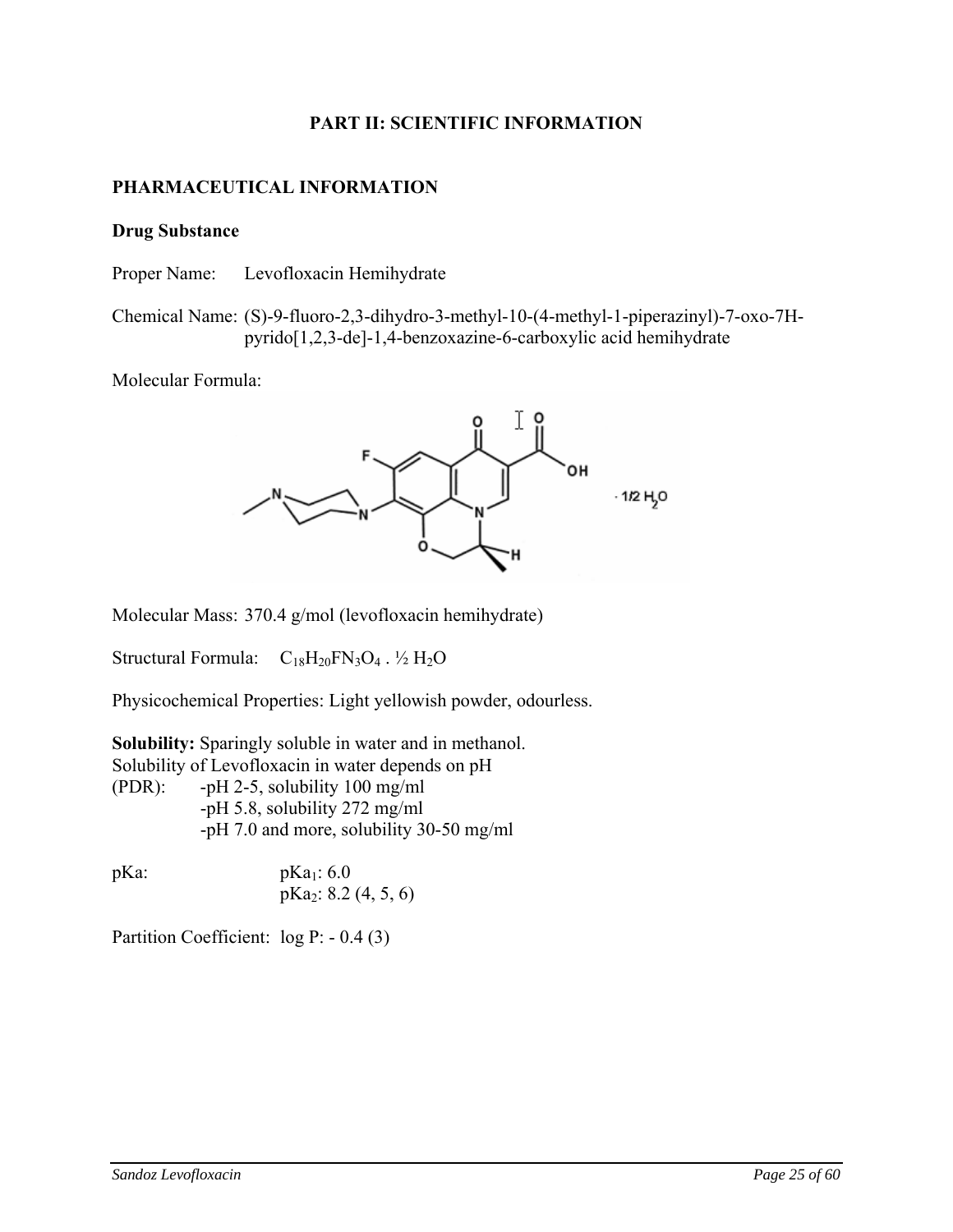## PART II: SCIENTIFIC INFORMATION

### PHARMACEUTICAL INFORMATION

**Drug Substance**

Proper Name: Levofloxacin Hemihydrate

Chemical Name: (S)-9-fluoro-2,3-dihydro-3-methyl-10-(4-methyl-1-piperazinyl)-7-oxo-7H-pyrido[1,2,3-de]-1,4-benzoxazine-6-carboxylic acid hemihydrate

Molecular Formula:

Molecular Mass: 370.4 g/mol (levofloxacin hemihydrate)

Structural Formula: $C_{18}H_{20}FN_3O_4 \cdot ½ H_2O$

Physicochemical Properties: Light yellowish powder, odourless.

**Solubility:** Sparingly soluble in water and in methanol.
Solubility of Levofloxacin in water depends on pH
(PDR):
- pH 2-5, solubility 100 mg/ml
- pH 5.8, solubility 272 mg/ml
- pH 7.0 and more, solubility 30-50 mg/ml

pKa: $pKa_1$: 6.0
$pKa_2$: 8.2 (4, 5, 6)

Partition Coefficient: log P: - 0.4 (3)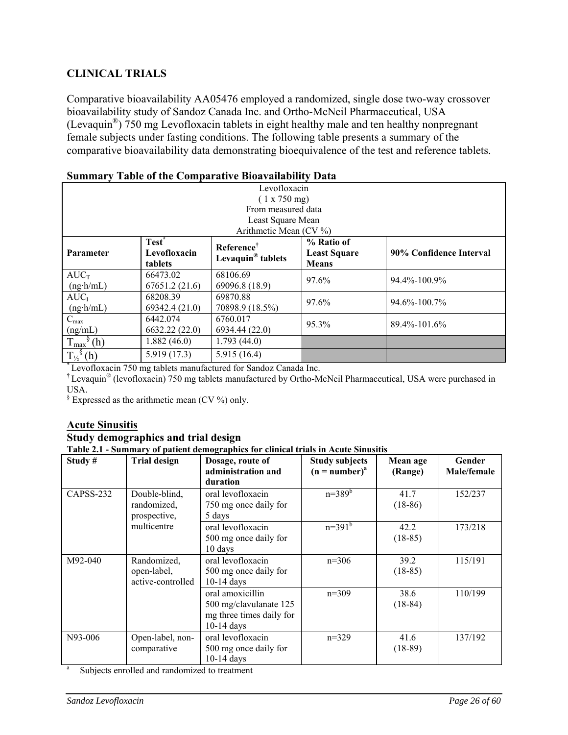## CLINICAL TRIALS

Comparative bioavailability AA05476 employed a randomized, single dose two-way crossover bioavailability study of Sandoz Canada Inc. and Ortho-McNeil Pharmaceutical, USA (Levaquin®) 750 mg Levofloxacin tablets in eight healthy male and ten healthy nonpregnant female subjects under fasting conditions. The following table presents a summary of the comparative bioavailability data demonstrating bioequivalence of the test and reference tablets.

### Summary Table of the Comparative Bioavailability Data

| Levofloxacin<br>( 1 x 750 mg)<br>From measured data<br>Least Square Mean<br>Arithmetic Mean (CV %) | | | | |
|---|---|---|---|---|
| **Parameter** | **Test[*] Levofloxacin tablets** | **Reference[†] Levaquin® tablets** | **% Ratio of Least Square Means** | **90% Confidence Interval** |
| $AUC_T$ (ng·h/mL) | 66473.02<br>67651.2 (21.6) | 68106.69<br>69096.8 (18.9) | 97.6% | 94.4%-100.9% |
| $AUC_I$ (ng·h/mL) | 68208.39<br>69342.4 (21.0) | 69870.88<br>70898.9 (18.5%) | 97.6% | 94.6%-100.7% |
| $C_{max}$ (ng/mL) | 6442.074<br>6632.22 (22.0) | 6760.017<br>6934.44 (22.0) | 95.3% | 89.4%-101.6% |
| $T_{max}$[§] (h) | 1.882 (46.0) | 1.793 (44.0) | | |
| $T_{½}$[§] (h) | 5.919 (17.3) | 5.915 (16.4) | | |

[*] Levofloxacin 750 mg tablets manufactured for Sandoz Canada Inc.
[†] Levaquin® (levofloxacin) 750 mg tablets manufactured by Ortho-McNeil Pharmaceutical, USA were purchased in USA.
[§] Expressed as the arithmetic mean (CV %) only.

## Acute Sinusitis

### Study demographics and trial design

**Table 2.1 - Summary of patient demographics for clinical trials in Acute Sinusitis**

| Study # | Trial design | Dosage, route of administration and duration | Study subjects (n = number)[a] | Mean age (Range) | Gender Male/female |
|---|---|---|---|---|---|
| CAPSS-232 | Double-blind, randomized, prospective, multicentre | oral levofloxacin 750 mg once daily for 5 days | n=389[b] | 41.7 (18-86) | 152/237 |
| | | oral levofloxacin 500 mg once daily for 10 days | n=391[b] | 42.2 (18-85) | 173/218 |
| M92-040 | Randomized, open-label, active-controlled | oral levofloxacin 500 mg once daily for 10-14 days | n=306 | 39.2 (18-85) | 115/191 |
| | | oral amoxicillin 500 mg/clavulanate 125 mg three times daily for 10-14 days | n=309 | 38.6 (18-84) | 110/199 |
| N93-006 | Open-label, non-comparative | oral levofloxacin 500 mg once daily for 10-14 days | n=329 | 41.6 (18-89) | 137/192 |

[a] Subjects enrolled and randomized to treatment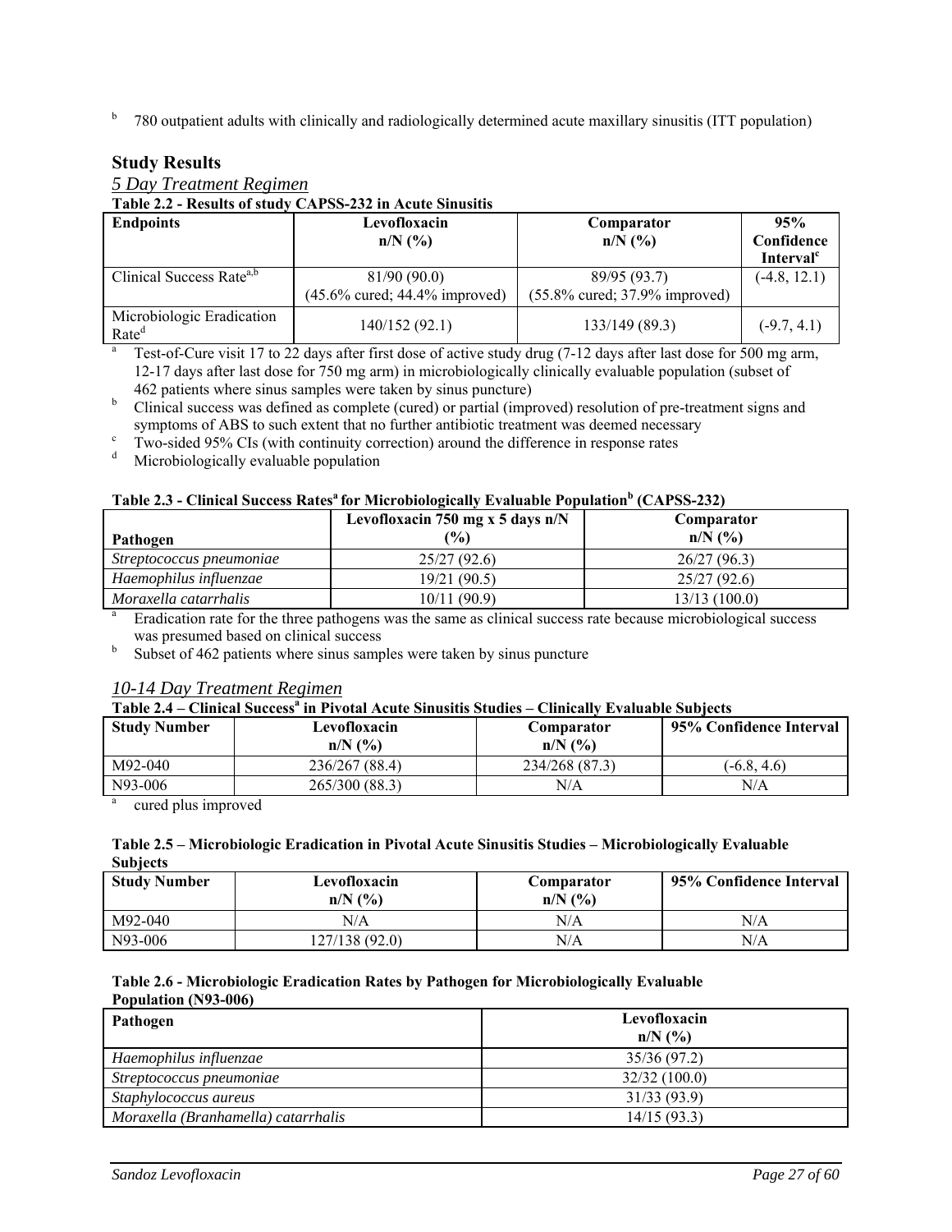[b] 780 outpatient adults with clinically and radiologically determined acute maxillary sinusitis (ITT population)

## Study Results

### *5 Day Treatment Regimen*

**Table 2.2 - Results of study CAPSS-232 in Acute Sinusitis**

| Endpoints | Levofloxacin n/N (%) | Comparator n/N (%) | 95% Confidence Interval[c] |
|---|---|---|---|
| Clinical Success Rate[a,b] | 81/90 (90.0) (45.6% cured; 44.4% improved) | 89/95 (93.7) (55.8% cured; 37.9% improved) | (-4.8, 12.1) |
| Microbiologic Eradication Rate[d] | 140/152 (92.1) | 133/149 (89.3) | (-9.7, 4.1) |

[a] Test-of-Cure visit 17 to 22 days after first dose of active study drug (7-12 days after last dose for 500 mg arm, 12-17 days after last dose for 750 mg arm) in microbiologically clinically evaluable population (subset of 462 patients where sinus samples were taken by sinus puncture)
[b] Clinical success was defined as complete (cured) or partial (improved) resolution of pre-treatment signs and symptoms of ABS to such extent that no further antibiotic treatment was deemed necessary
[c] Two-sided 95% CIs (with continuity correction) around the difference in response rates
[d] Microbiologically evaluable population

**Table 2.3 - Clinical Success Rates[a] for Microbiologically Evaluable Population[b] (CAPSS-232)**

| Pathogen | Levofloxacin 750 mg x 5 days n/N (%) | Comparator n/N (%) |
|---|---|---|
| *Streptococcus pneumoniae* | 25/27 (92.6) | 26/27 (96.3) |
| *Haemophilus influenzae* | 19/21 (90.5) | 25/27 (92.6) |
| *Moraxella catarrhalis* | 10/11 (90.9) | 13/13 (100.0) |

[a] Eradication rate for the three pathogens was the same as clinical success rate because microbiological success was presumed based on clinical success
[b] Subset of 462 patients where sinus samples were taken by sinus puncture

### *10-14 Day Treatment Regimen*

**Table 2.4 – Clinical Success[a] in Pivotal Acute Sinusitis Studies – Clinically Evaluable Subjects**

| Study Number | Levofloxacin n/N (%) | Comparator n/N (%) | 95% Confidence Interval |
|---|---|---|---|
| M92-040 | 236/267 (88.4) | 234/268 (87.3) | (-6.8, 4.6) |
| N93-006 | 265/300 (88.3) | N/A | N/A |

[a] cured plus improved

**Table 2.5 – Microbiologic Eradication in Pivotal Acute Sinusitis Studies – Microbiologically Evaluable Subjects**

| Study Number | Levofloxacin n/N (%) | Comparator n/N (%) | 95% Confidence Interval |
|---|---|---|---|
| M92-040 | N/A | N/A | N/A |
| N93-006 | 127/138 (92.0) | N/A | N/A |

**Table 2.6 - Microbiologic Eradication Rates by Pathogen for Microbiologically Evaluable Population (N93-006)**

| Pathogen | Levofloxacin n/N (%) |
|---|---|
| *Haemophilus influenzae* | 35/36 (97.2) |
| *Streptococcus pneumoniae* | 32/32 (100.0) |
| *Staphylococcus aureus* | 31/33 (93.9) |
| *Moraxella (Branhamella) catarrhalis* | 14/15 (93.3) |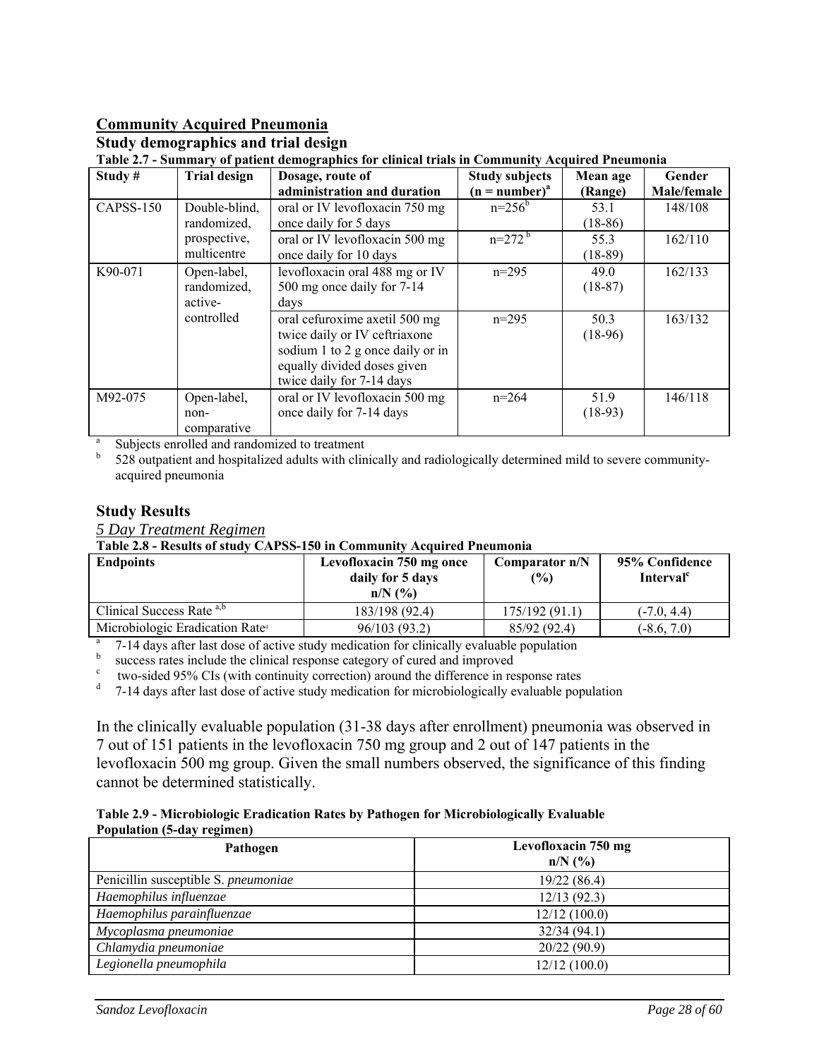## Community Acquired Pneumonia

### Study demographics and trial design

**Table 2.7 - Summary of patient demographics for clinical trials in Community Acquired Pneumonia**

| Study # | Trial design | Dosage, route of administration and duration | Study subjects (n = number)[a] | Mean age (Range) | Gender Male/female |
|---|---|---|---|---|---|
| CAPSS-150 | Double-blind, randomized, prospective, multicentre | oral or IV levofloxacin 750 mg once daily for 5 days | n=256[b] | 53.1 (18-86) | 148/108 |
| | | oral or IV levofloxacin 500 mg once daily for 10 days | n=272[b] | 55.3 (18-89) | 162/110 |
| K90-071 | Open-label, randomized, active-controlled | levofloxacin oral 488 mg or IV 500 mg once daily for 7-14 days | n=295 | 49.0 (18-87) | 162/133 |
| | | oral cefuroxime axetil 500 mg twice daily or IV ceftriaxone sodium 1 to 2 g once daily or in equally divided doses given twice daily for 7-14 days | n=295 | 50.3 (18-96) | 163/132 |
| M92-075 | Open-label, non-comparative | oral or IV levofloxacin 500 mg once daily for 7-14 days | n=264 | 51.9 (18-93) | 146/118 |

[a] Subjects enrolled and randomized to treatment

[b] 528 outpatient and hospitalized adults with clinically and radiologically determined mild to severe community-acquired pneumonia

### Study Results

*5 Day Treatment Regimen*

**Table 2.8 - Results of study CAPSS-150 in Community Acquired Pneumonia**

| Endpoints | Levofloxacin 750 mg once daily for 5 days n/N (%) | Comparator n/N (%) | 95% Confidence Interval[c] |
|---|---|---|---|
| Clinical Success Rate [a,b] | 183/198 (92.4) | 175/192 (91.1) | (-7.0, 4.4) |
| Microbiologic Eradication Rate[d] | 96/103 (93.2) | 85/92 (92.4) | (-8.6, 7.0) |

[a] 7-14 days after last dose of active study medication for clinically evaluable population

[b] success rates include the clinical response category of cured and improved

[c] two-sided 95% CIs (with continuity correction) around the difference in response rates

[d] 7-14 days after last dose of active study medication for microbiologically evaluable population

In the clinically evaluable population (31-38 days after enrollment) pneumonia was observed in 7 out of 151 patients in the levofloxacin 750 mg group and 2 out of 147 patients in the levofloxacin 500 mg group. Given the small numbers observed, the significance of this finding cannot be determined statistically.

**Table 2.9 - Microbiologic Eradication Rates by Pathogen for Microbiologically Evaluable Population (5-day regimen)**

| Pathogen | Levofloxacin 750 mg n/N (%) |
|---|---|
| Penicillin susceptible *S. pneumoniae* | 19/22 (86.4) |
| *Haemophilus influenzae* | 12/13 (92.3) |
| *Haemophilus parainfluenzae* | 12/12 (100.0) |
| *Mycoplasma pneumoniae* | 32/34 (94.1) |
| *Chlamydia pneumoniae* | 20/22 (90.9) |
| *Legionella pneumophila* | 12/12 (100.0) |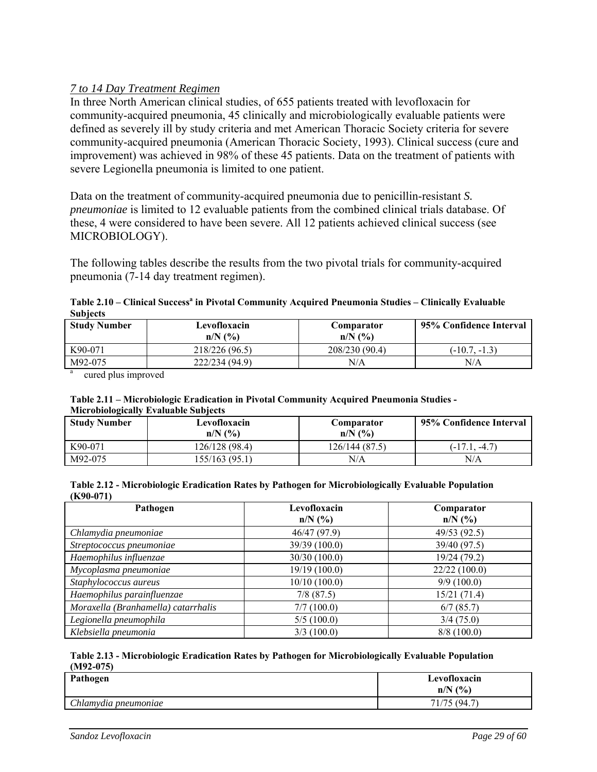*7 to 14 Day Treatment Regimen*

In three North American clinical studies, of 655 patients treated with levofloxacin for community-acquired pneumonia, 45 clinically and microbiologically evaluable patients were defined as severely ill by study criteria and met American Thoracic Society criteria for severe community-acquired pneumonia (American Thoracic Society, 1993). Clinical success (cure and improvement) was achieved in 98% of these 45 patients. Data on the treatment of patients with severe Legionella pneumonia is limited to one patient.

Data on the treatment of community-acquired pneumonia due to penicillin-resistant *S. pneumoniae* is limited to 12 evaluable patients from the combined clinical trials database. Of these, 4 were considered to have been severe. All 12 patients achieved clinical success (see MICROBIOLOGY).

The following tables describe the results from the two pivotal trials for community-acquired pneumonia (7-14 day treatment regimen).

**Table 2.10 – Clinical Success[a] in Pivotal Community Acquired Pneumonia Studies – Clinically Evaluable Subjects**

| Study Number | Levofloxacin n/N (%) | Comparator n/N (%) | 95% Confidence Interval |
|---|---|---|---|
| K90-071 | 218/226 (96.5) | 208/230 (90.4) | (-10.7, -1.3) |
| M92-075 | 222/234 (94.9) | N/A | N/A |

[a] cured plus improved

**Table 2.11 – Microbiologic Eradication in Pivotal Community Acquired Pneumonia Studies - Microbiologically Evaluable Subjects**

| Study Number | Levofloxacin n/N (%) | Comparator n/N (%) | 95% Confidence Interval |
|---|---|---|---|
| K90-071 | 126/128 (98.4) | 126/144 (87.5) | (-17.1, -4.7) |
| M92-075 | 155/163 (95.1) | N/A | N/A |

**Table 2.12 - Microbiologic Eradication Rates by Pathogen for Microbiologically Evaluable Population (K90-071)**

| Pathogen | Levofloxacin n/N (%) | Comparator n/N (%) |
|---|---|---|
| *Chlamydia pneumoniae* | 46/47 (97.9) | 49/53 (92.5) |
| *Streptococcus pneumoniae* | 39/39 (100.0) | 39/40 (97.5) |
| *Haemophilus influenzae* | 30/30 (100.0) | 19/24 (79.2) |
| *Mycoplasma pneumoniae* | 19/19 (100.0) | 22/22 (100.0) |
| *Staphylococcus aureus* | 10/10 (100.0) | 9/9 (100.0) |
| *Haemophilus parainfluenzae* | 7/8 (87.5) | 15/21 (71.4) |
| *Moraxella (Branhamella) catarrhalis* | 7/7 (100.0) | 6/7 (85.7) |
| *Legionella pneumophila* | 5/5 (100.0) | 3/4 (75.0) |
| *Klebsiella pneumonia* | 3/3 (100.0) | 8/8 (100.0) |

**Table 2.13 - Microbiologic Eradication Rates by Pathogen for Microbiologically Evaluable Population (M92-075)**

| Pathogen | Levofloxacin n/N (%) |
|---|---|
| *Chlamydia pneumoniae* | 71/75 (94.7) |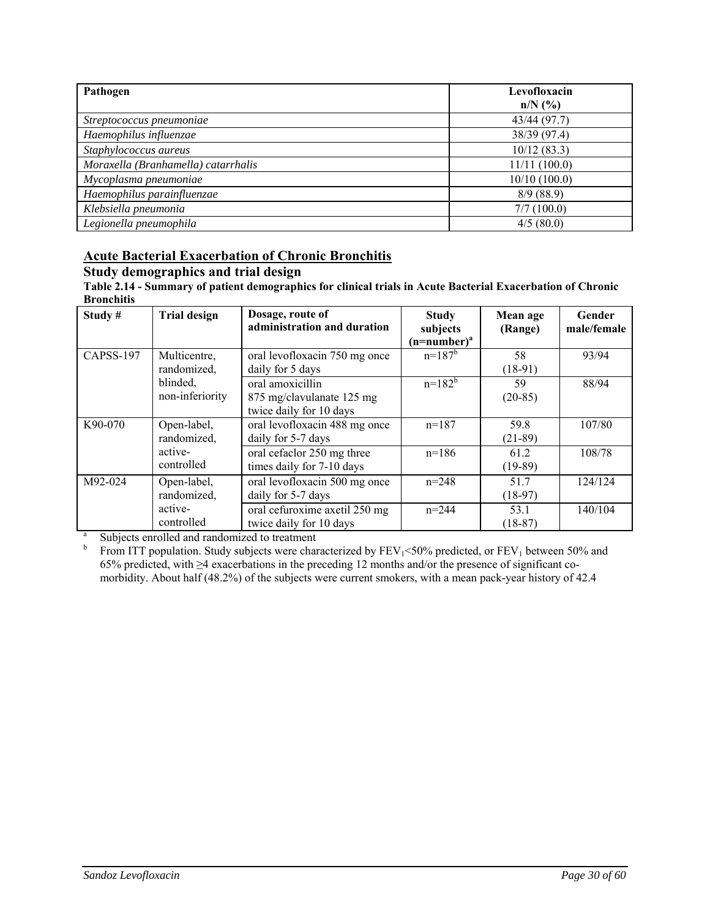| Pathogen | Levofloxacin n/N (%) |
| --- | --- |
| *Streptococcus pneumoniae* | 43/44 (97.7) |
| *Haemophilus influenzae* | 38/39 (97.4) |
| *Staphylococcus aureus* | 10/12 (83.3) |
| *Moraxella (Branhamella) catarrhalis* | 11/11 (100.0) |
| *Mycoplasma pneumoniae* | 10/10 (100.0) |
| *Haemophilus parainfluenzae* | 8/9 (88.9) |
| *Klebsiella pneumonia* | 7/7 (100.0) |
| *Legionella pneumophila* | 4/5 (80.0) |

## Acute Bacterial Exacerbation of Chronic Bronchitis

### Study demographics and trial design

**Table 2.14 - Summary of patient demographics for clinical trials in Acute Bacterial Exacerbation of Chronic Bronchitis**

| Study # | Trial design | Dosage, route of administration and duration | Study subjects (n=number)[a] | Mean age (Range) | Gender male/female |
| --- | --- | --- | --- | --- | --- |
| CAPSS-197 | Multicentre, randomized, blinded, non-inferiority | oral levofloxacin 750 mg once daily for 5 days | n=187[b] | 58 (18-91) | 93/94 |
| | | oral amoxicillin 875 mg/clavulanate 125 mg twice daily for 10 days | n=182[b] | 59 (20-85) | 88/94 |
| K90-070 | Open-label, randomized, active-controlled | oral levofloxacin 488 mg once daily for 5-7 days | n=187 | 59.8 (21-89) | 107/80 |
| | | oral cefaclor 250 mg three times daily for 7-10 days | n=186 | 61.2 (19-89) | 108/78 |
| M92-024 | Open-label, randomized, active-controlled | oral levofloxacin 500 mg once daily for 5-7 days | n=248 | 51.7 (18-97) | 124/124 |
| | | oral cefuroxime axetil 250 mg twice daily for 10 days | n=244 | 53.1 (18-87) | 140/104 |

[a] Subjects enrolled and randomized to treatment

[b] From ITT population. Study subjects were characterized by $FEV_1$<50% predicted, or $FEV_1$ between 50% and 65% predicted, with ≥4 exacerbations in the preceding 12 months and/or the presence of significant co-morbidity. About half (48.2%) of the subjects were current smokers, with a mean pack-year history of 42.4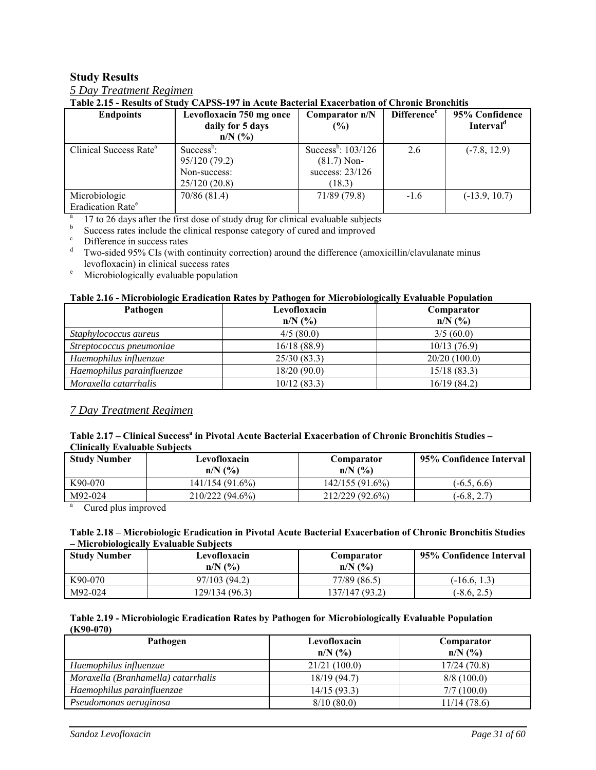## Study Results

*5 Day Treatment Regimen*

**Table 2.15 - Results of Study CAPSS-197 in Acute Bacterial Exacerbation of Chronic Bronchitis**

| Endpoints | Levofloxacin 750 mg once daily for 5 days n/N (%) | Comparator n/N (%) | Difference[c] | 95% Confidence Interval[d] |
|---|---|---|---|---|
| Clinical Success Rate[a] | Success[b]: 95/120 (79.2) Non-success: 25/120 (20.8) | Success[b]: 103/126 (81.7) Non-success: 23/126 (18.3) | 2.6 | (-7.8, 12.9) |
| Microbiologic Eradication Rate[e] | 70/86 (81.4) | 71/89 (79.8) | -1.6 | (-13.9, 10.7) |

[a] 17 to 26 days after the first dose of study drug for clinical evaluable subjects
[b] Success rates include the clinical response category of cured and improved
[c] Difference in success rates
[d] Two-sided 95% CIs (with continuity correction) around the difference (amoxicillin/clavulanate minus levofloxacin) in clinical success rates
[e] Microbiologically evaluable population

**Table 2.16 - Microbiologic Eradication Rates by Pathogen for Microbiologically Evaluable Population**

| Pathogen | Levofloxacin n/N (%) | Comparator n/N (%) |
|---|---|---|
| *Staphylococcus aureus* | 4/5 (80.0) | 3/5 (60.0) |
| *Streptococcus pneumoniae* | 16/18 (88.9) | 10/13 (76.9) |
| *Haemophilus influenzae* | 25/30 (83.3) | 20/20 (100.0) |
| *Haemophilus parainfluenzae* | 18/20 (90.0) | 15/18 (83.3) |
| *Moraxella catarrhalis* | 10/12 (83.3) | 16/19 (84.2) |

*7 Day Treatment Regimen*

**Table 2.17 – Clinical Success[a] in Pivotal Acute Bacterial Exacerbation of Chronic Bronchitis Studies – Clinically Evaluable Subjects**

| Study Number | Levofloxacin n/N (%) | Comparator n/N (%) | 95% Confidence Interval |
|---|---|---|---|
| K90-070 | 141/154 (91.6%) | 142/155 (91.6%) | (-6.5, 6.6) |
| M92-024 | 210/222 (94.6%) | 212/229 (92.6%) | (-6.8, 2.7) |

[a] Cured plus improved

**Table 2.18 – Microbiologic Eradication in Pivotal Acute Bacterial Exacerbation of Chronic Bronchitis Studies – Microbiologically Evaluable Subjects**

| Study Number | Levofloxacin n/N (%) | Comparator n/N (%) | 95% Confidence Interval |
|---|---|---|---|
| K90-070 | 97/103 (94.2) | 77/89 (86.5) | (-16.6, 1.3) |
| M92-024 | 129/134 (96.3) | 137/147 (93.2) | (-8.6, 2.5) |

**Table 2.19 - Microbiologic Eradication Rates by Pathogen for Microbiologically Evaluable Population (K90-070)**

| Pathogen | Levofloxacin n/N (%) | Comparator n/N (%) |
|---|---|---|
| *Haemophilus influenzae* | 21/21 (100.0) | 17/24 (70.8) |
| *Moraxella (Branhamella) catarrhalis* | 18/19 (94.7) | 8/8 (100.0) |
| *Haemophilus parainfluenzae* | 14/15 (93.3) | 7/7 (100.0) |
| *Pseudomonas aeruginosa* | 8/10 (80.0) | 11/14 (78.6) |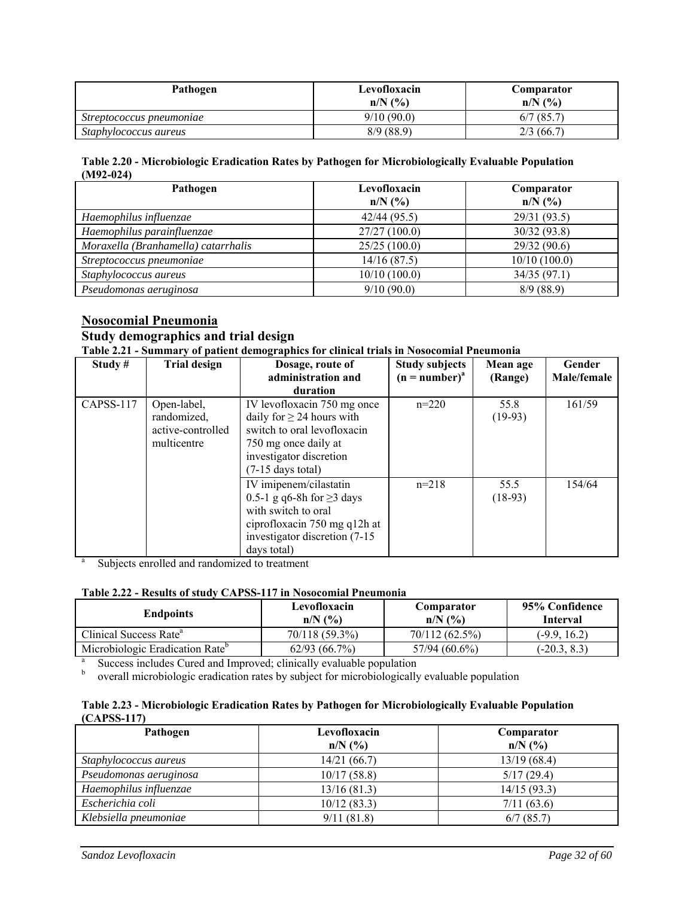| Pathogen | Levofloxacin n/N (%) | Comparator n/N (%) |
|---|---|---|
| *Streptococcus pneumoniae* | 9/10 (90.0) | 6/7 (85.7) |
| *Staphylococcus aureus* | 8/9 (88.9) | 2/3 (66.7) |

**Table 2.20 - Microbiologic Eradication Rates by Pathogen for Microbiologically Evaluable Population (M92-024)**

| Pathogen | Levofloxacin n/N (%) | Comparator n/N (%) |
|---|---|---|
| *Haemophilus influenzae* | 42/44 (95.5) | 29/31 (93.5) |
| *Haemophilus parainfluenzae* | 27/27 (100.0) | 30/32 (93.8) |
| *Moraxella (Branhamella) catarrhalis* | 25/25 (100.0) | 29/32 (90.6) |
| *Streptococcus pneumoniae* | 14/16 (87.5) | 10/10 (100.0) |
| *Staphylococcus aureus* | 10/10 (100.0) | 34/35 (97.1) |
| *Pseudomonas aeruginosa* | 9/10 (90.0) | 8/9 (88.9) |

## Nosocomial Pneumonia

### Study demographics and trial design

**Table 2.21 - Summary of patient demographics for clinical trials in Nosocomial Pneumonia**

| Study # | Trial design | Dosage, route of administration and duration | Study subjects (n = number)[a] | Mean age (Range) | Gender Male/female |
|---|---|---|---|---|---|
| CAPSS-117 | Open-label, randomized, active-controlled multicentre | IV levofloxacin 750 mg once daily for ≥ 24 hours with switch to oral levofloxacin 750 mg once daily at investigator discretion (7-15 days total) | n=220 | 55.8 (19-93) | 161/59 |
| | | IV imipenem/cilastatin 0.5-1 g q6-8h for ≥3 days with switch to oral ciprofloxacin 750 mg q12h at investigator discretion (7-15 days total) | n=218 | 55.5 (18-93) | 154/64 |

[a] Subjects enrolled and randomized to treatment

**Table 2.22 - Results of study CAPSS-117 in Nosocomial Pneumonia**

| Endpoints | Levofloxacin n/N (%) | Comparator n/N (%) | 95% Confidence Interval |
|---|---|---|---|
| Clinical Success Rate[a] | 70/118 (59.3%) | 70/112 (62.5%) | (-9.9, 16.2) |
| Microbiologic Eradication Rate[b] | 62/93 (66.7%) | 57/94 (60.6%) | (-20.3, 8.3) |

[a] Success includes Cured and Improved; clinically evaluable population

[b] overall microbiologic eradication rates by subject for microbiologically evaluable population

**Table 2.23 - Microbiologic Eradication Rates by Pathogen for Microbiologically Evaluable Population (CAPSS-117)**

| Pathogen | Levofloxacin n/N (%) | Comparator n/N (%) |
|---|---|---|
| *Staphylococcus aureus* | 14/21 (66.7) | 13/19 (68.4) |
| *Pseudomonas aeruginosa* | 10/17 (58.8) | 5/17 (29.4) |
| *Haemophilus influenzae* | 13/16 (81.3) | 14/15 (93.3) |
| *Escherichia coli* | 10/12 (83.3) | 7/11 (63.6) |
| *Klebsiella pneumoniae* | 9/11 (81.8) | 6/7 (85.7) |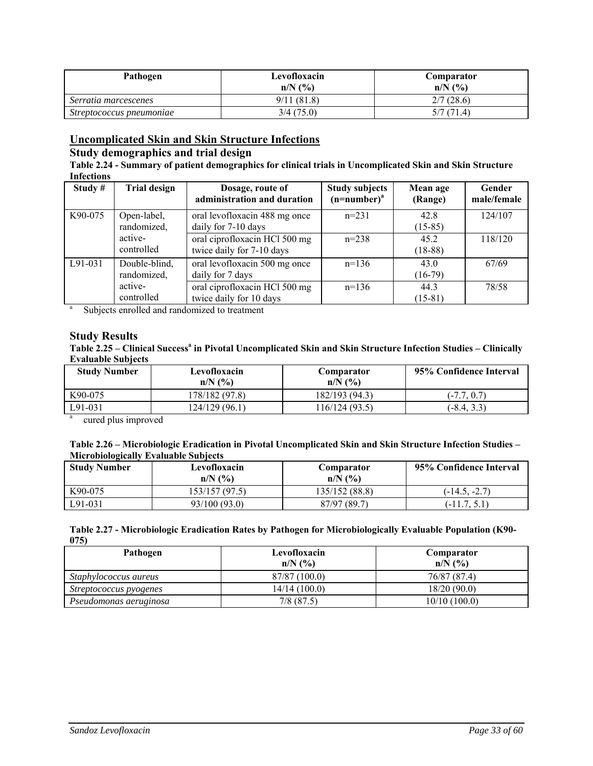| Pathogen | Levofloxacin n/N (%) | Comparator n/N (%) |
|---|---|---|
| *Serratia marcescenes* | 9/11 (81.8) | 2/7 (28.6) |
| *Streptococcus pneumoniae* | 3/4 (75.0) | 5/7 (71.4) |

## Uncomplicated Skin and Skin Structure Infections

### Study demographics and trial design

**Table 2.24 - Summary of patient demographics for clinical trials in Uncomplicated Skin and Skin Structure Infections**

| Study # | Trial design | Dosage, route of administration and duration | Study subjects (n=number)[a] | Mean age (Range) | Gender male/female |
|---|---|---|---|---|---|
| K90-075 | Open-label, randomized, active-controlled | oral levofloxacin 488 mg once daily for 7-10 days | n=231 | 42.8 (15-85) | 124/107 |
| | | oral ciprofloxacin HCl 500 mg twice daily for 7-10 days | n=238 | 45.2 (18-88) | 118/120 |
| L91-031 | Double-blind, randomized, active-controlled | oral levofloxacin 500 mg once daily for 7 days | n=136 | 43.0 (16-79) | 67/69 |
| | | oral ciprofloxacin HCl 500 mg twice daily for 10 days | n=136 | 44.3 (15-81) | 78/58 |

[a] Subjects enrolled and randomized to treatment

### Study Results

**Table 2.25 – Clinical Success[a] in Pivotal Uncomplicated Skin and Skin Structure Infection Studies – Clinically Evaluable Subjects**

| Study Number | Levofloxacin n/N (%) | Comparator n/N (%) | 95% Confidence Interval |
|---|---|---|---|
| K90-075 | 178/182 (97.8) | 182/193 (94.3) | (-7.7, 0.7) |
| L91-031 | 124/129 (96.1) | 116/124 (93.5) | (-8.4, 3.3) |

[a] cured plus improved

**Table 2.26 – Microbiologic Eradication in Pivotal Uncomplicated Skin and Skin Structure Infection Studies – Microbiologically Evaluable Subjects**

| Study Number | Levofloxacin n/N (%) | Comparator n/N (%) | 95% Confidence Interval |
|---|---|---|---|
| K90-075 | 153/157 (97.5) | 135/152 (88.8) | (-14.5, -2.7) |
| L91-031 | 93/100 (93.0) | 87/97 (89.7) | (-11.7, 5.1) |

**Table 2.27 - Microbiologic Eradication Rates by Pathogen for Microbiologically Evaluable Population (K90-075)**

| Pathogen | Levofloxacin n/N (%) | Comparator n/N (%) |
|---|---|---|
| *Staphylococcus aureus* | 87/87 (100.0) | 76/87 (87.4) |
| *Streptococcus pyogenes* | 14/14 (100.0) | 18/20 (90.0) |
| *Pseudomonas aeruginosa* | 7/8 (87.5) | 10/10 (100.0) |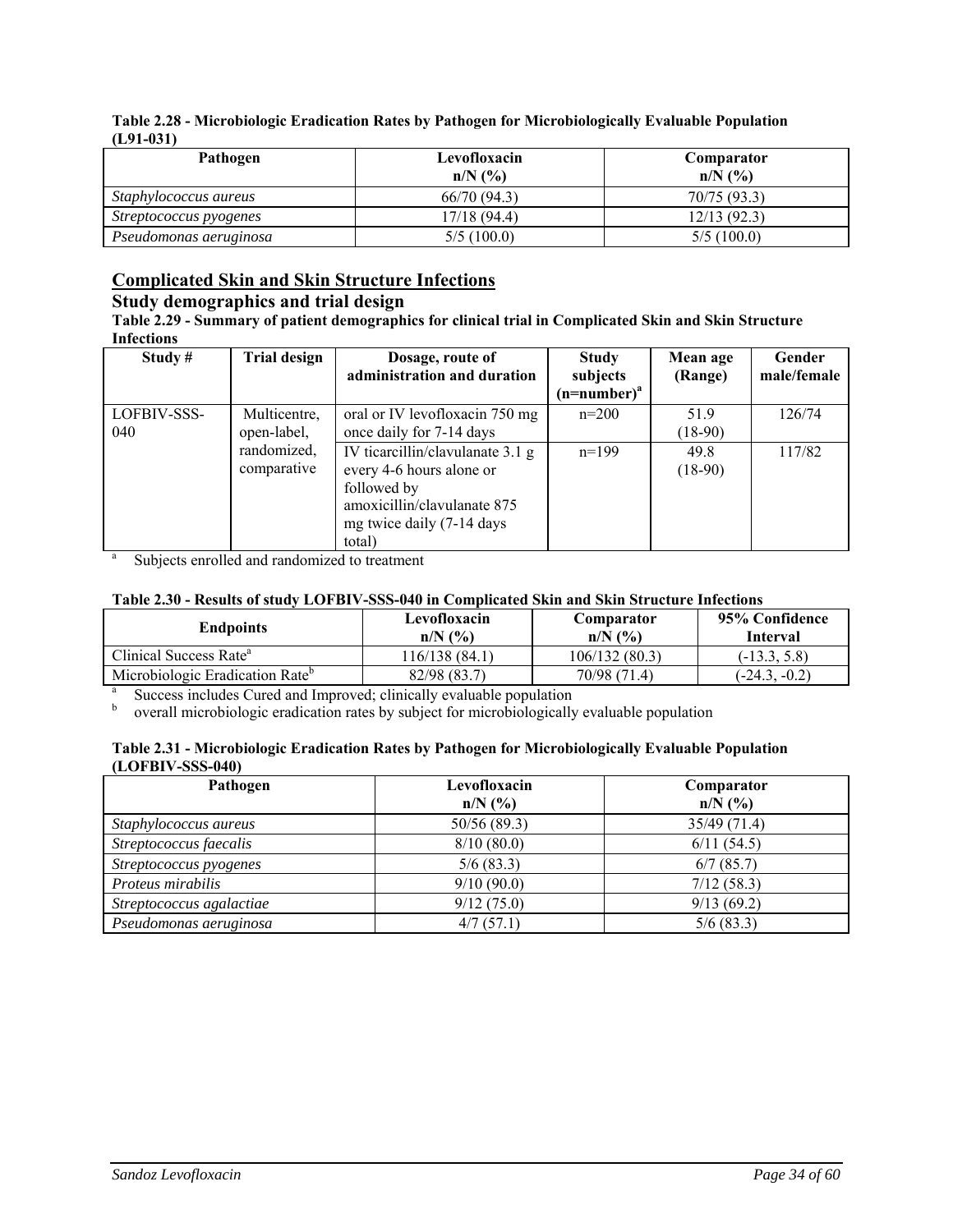**Table 2.28 - Microbiologic Eradication Rates by Pathogen for Microbiologically Evaluable Population (L91-031)**

| Pathogen | Levofloxacin n/N (%) | Comparator n/N (%) |
|---|---|---|
| *Staphylococcus aureus* | 66/70 (94.3) | 70/75 (93.3) |
| *Streptococcus pyogenes* | 17/18 (94.4) | 12/13 (92.3) |
| *Pseudomonas aeruginosa* | 5/5 (100.0) | 5/5 (100.0) |

## Complicated Skin and Skin Structure Infections

### Study demographics and trial design

**Table 2.29 - Summary of patient demographics for clinical trial in Complicated Skin and Skin Structure Infections**

| Study # | Trial design | Dosage, route of administration and duration | Study subjects (n=number)[a] | Mean age (Range) | Gender male/female |
|---|---|---|---|---|---|
| LOFBIV-SSS-040 | Multicentre, open-label, randomized, comparative | oral or IV levofloxacin 750 mg once daily for 7-14 days | n=200 | 51.9 (18-90) | 126/74 |
| | | IV ticarcillin/clavulanate 3.1 g every 4-6 hours alone or followed by amoxicillin/clavulanate 875 mg twice daily (7-14 days total) | n=199 | 49.8 (18-90) | 117/82 |

[a] Subjects enrolled and randomized to treatment

**Table 2.30 - Results of study LOFBIV-SSS-040 in Complicated Skin and Skin Structure Infections**

| Endpoints | Levofloxacin n/N (%) | Comparator n/N (%) | 95% Confidence Interval |
|---|---|---|---|
| Clinical Success Rate[a] | 116/138 (84.1) | 106/132 (80.3) | (-13.3, 5.8) |
| Microbiologic Eradication Rate[b] | 82/98 (83.7) | 70/98 (71.4) | (-24.3, -0.2) |

[a] Success includes Cured and Improved; clinically evaluable population
[b] overall microbiologic eradication rates by subject for microbiologically evaluable population

**Table 2.31 - Microbiologic Eradication Rates by Pathogen for Microbiologically Evaluable Population (LOFBIV-SSS-040)**

| Pathogen | Levofloxacin n/N (%) | Comparator n/N (%) |
|---|---|---|
| *Staphylococcus aureus* | 50/56 (89.3) | 35/49 (71.4) |
| *Streptococcus faecalis* | 8/10 (80.0) | 6/11 (54.5) |
| *Streptococcus pyogenes* | 5/6 (83.3) | 6/7 (85.7) |
| *Proteus mirabilis* | 9/10 (90.0) | 7/12 (58.3) |
| *Streptococcus agalactiae* | 9/12 (75.0) | 9/13 (69.2) |
| *Pseudomonas aeruginosa* | 4/7 (57.1) | 5/6 (83.3) |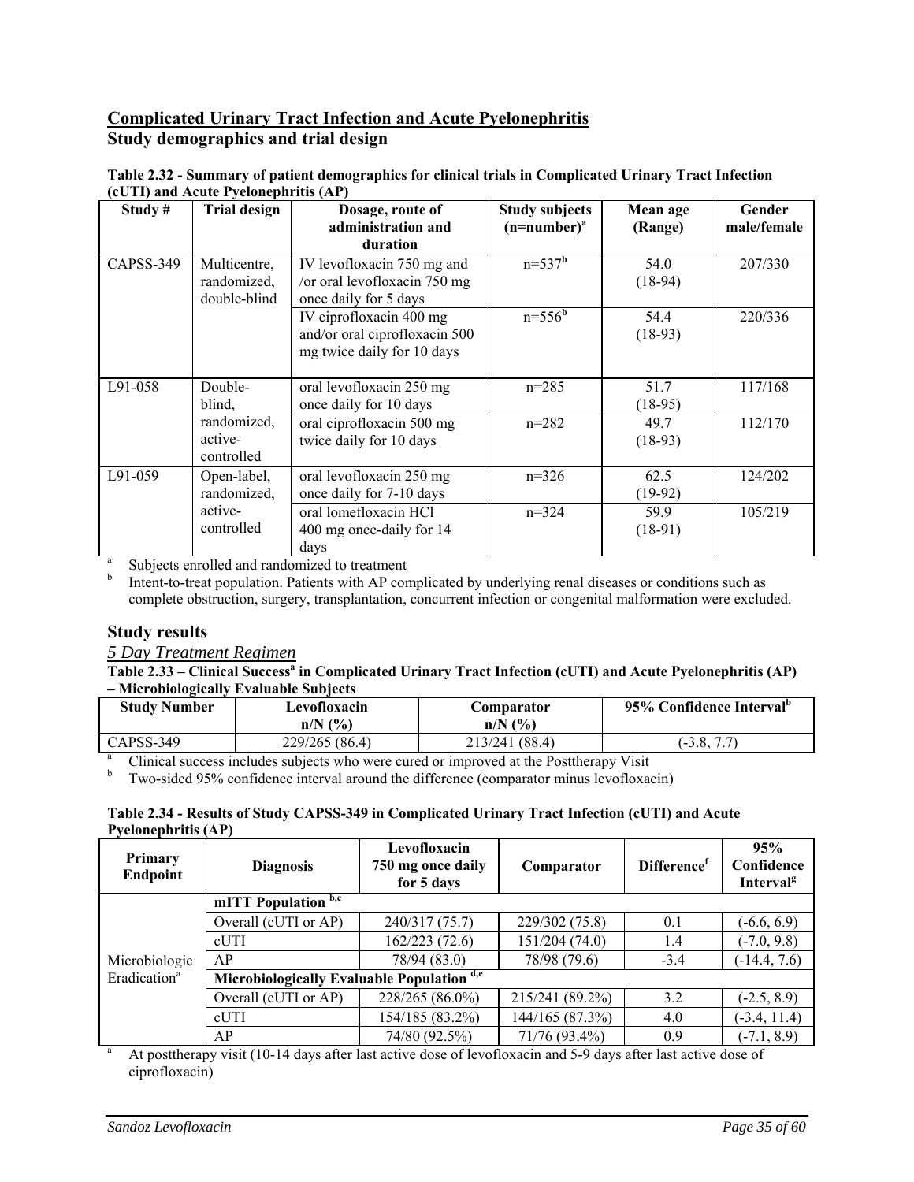## Complicated Urinary Tract Infection and Acute Pyelonephritis

## Study demographics and trial design

**Table 2.32 - Summary of patient demographics for clinical trials in Complicated Urinary Tract Infection (cUTI) and Acute Pyelonephritis (AP)**

| Study # | Trial design | Dosage, route of administration and duration | Study subjects (n=number)[a] | Mean age (Range) | Gender male/female |
|---|---|---|---|---|---|
| CAPSS-349 | Multicentre, randomized, double-blind | IV levofloxacin 750 mg and /or oral levofloxacin 750 mg once daily for 5 days | n=537[b] | 54.0 (18-94) | 207/330 |
| | | IV ciprofloxacin 400 mg and/or oral ciprofloxacin 500 mg twice daily for 10 days | n=556[b] | 54.4 (18-93) | 220/336 |
| L91-058 | Double-blind, randomized, active-controlled | oral levofloxacin 250 mg once daily for 10 days | n=285 | 51.7 (18-95) | 117/168 |
| | | oral ciprofloxacin 500 mg twice daily for 10 days | n=282 | 49.7 (18-93) | 112/170 |
| L91-059 | Open-label, randomized, active-controlled | oral levofloxacin 250 mg once daily for 7-10 days | n=326 | 62.5 (19-92) | 124/202 |
| | | oral lomefloxacin HCl 400 mg once-daily for 14 days | n=324 | 59.9 (18-91) | 105/219 |

[a] Subjects enrolled and randomized to treatment

[b] Intent-to-treat population. Patients with AP complicated by underlying renal diseases or conditions such as complete obstruction, surgery, transplantation, concurrent infection or congenital malformation were excluded.

## Study results

*5 Day Treatment Regimen*

**Table 2.33 – Clinical Success[a] in Complicated Urinary Tract Infection (cUTI) and Acute Pyelonephritis (AP) – Microbiologically Evaluable Subjects**

| Study Number | Levofloxacin n/N (%) | Comparator n/N (%) | 95% Confidence Interval[b] |
|---|---|---|---|
| CAPSS-349 | 229/265 (86.4) | 213/241 (88.4) | (-3.8, 7.7) |

[a] Clinical success includes subjects who were cured or improved at the Posttherapy Visit

[b] Two-sided 95% confidence interval around the difference (comparator minus levofloxacin)

**Table 2.34 - Results of Study CAPSS-349 in Complicated Urinary Tract Infection (cUTI) and Acute Pyelonephritis (AP)**

| Primary Endpoint | Diagnosis | Levofloxacin 750 mg once daily for 5 days | Comparator | Difference[f] | 95% Confidence Interval[g] |
|---|---|---|---|---|---|
| Microbiologic Eradication[a] | **mITT Population [b,c]** | | | | |
| | Overall (cUTI or AP) | 240/317 (75.7) | 229/302 (75.8) | 0.1 | (-6.6, 6.9) |
| | cUTI | 162/223 (72.6) | 151/204 (74.0) | 1.4 | (-7.0, 9.8) |
| | AP | 78/94 (83.0) | 78/98 (79.6) | -3.4 | (-14.4, 7.6) |
| | **Microbiologically Evaluable Population [d,e]** | | | | |
| | Overall (cUTI or AP) | 228/265 (86.0%) | 215/241 (89.2%) | 3.2 | (-2.5, 8.9) |
| | cUTI | 154/185 (83.2%) | 144/165 (87.3%) | 4.0 | (-3.4, 11.4) |
| | AP | 74/80 (92.5%) | 71/76 (93.4%) | 0.9 | (-7.1, 8.9) |

[a] At posttherapy visit (10-14 days after last active dose of levofloxacin and 5-9 days after last active dose of ciprofloxacin)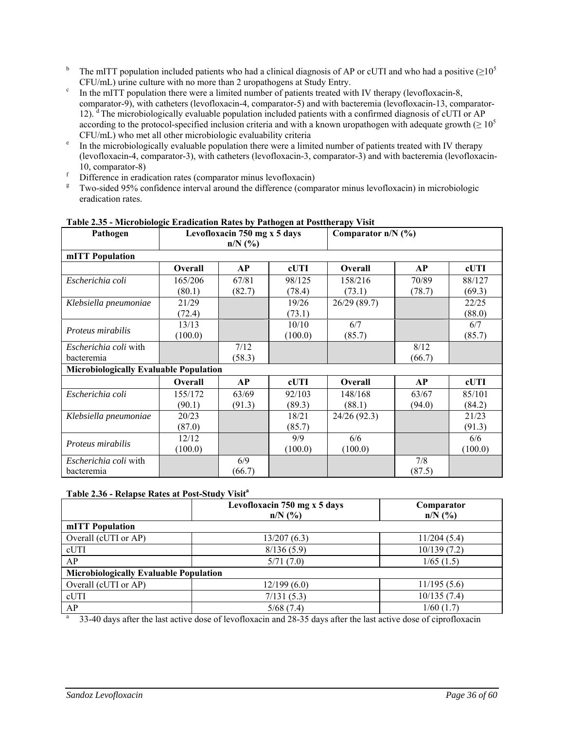[b] The mITT population included patients who had a clinical diagnosis of AP or cUTI and who had a positive ($\geq 10^5$ CFU/mL) urine culture with no more than 2 uropathogens at Study Entry.

[c] In the mITT population there were a limited number of patients treated with IV therapy (levofloxacin-8, comparator-9), with catheters (levofloxacin-4, comparator-5) and with bacteremia (levofloxacin-13, comparator-12). [d] The microbiologically evaluable population included patients with a confirmed diagnosis of cUTI or AP according to the protocol-specified inclusion criteria and with a known uropathogen with adequate growth ($\geq 10^5$ CFU/mL) who met all other microbiologic evaluability criteria

[e] In the microbiologically evaluable population there were a limited number of patients treated with IV therapy (levofloxacin-4, comparator-3), with catheters (levofloxacin-3, comparator-3) and with bacteremia (levofloxacin-10, comparator-8)

[f] Difference in eradication rates (comparator minus levofloxacin)

[g] Two-sided 95% confidence interval around the difference (comparator minus levofloxacin) in microbiologic eradication rates.

**Table 2.35 - Microbiologic Eradication Rates by Pathogen at Posttherapy Visit**

| Pathogen | Levofloxacin 750 mg x 5 days n/N (%) | | | Comparator n/N (%) | | |
|---|---|---|---|---|---|---|
| **mITT Population** | | | | | | |
| | **Overall** | **AP** | **cUTI** | **Overall** | **AP** | **cUTI** |
| *Escherichia coli* | 165/206 (80.1) | 67/81 (82.7) | 98/125 (78.4) | 158/216 (73.1) | 70/89 (78.7) | 88/127 (69.3) |
| *Klebsiella pneumoniae* | 21/29 (72.4) | | 19/26 (73.1) | 26/29 (89.7) | | 22/25 (88.0) |
| *Proteus mirabilis* | 13/13 (100.0) | | 10/10 (100.0) | 6/7 (85.7) | | 6/7 (85.7) |
| *Escherichia coli* with bacteremia | | 7/12 (58.3) | | | 8/12 (66.7) | |
| **Microbiologically Evaluable Population** | | | | | | |
| | **Overall** | **AP** | **cUTI** | **Overall** | **AP** | **cUTI** |
| *Escherichia coli* | 155/172 (90.1) | 63/69 (91.3) | 92/103 (89.3) | 148/168 (88.1) | 63/67 (94.0) | 85/101 (84.2) |
| *Klebsiella pneumoniae* | 20/23 (87.0) | | 18/21 (85.7) | 24/26 (92.3) | | 21/23 (91.3) |
| *Proteus mirabilis* | 12/12 (100.0) | | 9/9 (100.0) | 6/6 (100.0) | | 6/6 (100.0) |
| *Escherichia coli* with bacteremia | | 6/9 (66.7) | | | 7/8 (87.5) | |

**Table 2.36 - Relapse Rates at Post-Study Visit[a]**

| | Levofloxacin 750 mg x 5 days n/N (%) | Comparator n/N (%) |
|---|---|---|
| **mITT Population** | | |
| Overall (cUTI or AP) | 13/207 (6.3) | 11/204 (5.4) |
| cUTI | 8/136 (5.9) | 10/139 (7.2) |
| AP | 5/71 (7.0) | 1/65 (1.5) |
| **Microbiologically Evaluable Population** | | |
| Overall (cUTI or AP) | 12/199 (6.0) | 11/195 (5.6) |
| cUTI | 7/131 (5.3) | 10/135 (7.4) |
| AP | 5/68 (7.4) | 1/60 (1.7) |

[a] 33-40 days after the last active dose of levofloxacin and 28-35 days after the last active dose of ciprofloxacin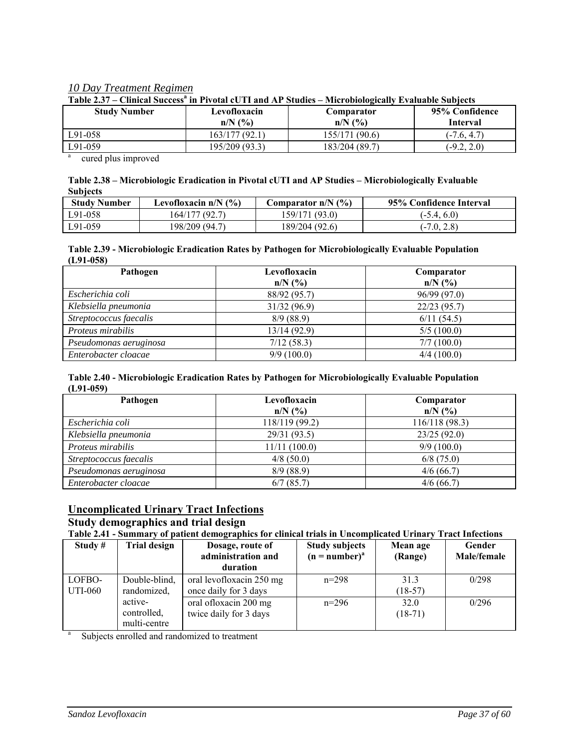*10 Day Treatment Regimen*

**Table 2.37 – Clinical Success[a] in Pivotal cUTI and AP Studies – Microbiologically Evaluable Subjects**

| Study Number | Levofloxacin n/N (%) | Comparator n/N (%) | 95% Confidence Interval |
|---|---|---|---|
| L91-058 | 163/177 (92.1) | 155/171 (90.6) | (-7.6, 4.7) |
| L91-059 | 195/209 (93.3) | 183/204 (89.7) | (-9.2, 2.0) |

[a] cured plus improved

**Table 2.38 – Microbiologic Eradication in Pivotal cUTI and AP Studies – Microbiologically Evaluable Subjects**

| Study Number | Levofloxacin n/N (%) | Comparator n/N (%) | 95% Confidence Interval |
|---|---|---|---|
| L91-058 | 164/177 (92.7) | 159/171 (93.0) | (-5.4, 6.0) |
| L91-059 | 198/209 (94.7) | 189/204 (92.6) | (-7.0, 2.8) |

**Table 2.39 - Microbiologic Eradication Rates by Pathogen for Microbiologically Evaluable Population (L91-058)**

| Pathogen | Levofloxacin n/N (%) | Comparator n/N (%) |
|---|---|---|
| *Escherichia coli* | 88/92 (95.7) | 96/99 (97.0) |
| *Klebsiella pneumonia* | 31/32 (96.9) | 22/23 (95.7) |
| *Streptococcus faecalis* | 8/9 (88.9) | 6/11 (54.5) |
| *Proteus mirabilis* | 13/14 (92.9) | 5/5 (100.0) |
| *Pseudomonas aeruginosa* | 7/12 (58.3) | 7/7 (100.0) |
| *Enterobacter cloacae* | 9/9 (100.0) | 4/4 (100.0) |

**Table 2.40 - Microbiologic Eradication Rates by Pathogen for Microbiologically Evaluable Population (L91-059)**

| Pathogen | Levofloxacin n/N (%) | Comparator n/N (%) |
|---|---|---|
| *Escherichia coli* | 118/119 (99.2) | 116/118 (98.3) |
| *Klebsiella pneumonia* | 29/31 (93.5) | 23/25 (92.0) |
| *Proteus mirabilis* | 11/11 (100.0) | 9/9 (100.0) |
| *Streptococcus faecalis* | 4/8 (50.0) | 6/8 (75.0) |
| *Pseudomonas aeruginosa* | 8/9 (88.9) | 4/6 (66.7) |
| *Enterobacter cloacae* | 6/7 (85.7) | 4/6 (66.7) |

## Uncomplicated Urinary Tract Infections

### Study demographics and trial design

**Table 2.41 - Summary of patient demographics for clinical trials in Uncomplicated Urinary Tract Infections**

| Study # | Trial design | Dosage, route of administration and duration | Study subjects (n = number)[a] | Mean age (Range) | Gender Male/female |
|---|---|---|---|---|---|
| LOFBO-UTI-060 | Double-blind, randomized, active-controlled, multi-centre | oral levofloxacin 250 mg once daily for 3 days | n=298 | 31.3 (18-57) | 0/298 |
| | | oral ofloxacin 200 mg twice daily for 3 days | n=296 | 32.0 (18-71) | 0/296 |

[a] Subjects enrolled and randomized to treatment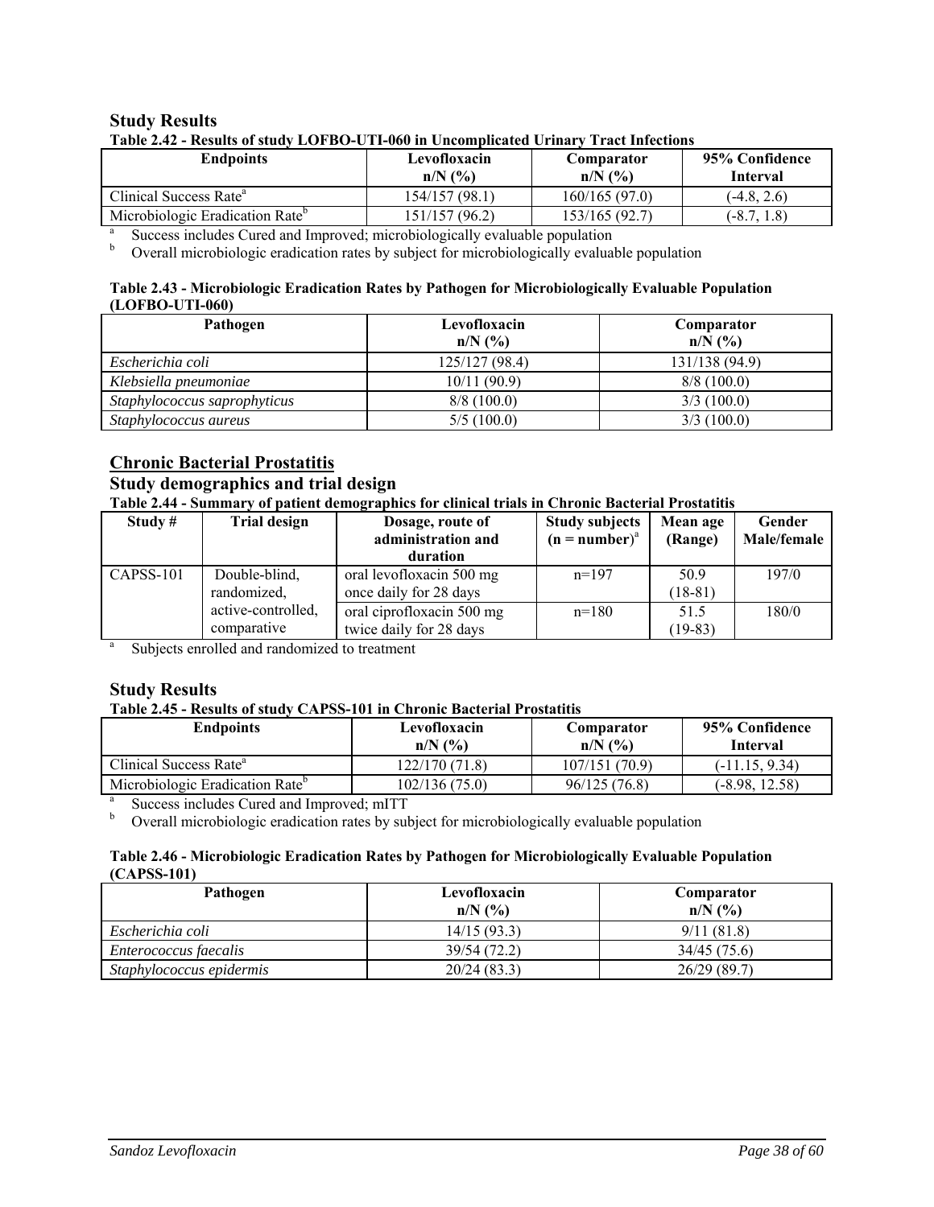## Study Results

**Table 2.42 - Results of study LOFBO-UTI-060 in Uncomplicated Urinary Tract Infections**

| Endpoints | Levofloxacin n/N (%) | Comparator n/N (%) | 95% Confidence Interval |
|---|---|---|---|
| Clinical Success Rate[a] | 154/157 (98.1) | 160/165 (97.0) | (-4.8, 2.6) |
| Microbiologic Eradication Rate[b] | 151/157 (96.2) | 153/165 (92.7) | (-8.7, 1.8) |

[a] Success includes Cured and Improved; microbiologically evaluable population

[b] Overall microbiologic eradication rates by subject for microbiologically evaluable population

**Table 2.43 - Microbiologic Eradication Rates by Pathogen for Microbiologically Evaluable Population (LOFBO-UTI-060)**

| Pathogen | Levofloxacin n/N (%) | Comparator n/N (%) |
|---|---|---|
| *Escherichia coli* | 125/127 (98.4) | 131/138 (94.9) |
| *Klebsiella pneumoniae* | 10/11 (90.9) | 8/8 (100.0) |
| *Staphylococcus saprophyticus* | 8/8 (100.0) | 3/3 (100.0) |
| *Staphylococcus aureus* | 5/5 (100.0) | 3/3 (100.0) |

## Chronic Bacterial Prostatitis

### Study demographics and trial design

**Table 2.44 - Summary of patient demographics for clinical trials in Chronic Bacterial Prostatitis**

| Study # | Trial design | Dosage, route of administration and duration | Study subjects (n = number)[a] | Mean age (Range) | Gender Male/female |
|---|---|---|---|---|---|
| CAPSS-101 | Double-blind, randomized, active-controlled, comparative | oral levofloxacin 500 mg once daily for 28 days | n=197 | 50.9 (18-81) | 197/0 |
| | | oral ciprofloxacin 500 mg twice daily for 28 days | n=180 | 51.5 (19-83) | 180/0 |

[a] Subjects enrolled and randomized to treatment

## Study Results

**Table 2.45 - Results of study CAPSS-101 in Chronic Bacterial Prostatitis**

| Endpoints | Levofloxacin n/N (%) | Comparator n/N (%) | 95% Confidence Interval |
|---|---|---|---|
| Clinical Success Rate[a] | 122/170 (71.8) | 107/151 (70.9) | (-11.15, 9.34) |
| Microbiologic Eradication Rate[b] | 102/136 (75.0) | 96/125 (76.8) | (-8.98, 12.58) |

[a] Success includes Cured and Improved; mITT

[b] Overall microbiologic eradication rates by subject for microbiologically evaluable population

**Table 2.46 - Microbiologic Eradication Rates by Pathogen for Microbiologically Evaluable Population (CAPSS-101)**

| Pathogen | Levofloxacin n/N (%) | Comparator n/N (%) |
|---|---|---|
| *Escherichia coli* | 14/15 (93.3) | 9/11 (81.8) |
| *Enterococcus faecalis* | 39/54 (72.2) | 34/45 (75.6) |
| *Staphylococcus epidermis* | 20/24 (83.3) | 26/29 (89.7) |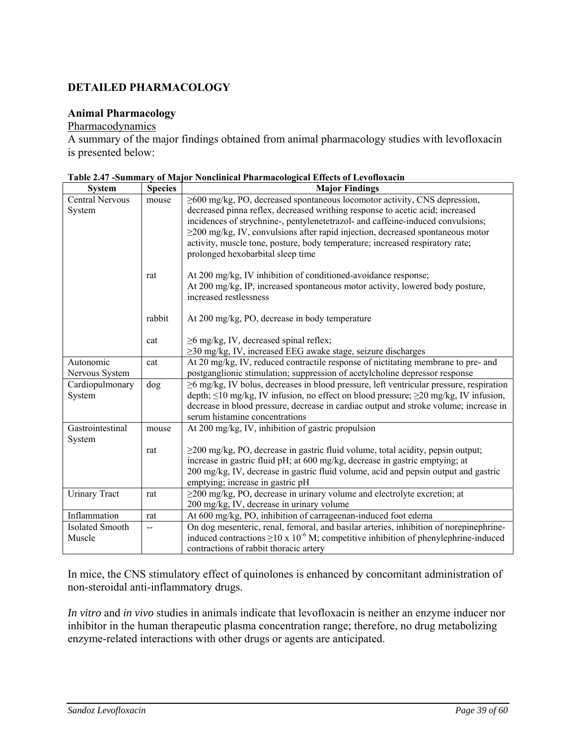## DETAILED PHARMACOLOGY

### Animal Pharmacology

Pharmacodynamics

A summary of the major findings obtained from animal pharmacology studies with levofloxacin is presented below:

**Table 2.47 -Summary of Major Nonclinical Pharmacological Effects of Levofloxacin**

| System | Species | Major Findings |
|---|---|---|
| Central Nervous System | mouse | ≥600 mg/kg, PO, decreased spontaneous locomotor activity, CNS depression, decreased pinna reflex, decreased writhing response to acetic acid; increased incidences of strychnine-, pentylenetetrazol- and caffeine-induced convulsions; ≥200 mg/kg, IV, convulsions after rapid injection, decreased spontaneous motor activity, muscle tone, posture, body temperature; increased respiratory rate; prolonged hexobarbital sleep time |
| | rat | At 200 mg/kg, IV inhibition of conditioned-avoidance response; At 200 mg/kg, IP, increased spontaneous motor activity, lowered body posture, increased restlessness |
| | rabbit | At 200 mg/kg, PO, decrease in body temperature |
| | cat | ≥6 mg/kg, IV, decreased spinal reflex; ≥30 mg/kg, IV, increased EEG awake stage, seizure discharges |
| Autonomic Nervous System | cat | At 20 mg/kg, IV, reduced contractile response of nictitating membrane to pre- and postganglionic stimulation; suppression of acetylcholine depressor response |
| Cardiopulmonary System | dog | ≥6 mg/kg, IV bolus, decreases in blood pressure, left ventricular pressure, respiration depth; ≤10 mg/kg, IV infusion, no effect on blood pressure; ≥20 mg/kg, IV infusion, decrease in blood pressure, decrease in cardiac output and stroke volume; increase in serum histamine concentrations |
| Gastrointestinal System | mouse | At 200 mg/kg, IV, inhibition of gastric propulsion |
| | rat | ≥200 mg/kg, PO, decrease in gastric fluid volume, total acidity, pepsin output; increase in gastric fluid pH; at 600 mg/kg, decrease in gastric emptying; at 200 mg/kg, IV, decrease in gastric fluid volume, acid and pepsin output and gastric emptying; increase in gastric pH |
| Urinary Tract | rat | ≥200 mg/kg, PO, decrease in urinary volume and electrolyte excretion; at 200 mg/kg, IV, decrease in urinary volume |
| Inflammation | rat | At 600 mg/kg, PO, inhibition of carrageenan-induced foot edema |
| Isolated Smooth Muscle | -- | On dog mesenteric, renal, femoral, and basilar arteries, inhibition of norepinephrine-induced contractions ≥10 x $10^{-6}$ M; competitive inhibition of phenylephrine-induced contractions of rabbit thoracic artery |

In mice, the CNS stimulatory effect of quinolones is enhanced by concomitant administration of non-steroidal anti-inflammatory drugs.

*In vitro* and *in vivo* studies in animals indicate that levofloxacin is neither an enzyme inducer nor inhibitor in the human therapeutic plasma concentration range; therefore, no drug metabolizing enzyme-related interactions with other drugs or agents are anticipated.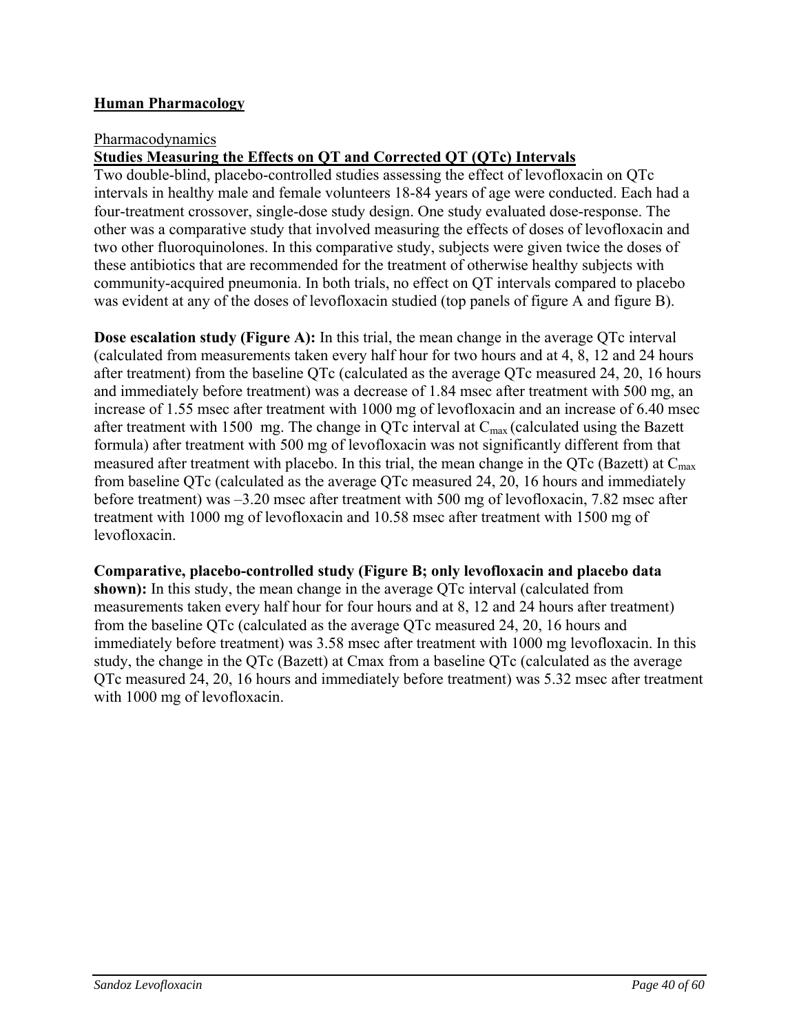## Human Pharmacology

Pharmacodynamics

**Studies Measuring the Effects on QT and Corrected QT (QTc) Intervals**

Two double-blind, placebo-controlled studies assessing the effect of levofloxacin on QTc intervals in healthy male and female volunteers 18-84 years of age were conducted. Each had a four-treatment crossover, single-dose study design. One study evaluated dose-response. The other was a comparative study that involved measuring the effects of doses of levofloxacin and two other fluoroquinolones. In this comparative study, subjects were given twice the doses of these antibiotics that are recommended for the treatment of otherwise healthy subjects with community-acquired pneumonia. In both trials, no effect on QT intervals compared to placebo was evident at any of the doses of levofloxacin studied (top panels of figure A and figure B).

**Dose escalation study (Figure A):** In this trial, the mean change in the average QTc interval (calculated from measurements taken every half hour for two hours and at 4, 8, 12 and 24 hours after treatment) from the baseline QTc (calculated as the average QTc measured 24, 20, 16 hours and immediately before treatment) was a decrease of 1.84 msec after treatment with 500 mg, an increase of 1.55 msec after treatment with 1000 mg of levofloxacin and an increase of 6.40 msec after treatment with 1500 mg. The change in QTc interval at $C_{max}$ (calculated using the Bazett formula) after treatment with 500 mg of levofloxacin was not significantly different from that measured after treatment with placebo. In this trial, the mean change in the QTc (Bazett) at $C_{max}$ from baseline QTc (calculated as the average QTc measured 24, 20, 16 hours and immediately before treatment) was –3.20 msec after treatment with 500 mg of levofloxacin, 7.82 msec after treatment with 1000 mg of levofloxacin and 10.58 msec after treatment with 1500 mg of levofloxacin.

**Comparative, placebo-controlled study (Figure B; only levofloxacin and placebo data shown):** In this study, the mean change in the average QTc interval (calculated from measurements taken every half hour for four hours and at 8, 12 and 24 hours after treatment) from the baseline QTc (calculated as the average QTc measured 24, 20, 16 hours and immediately before treatment) was 3.58 msec after treatment with 1000 mg levofloxacin. In this study, the change in the QTc (Bazett) at Cmax from a baseline QTc (calculated as the average QTc measured 24, 20, 16 hours and immediately before treatment) was 5.32 msec after treatment with 1000 mg of levofloxacin.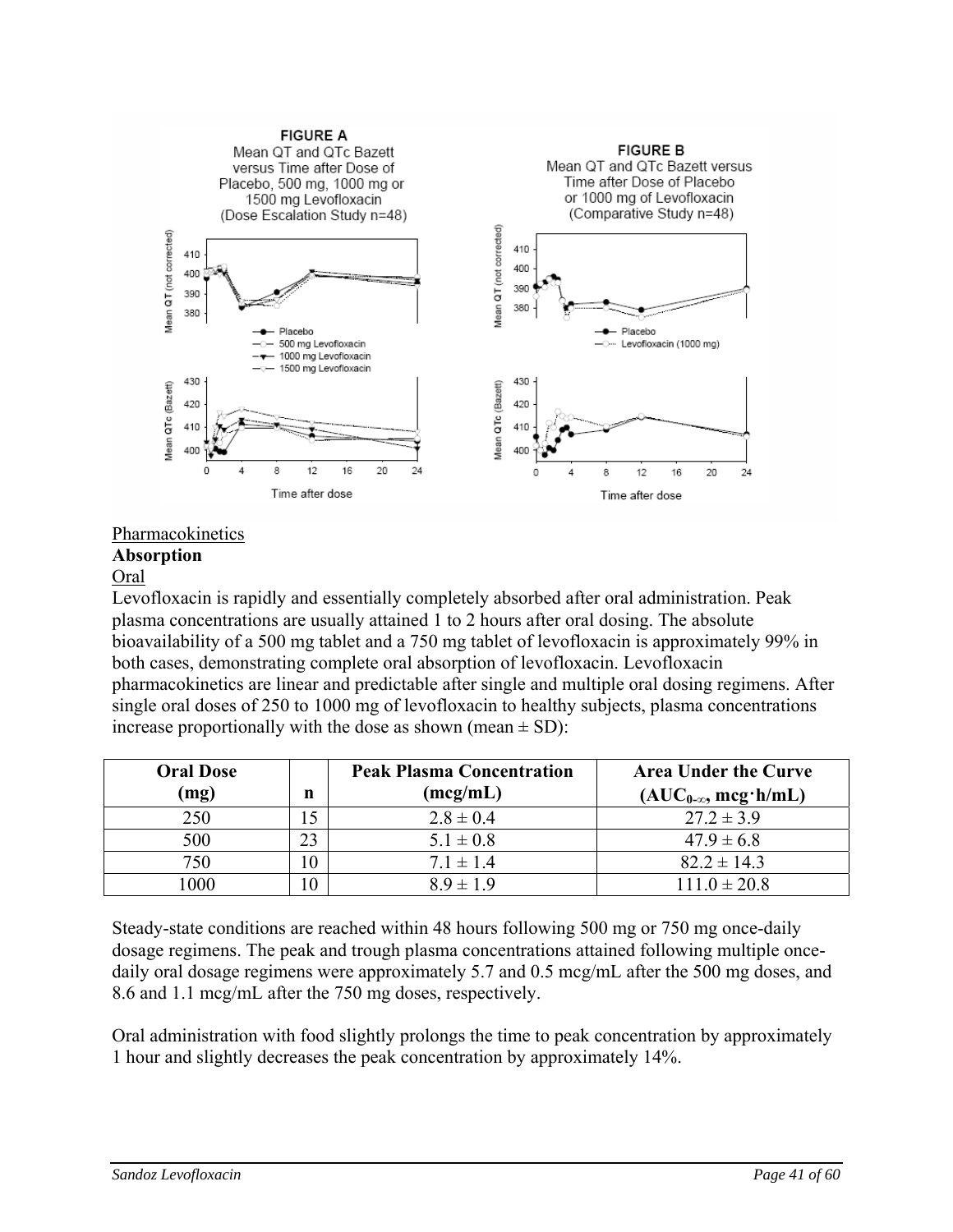**FIGURE A**
Mean QT and QTc Bazett versus Time after Dose of Placebo, 500 mg, 1000 mg or 1500 mg Levofloxacin (Dose Escalation Study n=48)

**FIGURE B**
Mean QT and QTc Bazett versus Time after Dose of Placebo or 1000 mg of Levofloxacin (Comparative Study n=48)

Pharmacokinetics

**Absorption**

Oral

Levofloxacin is rapidly and essentially completely absorbed after oral administration. Peak plasma concentrations are usually attained 1 to 2 hours after oral dosing. The absolute bioavailability of a 500 mg tablet and a 750 mg tablet of levofloxacin is approximately 99% in both cases, demonstrating complete oral absorption of levofloxacin. Levofloxacin pharmacokinetics are linear and predictable after single and multiple oral dosing regimens. After single oral doses of 250 to 1000 mg of levofloxacin to healthy subjects, plasma concentrations increase proportionally with the dose as shown (mean ± SD):

| Oral Dose (mg) | n | Peak Plasma Concentration (mcg/mL) | Area Under the Curve ($AUC_{0-\infty}$, mcg·h/mL) |
|---|---|---|---|
| 250 | 15 | 2.8 ± 0.4 | 27.2 ± 3.9 |
| 500 | 23 | 5.1 ± 0.8 | 47.9 ± 6.8 |
| 750 | 10 | 7.1 ± 1.4 | 82.2 ± 14.3 |
| 1000 | 10 | 8.9 ± 1.9 | 111.0 ± 20.8 |

Steady-state conditions are reached within 48 hours following 500 mg or 750 mg once-daily dosage regimens. The peak and trough plasma concentrations attained following multiple once-daily oral dosage regimens were approximately 5.7 and 0.5 mcg/mL after the 500 mg doses, and 8.6 and 1.1 mcg/mL after the 750 mg doses, respectively.

Oral administration with food slightly prolongs the time to peak concentration by approximately 1 hour and slightly decreases the peak concentration by approximately 14%.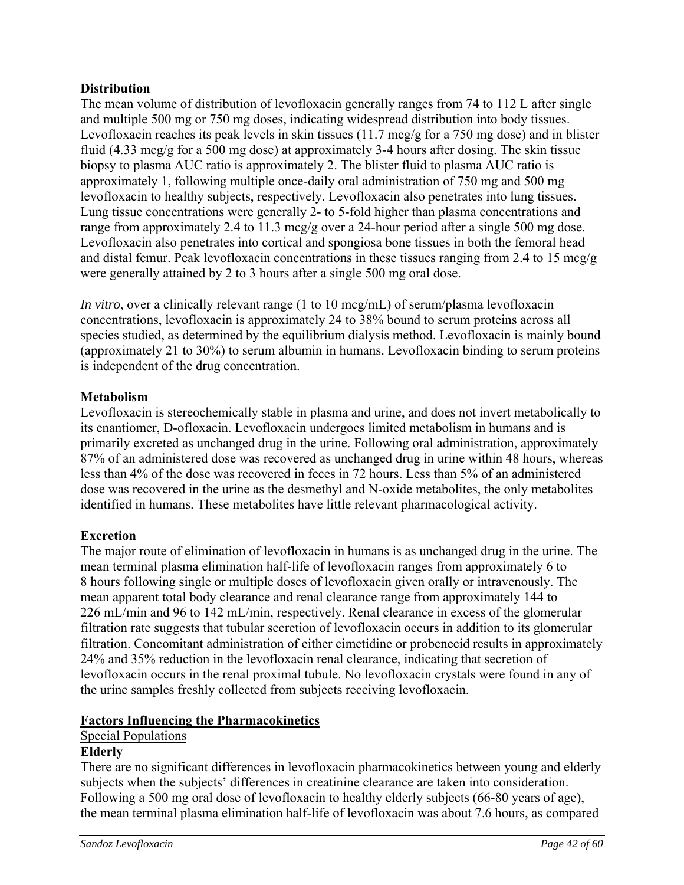**Distribution**

The mean volume of distribution of levofloxacin generally ranges from 74 to 112 L after single and multiple 500 mg or 750 mg doses, indicating widespread distribution into body tissues. Levofloxacin reaches its peak levels in skin tissues (11.7 mcg/g for a 750 mg dose) and in blister fluid (4.33 mcg/g for a 500 mg dose) at approximately 3-4 hours after dosing. The skin tissue biopsy to plasma AUC ratio is approximately 2. The blister fluid to plasma AUC ratio is approximately 1, following multiple once-daily oral administration of 750 mg and 500 mg levofloxacin to healthy subjects, respectively. Levofloxacin also penetrates into lung tissues. Lung tissue concentrations were generally 2- to 5-fold higher than plasma concentrations and range from approximately 2.4 to 11.3 mcg/g over a 24-hour period after a single 500 mg dose. Levofloxacin also penetrates into cortical and spongiosa bone tissues in both the femoral head and distal femur. Peak levofloxacin concentrations in these tissues ranging from 2.4 to 15 mcg/g were generally attained by 2 to 3 hours after a single 500 mg oral dose.

*In vitro*, over a clinically relevant range (1 to 10 mcg/mL) of serum/plasma levofloxacin concentrations, levofloxacin is approximately 24 to 38% bound to serum proteins across all species studied, as determined by the equilibrium dialysis method. Levofloxacin is mainly bound (approximately 21 to 30%) to serum albumin in humans. Levofloxacin binding to serum proteins is independent of the drug concentration.

**Metabolism**

Levofloxacin is stereochemically stable in plasma and urine, and does not invert metabolically to its enantiomer, D-ofloxacin. Levofloxacin undergoes limited metabolism in humans and is primarily excreted as unchanged drug in the urine. Following oral administration, approximately 87% of an administered dose was recovered as unchanged drug in urine within 48 hours, whereas less than 4% of the dose was recovered in feces in 72 hours. Less than 5% of an administered dose was recovered in the urine as the desmethyl and N-oxide metabolites, the only metabolites identified in humans. These metabolites have little relevant pharmacological activity.

**Excretion**

The major route of elimination of levofloxacin in humans is as unchanged drug in the urine. The mean terminal plasma elimination half-life of levofloxacin ranges from approximately 6 to 8 hours following single or multiple doses of levofloxacin given orally or intravenously. The mean apparent total body clearance and renal clearance range from approximately 144 to 226 mL/min and 96 to 142 mL/min, respectively. Renal clearance in excess of the glomerular filtration rate suggests that tubular secretion of levofloxacin occurs in addition to its glomerular filtration. Concomitant administration of either cimetidine or probenecid results in approximately 24% and 35% reduction in the levofloxacin renal clearance, indicating that secretion of levofloxacin occurs in the renal proximal tubule. No levofloxacin crystals were found in any of the urine samples freshly collected from subjects receiving levofloxacin.

**Factors Influencing the Pharmacokinetics**

Special Populations

**Elderly**

There are no significant differences in levofloxacin pharmacokinetics between young and elderly subjects when the subjects' differences in creatinine clearance are taken into consideration. Following a 500 mg oral dose of levofloxacin to healthy elderly subjects (66-80 years of age), the mean terminal plasma elimination half-life of levofloxacin was about 7.6 hours, as compared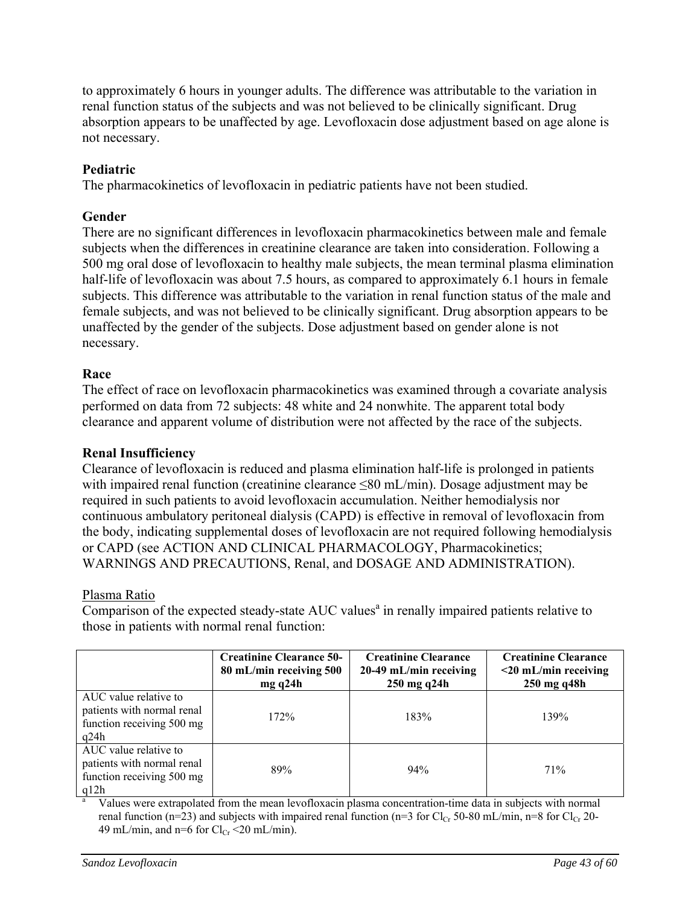to approximately 6 hours in younger adults. The difference was attributable to the variation in renal function status of the subjects and was not believed to be clinically significant. Drug absorption appears to be unaffected by age. Levofloxacin dose adjustment based on age alone is not necessary.

**Pediatric**

The pharmacokinetics of levofloxacin in pediatric patients have not been studied.

**Gender**

There are no significant differences in levofloxacin pharmacokinetics between male and female subjects when the differences in creatinine clearance are taken into consideration. Following a 500 mg oral dose of levofloxacin to healthy male subjects, the mean terminal plasma elimination half-life of levofloxacin was about 7.5 hours, as compared to approximately 6.1 hours in female subjects. This difference was attributable to the variation in renal function status of the male and female subjects, and was not believed to be clinically significant. Drug absorption appears to be unaffected by the gender of the subjects. Dose adjustment based on gender alone is not necessary.

**Race**

The effect of race on levofloxacin pharmacokinetics was examined through a covariate analysis performed on data from 72 subjects: 48 white and 24 nonwhite. The apparent total body clearance and apparent volume of distribution were not affected by the race of the subjects.

**Renal Insufficiency**

Clearance of levofloxacin is reduced and plasma elimination half-life is prolonged in patients with impaired renal function (creatinine clearance ≤80 mL/min). Dosage adjustment may be required in such patients to avoid levofloxacin accumulation. Neither hemodialysis nor continuous ambulatory peritoneal dialysis (CAPD) is effective in removal of levofloxacin from the body, indicating supplemental doses of levofloxacin are not required following hemodialysis or CAPD (see ACTION AND CLINICAL PHARMACOLOGY, Pharmacokinetics; WARNINGS AND PRECAUTIONS, Renal, and DOSAGE AND ADMINISTRATION).

Plasma Ratio

Comparison of the expected steady-state AUC values[a] in renally impaired patients relative to those in patients with normal renal function:

| | **Creatinine Clearance 50-80 mL/min receiving 500 mg q24h** | **Creatinine Clearance 20-49 mL/min receiving 250 mg q24h** | **Creatinine Clearance <20 mL/min receiving 250 mg q48h** |
|---|---|---|---|
| AUC value relative to patients with normal renal function receiving 500 mg q24h | 172% | 183% | 139% |
| AUC value relative to patients with normal renal function receiving 500 mg q12h | 89% | 94% | 71% |

[a] Values were extrapolated from the mean levofloxacin plasma concentration-time data in subjects with normal renal function (n=23) and subjects with impaired renal function (n=3 for $Cl_{Cr}$ 50-80 mL/min, n=8 for $Cl_{Cr}$ 20-49 mL/min, and n=6 for $Cl_{Cr}$ <20 mL/min).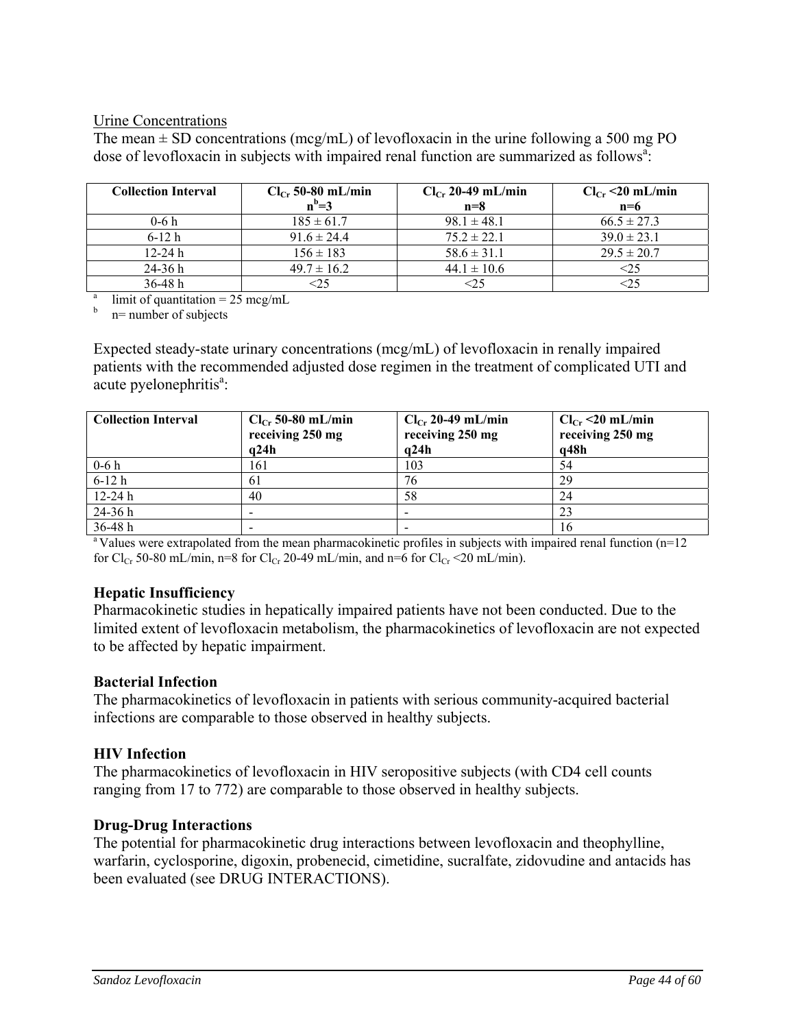Urine Concentrations

The mean ± SD concentrations (mcg/mL) of levofloxacin in the urine following a 500 mg PO dose of levofloxacin in subjects with impaired renal function are summarized as follows[a]:

| Collection Interval | $Cl_{Cr}$ 50-80 mL/min n[b]=3 | $Cl_{Cr}$ 20-49 mL/min n=8 | $Cl_{Cr}$ <20 mL/min n=6 |
|---|---|---|---|
| 0-6 h | 185 ± 61.7 | 98.1 ± 48.1 | 66.5 ± 27.3 |
| 6-12 h | 91.6 ± 24.4 | 75.2 ± 22.1 | 39.0 ± 23.1 |
| 12-24 h | 156 ± 183 | 58.6 ± 31.1 | 29.5 ± 20.7 |
| 24-36 h | 49.7 ± 16.2 | 44.1 ± 10.6 | <25 |
| 36-48 h | <25 | <25 | <25 |

[a] limit of quantitation = 25 mcg/mL
[b] n= number of subjects

Expected steady-state urinary concentrations (mcg/mL) of levofloxacin in renally impaired patients with the recommended adjusted dose regimen in the treatment of complicated UTI and acute pyelonephritis[a]:

| Collection Interval | $Cl_{Cr}$ 50-80 mL/min receiving 250 mg q24h | $Cl_{Cr}$ 20-49 mL/min receiving 250 mg q24h | $Cl_{Cr}$ <20 mL/min receiving 250 mg q48h |
|---|---|---|---|
| 0-6 h | 161 | 103 | 54 |
| 6-12 h | 61 | 76 | 29 |
| 12-24 h | 40 | 58 | 24 |
| 24-36 h | - | - | 23 |
| 36-48 h | - | - | 16 |

[a] Values were extrapolated from the mean pharmacokinetic profiles in subjects with impaired renal function (n=12 for $Cl_{Cr}$ 50-80 mL/min, n=8 for $Cl_{Cr}$ 20-49 mL/min, and n=6 for $Cl_{Cr}$ <20 mL/min).

**Hepatic Insufficiency**

Pharmacokinetic studies in hepatically impaired patients have not been conducted. Due to the limited extent of levofloxacin metabolism, the pharmacokinetics of levofloxacin are not expected to be affected by hepatic impairment.

**Bacterial Infection**

The pharmacokinetics of levofloxacin in patients with serious community-acquired bacterial infections are comparable to those observed in healthy subjects.

**HIV Infection**

The pharmacokinetics of levofloxacin in HIV seropositive subjects (with CD4 cell counts ranging from 17 to 772) are comparable to those observed in healthy subjects.

**Drug-Drug Interactions**

The potential for pharmacokinetic drug interactions between levofloxacin and theophylline, warfarin, cyclosporine, digoxin, probenecid, cimetidine, sucralfate, zidovudine and antacids has been evaluated (see DRUG INTERACTIONS).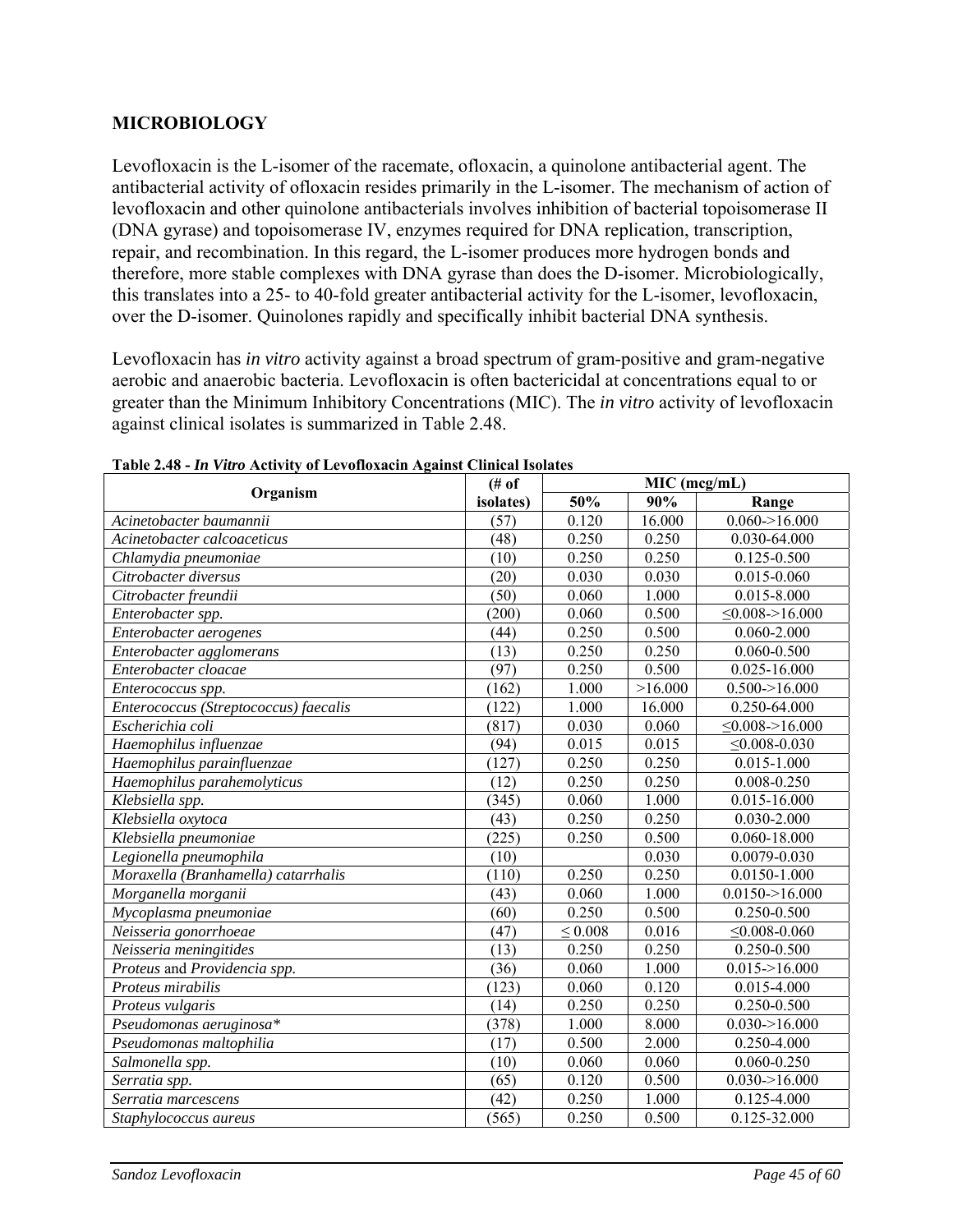## MICROBIOLOGY

Levofloxacin is the L-isomer of the racemate, ofloxacin, a quinolone antibacterial agent. The antibacterial activity of ofloxacin resides primarily in the L-isomer. The mechanism of action of levofloxacin and other quinolone antibacterials involves inhibition of bacterial topoisomerase II (DNA gyrase) and topoisomerase IV, enzymes required for DNA replication, transcription, repair, and recombination. In this regard, the L-isomer produces more hydrogen bonds and therefore, more stable complexes with DNA gyrase than does the D-isomer. Microbiologically, this translates into a 25- to 40-fold greater antibacterial activity for the L-isomer, levofloxacin, over the D-isomer. Quinolones rapidly and specifically inhibit bacterial DNA synthesis.

Levofloxacin has *in vitro* activity against a broad spectrum of gram-positive and gram-negative aerobic and anaerobic bacteria. Levofloxacin is often bactericidal at concentrations equal to or greater than the Minimum Inhibitory Concentrations (MIC). The *in vitro* activity of levofloxacin against clinical isolates is summarized in Table 2.48.

**Table 2.48 - *In Vitro* Activity of Levofloxacin Against Clinical Isolates**

| Organism | (# of isolates) | MIC (mcg/mL) | | |
|---|---|---|---|---|
| | | 50% | 90% | Range |
| *Acinetobacter baumannii* | (57) | 0.120 | 16.000 | 0.060->16.000 |
| *Acinetobacter calcoaceticus* | (48) | 0.250 | 0.250 | 0.030-64.000 |
| *Chlamydia pneumoniae* | (10) | 0.250 | 0.250 | 0.125-0.500 |
| *Citrobacter diversus* | (20) | 0.030 | 0.030 | 0.015-0.060 |
| *Citrobacter freundii* | (50) | 0.060 | 1.000 | 0.015-8.000 |
| *Enterobacter spp.* | (200) | 0.060 | 0.500 | ≤0.008->16.000 |
| *Enterobacter aerogenes* | (44) | 0.250 | 0.500 | 0.060-2.000 |
| *Enterobacter agglomerans* | (13) | 0.250 | 0.250 | 0.060-0.500 |
| *Enterobacter cloacae* | (97) | 0.250 | 0.500 | 0.025-16.000 |
| *Enterococcus spp.* | (162) | 1.000 | >16.000 | 0.500->16.000 |
| *Enterococcus (Streptococcus) faecalis* | (122) | 1.000 | 16.000 | 0.250-64.000 |
| *Escherichia coli* | (817) | 0.030 | 0.060 | ≤0.008->16.000 |
| *Haemophilus influenzae* | (94) | 0.015 | 0.015 | ≤0.008-0.030 |
| *Haemophilus parainfluenzae* | (127) | 0.250 | 0.250 | 0.015-1.000 |
| *Haemophilus parahemolyticus* | (12) | 0.250 | 0.250 | 0.008-0.250 |
| *Klebsiella spp.* | (345) | 0.060 | 1.000 | 0.015-16.000 |
| *Klebsiella oxytoca* | (43) | 0.250 | 0.250 | 0.030-2.000 |
| *Klebsiella pneumoniae* | (225) | 0.250 | 0.500 | 0.060-18.000 |
| *Legionella pneumophila* | (10) | | 0.030 | 0.0079-0.030 |
| *Moraxella (Branhamella) catarrhalis* | (110) | 0.250 | 0.250 | 0.0150-1.000 |
| *Morganella morganii* | (43) | 0.060 | 1.000 | 0.0150->16.000 |
| *Mycoplasma pneumoniae* | (60) | 0.250 | 0.500 | 0.250-0.500 |
| *Neisseria gonorrhoeae* | (47) | ≤ 0.008 | 0.016 | ≤0.008-0.060 |
| *Neisseria meningitides* | (13) | 0.250 | 0.250 | 0.250-0.500 |
| *Proteus* and *Providencia spp.* | (36) | 0.060 | 1.000 | 0.015->16.000 |
| *Proteus mirabilis* | (123) | 0.060 | 0.120 | 0.015-4.000 |
| *Proteus vulgaris* | (14) | 0.250 | 0.250 | 0.250-0.500 |
| *Pseudomonas aeruginosa** | (378) | 1.000 | 8.000 | 0.030->16.000 |
| *Pseudomonas maltophilia* | (17) | 0.500 | 2.000 | 0.250-4.000 |
| *Salmonella spp.* | (10) | 0.060 | 0.060 | 0.060-0.250 |
| *Serratia spp.* | (65) | 0.120 | 0.500 | 0.030->16.000 |
| *Serratia marcescens* | (42) | 0.250 | 1.000 | 0.125-4.000 |
| *Staphylococcus aureus* | (565) | 0.250 | 0.500 | 0.125-32.000 |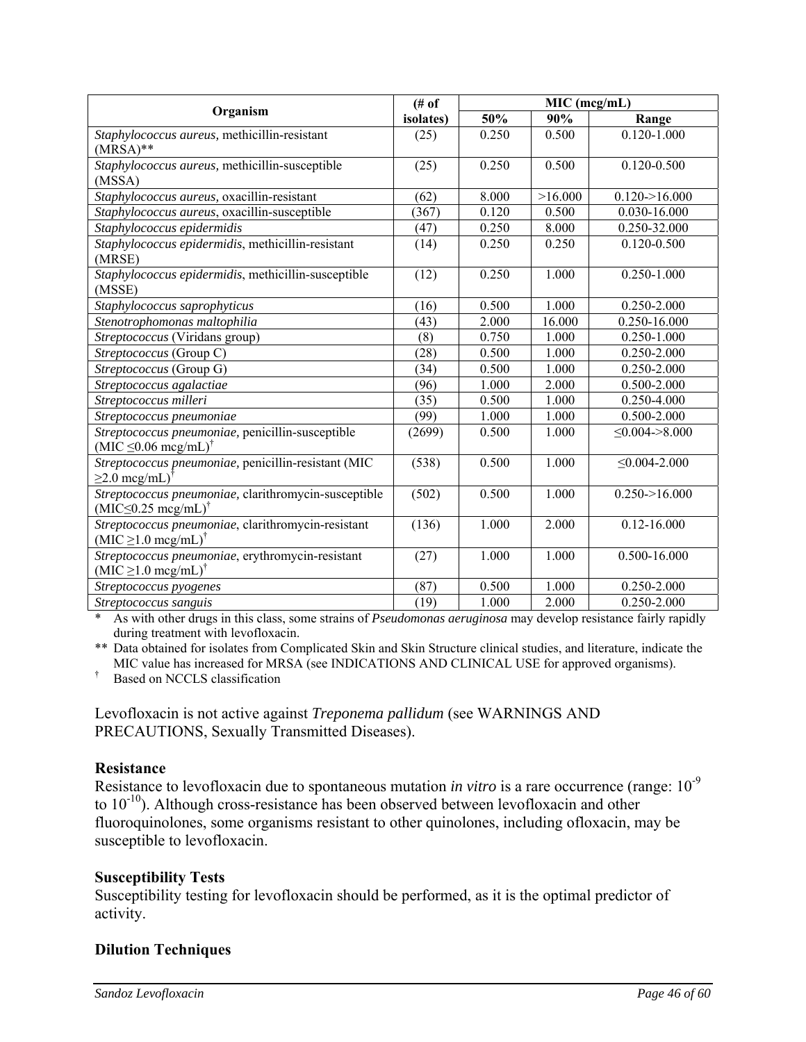| Organism | (# of isolates) | MIC (mcg/mL) | | |
|---|---|---|---|---|
| | | 50% | 90% | Range |
| *Staphylococcus aureus,* methicillin-resistant (MRSA)** | (25) | 0.250 | 0.500 | 0.120-1.000 |
| *Staphylococcus aureus,* methicillin-susceptible (MSSA) | (25) | 0.250 | 0.500 | 0.120-0.500 |
| *Staphylococcus aureus,* oxacillin-resistant | (62) | 8.000 | >16.000 | 0.120->16.000 |
| *Staphylococcus aureus*, oxacillin-susceptible | (367) | 0.120 | 0.500 | 0.030-16.000 |
| *Staphylococcus epidermidis* | (47) | 0.250 | 8.000 | 0.250-32.000 |
| *Staphylococcus epidermidis*, methicillin-resistant (MRSE) | (14) | 0.250 | 0.250 | 0.120-0.500 |
| *Staphylococcus epidermidis*, methicillin-susceptible (MSSE) | (12) | 0.250 | 1.000 | 0.250-1.000 |
| *Staphylococcus saprophyticus* | (16) | 0.500 | 1.000 | 0.250-2.000 |
| *Stenotrophomonas maltophilia* | (43) | 2.000 | 16.000 | 0.250-16.000 |
| *Streptococcus* (Viridans group) | (8) | 0.750 | 1.000 | 0.250-1.000 |
| *Streptococcus* (Group C) | (28) | 0.500 | 1.000 | 0.250-2.000 |
| *Streptococcus* (Group G) | (34) | 0.500 | 1.000 | 0.250-2.000 |
| *Streptococcus agalactiae* | (96) | 1.000 | 2.000 | 0.500-2.000 |
| *Streptococcus milleri* | (35) | 0.500 | 1.000 | 0.250-4.000 |
| *Streptococcus pneumoniae* | (99) | 1.000 | 1.000 | 0.500-2.000 |
| *Streptococcus pneumoniae,* penicillin-susceptible (MIC ≤0.06 mcg/mL)† | (2699) | 0.500 | 1.000 | ≤0.004->8.000 |
| *Streptococcus pneumoniae,* penicillin-resistant (MIC ≥2.0 mcg/mL)† | (538) | 0.500 | 1.000 | ≤0.004-2.000 |
| *Streptococcus pneumoniae,* clarithromycin-susceptible (MIC≤0.25 mcg/mL)† | (502) | 0.500 | 1.000 | 0.250->16.000 |
| *Streptococcus pneumoniae,* clarithromycin-resistant (MIC ≥1.0 mcg/mL)† | (136) | 1.000 | 2.000 | 0.12-16.000 |
| *Streptococcus pneumoniae*, erythromycin-resistant (MIC ≥1.0 mcg/mL)† | (27) | 1.000 | 1.000 | 0.500-16.000 |
| *Streptococcus pyogenes* | (87) | 0.500 | 1.000 | 0.250-2.000 |
| *Streptococcus sanguis* | (19) | 1.000 | 2.000 | 0.250-2.000 |

\* As with other drugs in this class, some strains of *Pseudomonas aeruginosa* may develop resistance fairly rapidly during treatment with levofloxacin.

** Data obtained for isolates from Complicated Skin and Skin Structure clinical studies, and literature, indicate the MIC value has increased for MRSA (see INDICATIONS AND CLINICAL USE for approved organisms).

† Based on NCCLS classification

Levofloxacin is not active against *Treponema pallidum* (see WARNINGS AND PRECAUTIONS, Sexually Transmitted Diseases).

**Resistance**

Resistance to levofloxacin due to spontaneous mutation *in vitro* is a rare occurrence (range: $10^{-9}$ to $10^{-10}$). Although cross-resistance has been observed between levofloxacin and other fluoroquinolones, some organisms resistant to other quinolones, including ofloxacin, may be susceptible to levofloxacin.

**Susceptibility Tests**

Susceptibility testing for levofloxacin should be performed, as it is the optimal predictor of activity.

**Dilution Techniques**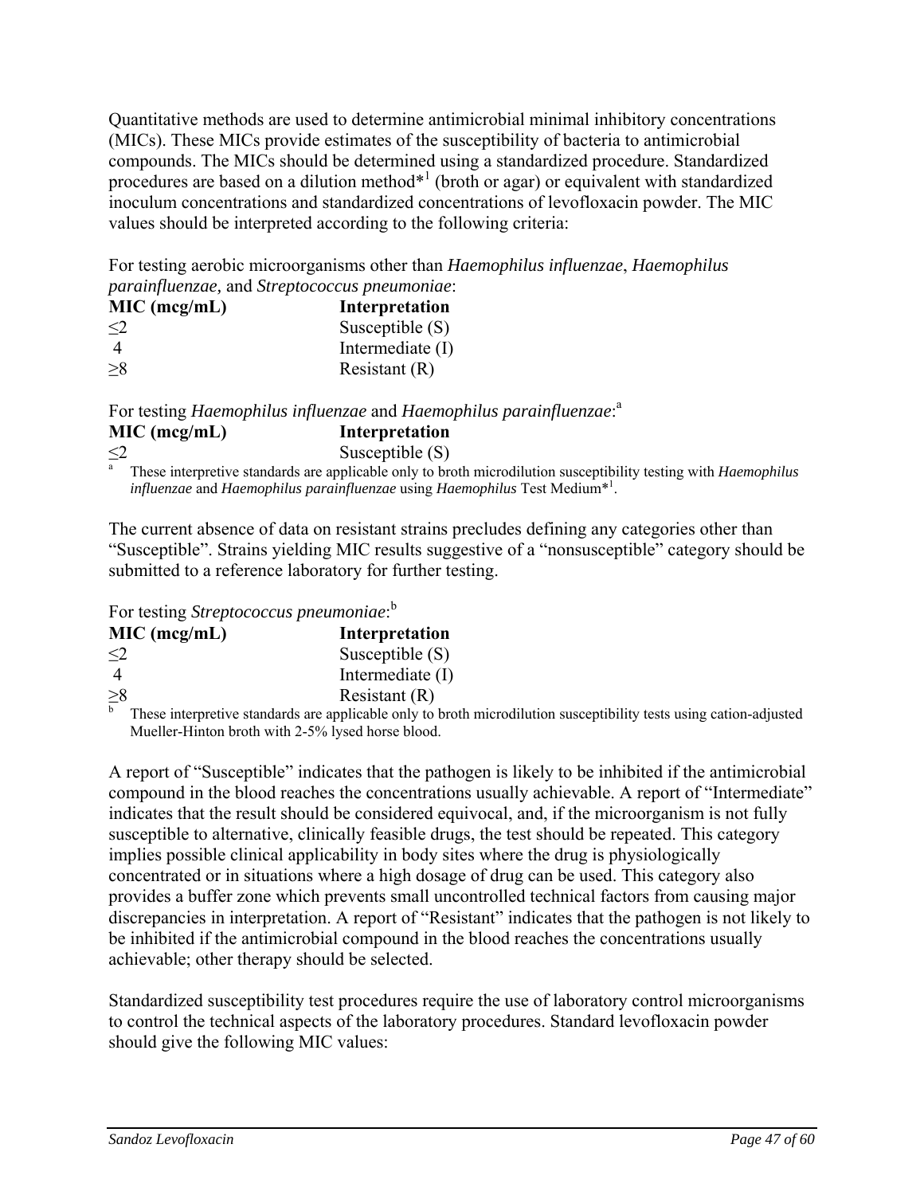Quantitative methods are used to determine antimicrobial minimal inhibitory concentrations (MICs). These MICs provide estimates of the susceptibility of bacteria to antimicrobial compounds. The MICs should be determined using a standardized procedure. Standardized procedures are based on a dilution method*[1] (broth or agar) or equivalent with standardized inoculum concentrations and standardized concentrations of levofloxacin powder. The MIC values should be interpreted according to the following criteria:

For testing aerobic microorganisms other than *Haemophilus influenzae*, *Haemophilus parainfluenzae,* and *Streptococcus pneumoniae*:

| MIC (mcg/mL) | Interpretation |
|---|---|
| ≤2 | Susceptible (S) |
| 4 | Intermediate (I) |
| ≥8 | Resistant (R) |

For testing *Haemophilus influenzae* and *Haemophilus parainfluenzae*:[a]

| MIC (mcg/mL) | Interpretation |
|---|---|
| ≤2 | Susceptible (S) |

[a] These interpretive standards are applicable only to broth microdilution susceptibility testing with *Haemophilus influenzae* and *Haemophilus parainfluenzae* using *Haemophilus* Test Medium*[1].

The current absence of data on resistant strains precludes defining any categories other than "Susceptible". Strains yielding MIC results suggestive of a "nonsusceptible" category should be submitted to a reference laboratory for further testing.

For testing *Streptococcus pneumoniae*:[b]

| MIC (mcg/mL) | Interpretation |
|---|---|
| ≤2 | Susceptible (S) |
| 4 | Intermediate (I) |
| ≥8 | Resistant (R) |

[b] These interpretive standards are applicable only to broth microdilution susceptibility tests using cation-adjusted Mueller-Hinton broth with 2-5% lysed horse blood.

A report of "Susceptible" indicates that the pathogen is likely to be inhibited if the antimicrobial compound in the blood reaches the concentrations usually achievable. A report of "Intermediate" indicates that the result should be considered equivocal, and, if the microorganism is not fully susceptible to alternative, clinically feasible drugs, the test should be repeated. This category implies possible clinical applicability in body sites where the drug is physiologically concentrated or in situations where a high dosage of drug can be used. This category also provides a buffer zone which prevents small uncontrolled technical factors from causing major discrepancies in interpretation. A report of "Resistant" indicates that the pathogen is not likely to be inhibited if the antimicrobial compound in the blood reaches the concentrations usually achievable; other therapy should be selected.

Standardized susceptibility test procedures require the use of laboratory control microorganisms to control the technical aspects of the laboratory procedures. Standard levofloxacin powder should give the following MIC values: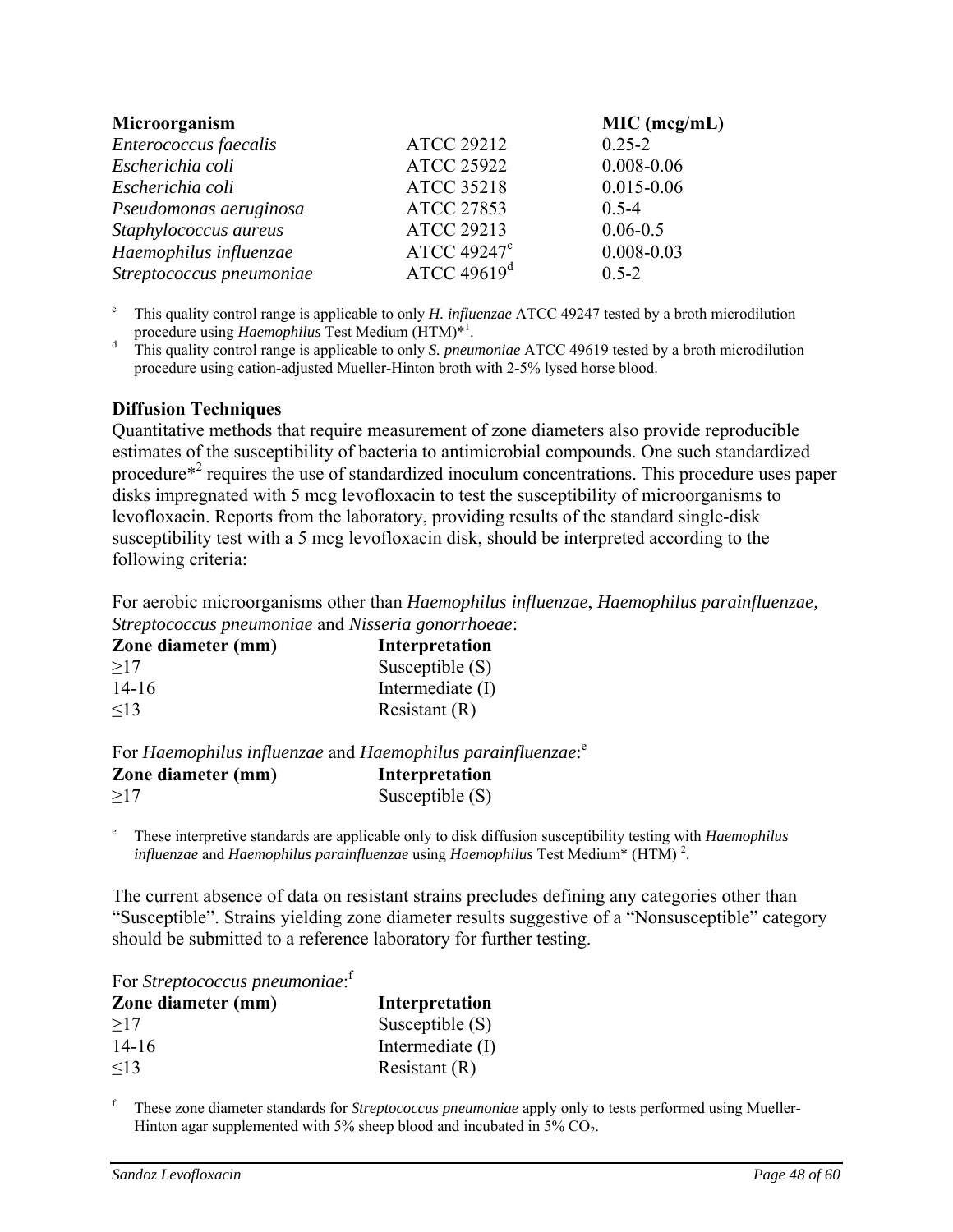| Microorganism | | MIC (mcg/mL) |
|---|---|---|
| *Enterococcus faecalis* | ATCC 29212 | 0.25-2 |
| *Escherichia coli* | ATCC 25922 | 0.008-0.06 |
| *Escherichia coli* | ATCC 35218 | 0.015-0.06 |
| *Pseudomonas aeruginosa* | ATCC 27853 | 0.5-4 |
| *Staphylococcus aureus* | ATCC 29213 | 0.06-0.5 |
| *Haemophilus influenzae* | ATCC 49247[c] | 0.008-0.03 |
| *Streptococcus pneumoniae* | ATCC 49619[d] | 0.5-2 |

[c] This quality control range is applicable to only *H. influenzae* ATCC 49247 tested by a broth microdilution procedure using *Haemophilus* Test Medium (HTM)*[1].

[d] This quality control range is applicable to only *S. pneumoniae* ATCC 49619 tested by a broth microdilution procedure using cation-adjusted Mueller-Hinton broth with 2-5% lysed horse blood.

**Diffusion Techniques**

Quantitative methods that require measurement of zone diameters also provide reproducible estimates of the susceptibility of bacteria to antimicrobial compounds. One such standardized procedure*[2] requires the use of standardized inoculum concentrations. This procedure uses paper disks impregnated with 5 mcg levofloxacin to test the susceptibility of microorganisms to levofloxacin. Reports from the laboratory, providing results of the standard single-disk susceptibility test with a 5 mcg levofloxacin disk, should be interpreted according to the following criteria:

For aerobic microorganisms other than *Haemophilus influenzae*, *Haemophilus parainfluenzae, Streptococcus pneumoniae* and *Nisseria gonorrhoeae*:

| Zone diameter (mm) | Interpretation |
|---|---|
| ≥17 | Susceptible (S) |
| 14-16 | Intermediate (I) |
| ≤13 | Resistant (R) |

For *Haemophilus influenzae* and *Haemophilus parainfluenzae*:[e]

| Zone diameter (mm) | Interpretation |
|---|---|
| ≥17 | Susceptible (S) |

[e] These interpretive standards are applicable only to disk diffusion susceptibility testing with *Haemophilus influenzae* and *Haemophilus parainfluenzae* using *Haemophilus* Test Medium* (HTM) [2].

The current absence of data on resistant strains precludes defining any categories other than "Susceptible". Strains yielding zone diameter results suggestive of a "Nonsusceptible" category should be submitted to a reference laboratory for further testing.

For *Streptococcus pneumoniae*:[f]

| Zone diameter (mm) | Interpretation |
|---|---|
| ≥17 | Susceptible (S) |
| 14-16 | Intermediate (I) |
| ≤13 | Resistant (R) |

[f] These zone diameter standards for *Streptococcus pneumoniae* apply only to tests performed using Mueller-Hinton agar supplemented with 5% sheep blood and incubated in 5% $CO_2$.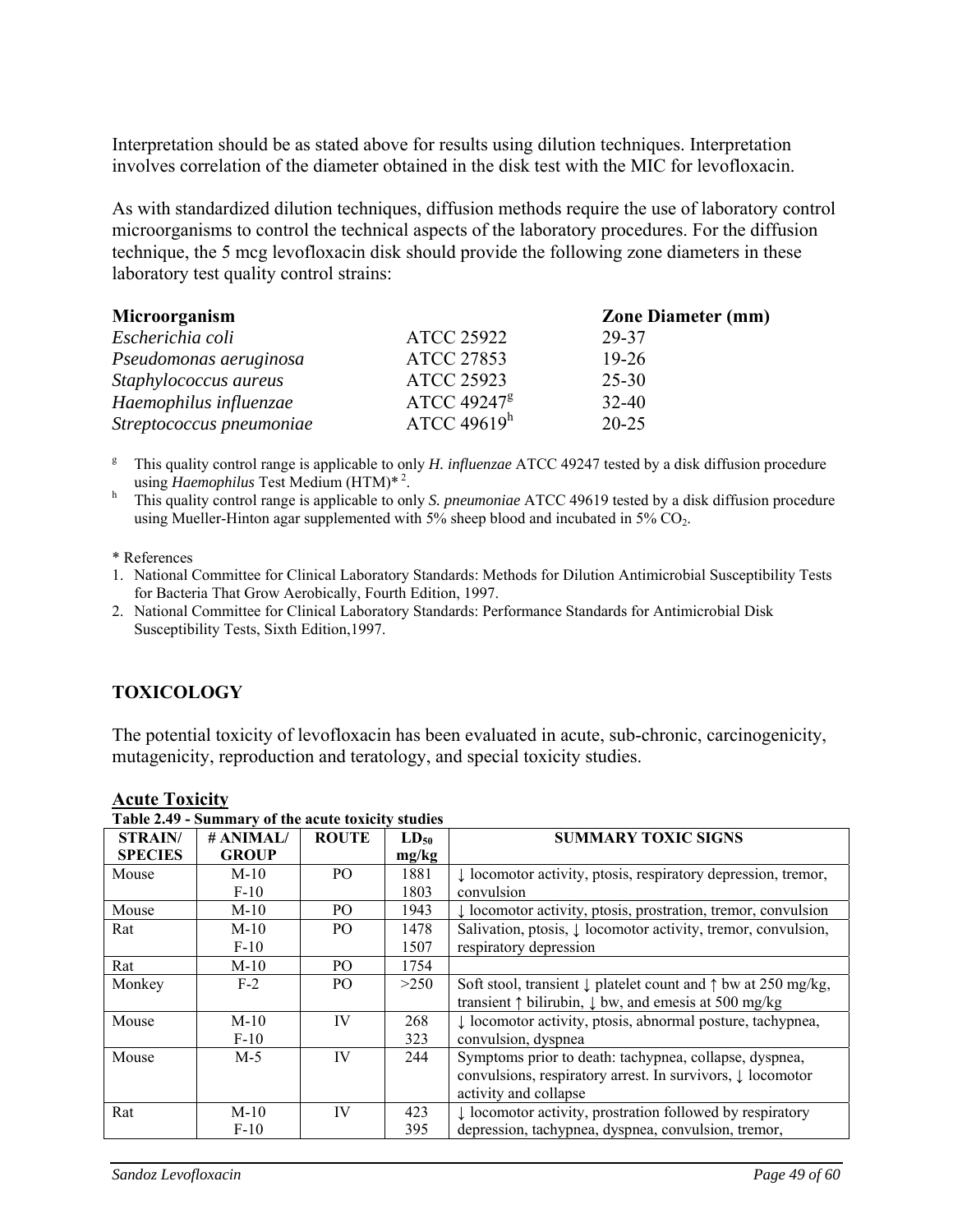Interpretation should be as stated above for results using dilution techniques. Interpretation involves correlation of the diameter obtained in the disk test with the MIC for levofloxacin.

As with standardized dilution techniques, diffusion methods require the use of laboratory control microorganisms to control the technical aspects of the laboratory procedures. For the diffusion technique, the 5 mcg levofloxacin disk should provide the following zone diameters in these laboratory test quality control strains:

| Microorganism | | Zone Diameter (mm) |
|---|---|---|
| *Escherichia coli* | ATCC 25922 | 29-37 |
| *Pseudomonas aeruginosa* | ATCC 27853 | 19-26 |
| *Staphylococcus aureus* | ATCC 25923 | 25-30 |
| *Haemophilus influenzae* | ATCC 49247[g] | 32-40 |
| *Streptococcus pneumoniae* | ATCC 49619[h] | 20-25 |

[g] This quality control range is applicable to only *H. influenzae* ATCC 49247 tested by a disk diffusion procedure using *Haemophilus* Test Medium (HTM)* [2].

[h] This quality control range is applicable to only *S. pneumoniae* ATCC 49619 tested by a disk diffusion procedure using Mueller-Hinton agar supplemented with 5% sheep blood and incubated in 5% $CO_2$.

\* References

1. National Committee for Clinical Laboratory Standards: Methods for Dilution Antimicrobial Susceptibility Tests for Bacteria That Grow Aerobically, Fourth Edition, 1997.
2. National Committee for Clinical Laboratory Standards: Performance Standards for Antimicrobial Disk Susceptibility Tests, Sixth Edition,1997.

## TOXICOLOGY

The potential toxicity of levofloxacin has been evaluated in acute, sub-chronic, carcinogenicity, mutagenicity, reproduction and teratology, and special toxicity studies.

### Acute Toxicity

**Table 2.49 - Summary of the acute toxicity studies**

| STRAIN/ SPECIES | # ANIMAL/ GROUP | ROUTE | $LD_{50}$ mg/kg | SUMMARY TOXIC SIGNS |
|---|---|---|---|---|
| Mouse | M-10<br>F-10 | PO | 1881<br>1803 | ↓ locomotor activity, ptosis, respiratory depression, tremor, convulsion |
| Mouse | M-10 | PO | 1943 | ↓ locomotor activity, ptosis, prostration, tremor, convulsion |
| Rat | M-10<br>F-10 | PO | 1478<br>1507 | Salivation, ptosis, ↓ locomotor activity, tremor, convulsion, respiratory depression |
| Rat | M-10 | PO | 1754 | |
| Monkey | F-2 | PO | >250 | Soft stool, transient ↓ platelet count and ↑ bw at 250 mg/kg, transient ↑ bilirubin, ↓ bw, and emesis at 500 mg/kg |
| Mouse | M-10<br>F-10 | IV | 268<br>323 | ↓ locomotor activity, ptosis, abnormal posture, tachypnea, convulsion, dyspnea |
| Mouse | M-5 | IV | 244 | Symptoms prior to death: tachypnea, collapse, dyspnea, convulsions, respiratory arrest. In survivors, ↓ locomotor activity and collapse |
| Rat | M-10<br>F-10 | IV | 423<br>395 | ↓ locomotor activity, prostration followed by respiratory depression, tachypnea, dyspnea, convulsion, tremor, |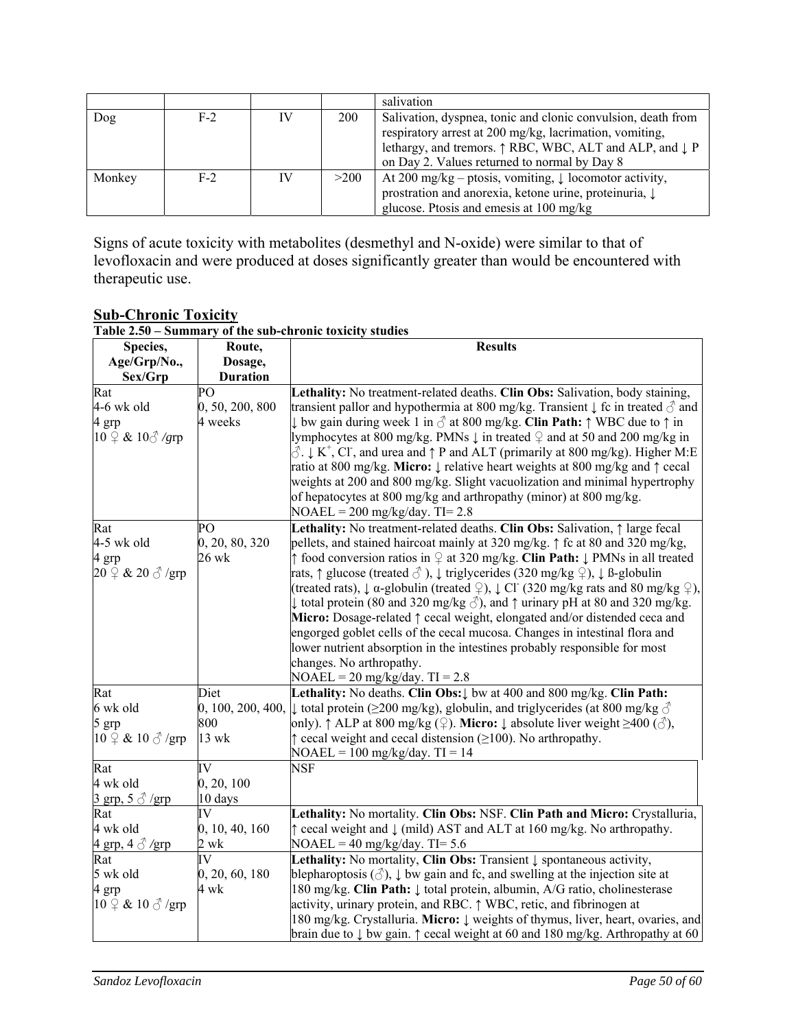| | | | | salivation |
|---|---|---|---|---|
| Dog | F-2 | IV | 200 | Salivation, dyspnea, tonic and clonic convulsion, death from respiratory arrest at 200 mg/kg, lacrimation, vomiting, lethargy, and tremors. ↑ RBC, WBC, ALT and ALP, and ↓ P on Day 2. Values returned to normal by Day 8 |
| Monkey | F-2 | IV | >200 | At 200 mg/kg – ptosis, vomiting, ↓ locomotor activity, prostration and anorexia, ketone urine, proteinuria, ↓ glucose. Ptosis and emesis at 100 mg/kg |

Signs of acute toxicity with metabolites (desmethyl and N-oxide) were similar to that of levofloxacin and were produced at doses significantly greater than would be encountered with therapeutic use.

## Sub-Chronic Toxicity

**Table 2.50 – Summary of the sub-chronic toxicity studies**

| Species, Age/Grp/No., Sex/Grp | Route, Dosage, Duration | Results |
|---|---|---|
| Rat<br>4-6 wk old<br>4 grp<br>10 ♀ & 10♂ /grp | PO<br>0, 50, 200, 800<br>4 weeks | **Lethality:** No treatment-related deaths. **Clin Obs:** Salivation, body staining, transient pallor and hypothermia at 800 mg/kg. Transient ↓ fc in treated ♂ and ↓ bw gain during week 1 in ♂ at 800 mg/kg. **Clin Path:** ↑ WBC due to ↑ in lymphocytes at 800 mg/kg. PMNs ↓ in treated ♀ and at 50 and 200 mg/kg in ♂. ↓ $K^+$, $Cl^-$, and urea and ↑ P and ALT (primarily at 800 mg/kg). Higher M:E ratio at 800 mg/kg. **Micro:** ↓ relative heart weights at 800 mg/kg and ↑ cecal weights at 200 and 800 mg/kg. Slight vacuolization and minimal hypertrophy of hepatocytes at 800 mg/kg and arthropathy (minor) at 800 mg/kg.<br>NOAEL = 200 mg/kg/day. TI= 2.8 |
| Rat<br>4-5 wk old<br>4 grp<br>20 ♀ & 20 ♂ /grp | PO<br>0, 20, 80, 320<br>26 wk | **Lethality:** No treatment-related deaths. **Clin Obs:** Salivation, ↑ large fecal pellets, and stained haircoat mainly at 320 mg/kg. ↑ fc at 80 and 320 mg/kg, ↑ food conversion ratios in ♀ at 320 mg/kg. **Clin Path:** ↓ PMNs in all treated rats, ↑ glucose (treated ♂ ), ↓ triglycerides (320 mg/kg ♀), ↓ ß-globulin (treated rats), ↓ α-globulin (treated ♀), ↓ $Cl^-$ (320 mg/kg rats and 80 mg/kg ♀), ↓ total protein (80 and 320 mg/kg ♂), and ↑ urinary pH at 80 and 320 mg/kg. **Micro:** Dosage-related ↑ cecal weight, elongated and/or distended ceca and engorged goblet cells of the cecal mucosa. Changes in intestinal flora and lower nutrient absorption in the intestines probably responsible for most changes. No arthropathy.<br>NOAEL = 20 mg/kg/day. TI = 2.8 |
| Rat<br>6 wk old<br>5 grp<br>10 ♀ & 10 ♂ /grp | Diet<br>0, 100, 200, 400, 800<br>13 wk | **Lethality:** No deaths. **Clin Obs:**↓ bw at 400 and 800 mg/kg. **Clin Path:** ↓ total protein (≥200 mg/kg), globulin, and triglycerides (at 800 mg/kg ♂ only). ↑ ALP at 800 mg/kg (♀). **Micro:** ↓ absolute liver weight ≥400 (♂), ↑ cecal weight and cecal distension (≥100). No arthropathy.<br>NOAEL = 100 mg/kg/day. TI = 14 |
| Rat<br>4 wk old<br>3 grp, 5 ♂ /grp | IV<br>0, 20, 100<br>10 days | NSF |
| Rat<br>4 wk old<br>4 grp, 4 ♂ /grp | IV<br>0, 10, 40, 160<br>2 wk | **Lethality:** No mortality. **Clin Obs:** NSF. **Clin Path and Micro:** Crystalluria, ↑ cecal weight and ↓ (mild) AST and ALT at 160 mg/kg. No arthropathy.<br>NOAEL = 40 mg/kg/day. TI= 5.6 |
| Rat<br>5 wk old<br>4 grp<br>10 ♀ & 10 ♂ /grp | IV<br>0, 20, 60, 180<br>4 wk | **Lethality:** No mortality, **Clin Obs:** Transient ↓ spontaneous activity, blepharoptosis (♂), ↓ bw gain and fc, and swelling at the injection site at 180 mg/kg. **Clin Path:** ↓ total protein, albumin, A/G ratio, cholinesterase activity, urinary protein, and RBC. ↑ WBC, retic, and fibrinogen at 180 mg/kg. Crystalluria. **Micro:** ↓ weights of thymus, liver, heart, ovaries, and brain due to ↓ bw gain. ↑ cecal weight at 60 and 180 mg/kg. Arthropathy at 60 |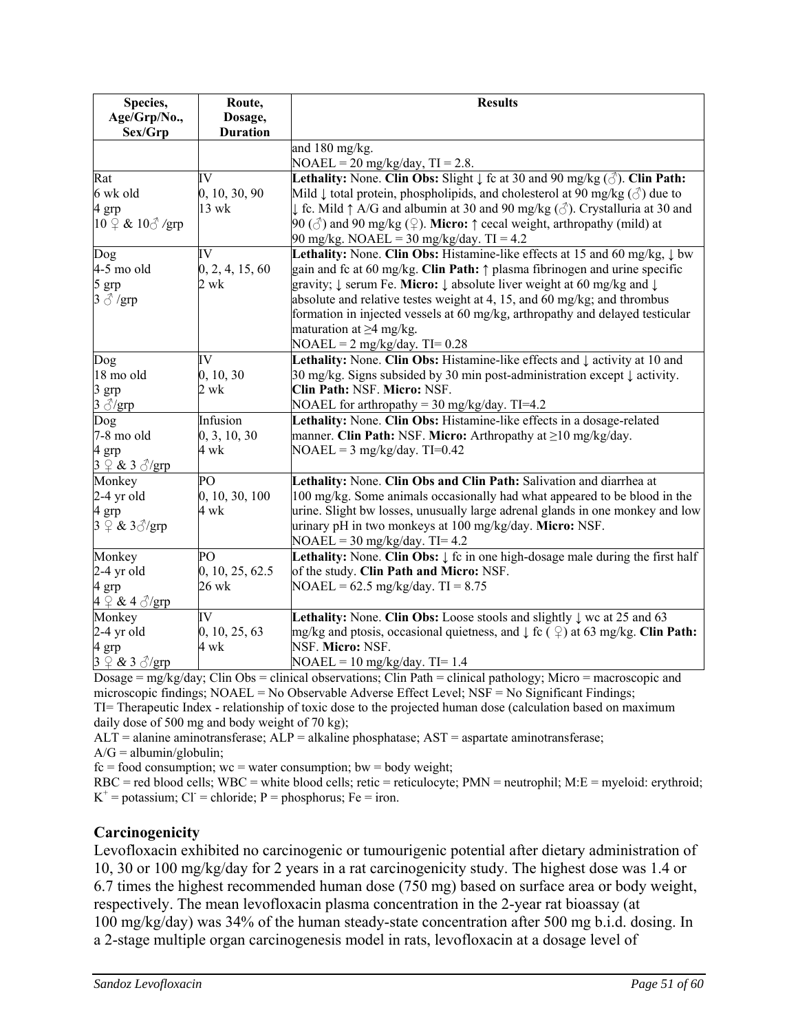| Species, Age/Grp/No., Sex/Grp | Route, Dosage, Duration | Results |
|---|---|---|
| | | and 180 mg/kg.<br>NOAEL = 20 mg/kg/day, TI = 2.8. |
| Rat<br>6 wk old<br>4 grp<br>10 ♀ & 10♂ /grp | IV<br>0, 10, 30, 90<br>13 wk | **Lethality:** None. **Clin Obs:** Slight ↓ fc at 30 and 90 mg/kg (♂). **Clin Path:** Mild ↓ total protein, phospholipids, and cholesterol at 90 mg/kg (♂) due to ↓ fc. Mild ↑ A/G and albumin at 30 and 90 mg/kg (♂). Crystalluria at 30 and 90 (♂) and 90 mg/kg (♀). **Micro:** ↑ cecal weight, arthropathy (mild) at 90 mg/kg. NOAEL = 30 mg/kg/day. TI = 4.2 |
| Dog<br>4-5 mo old<br>5 grp<br>3 ♂ /grp | IV<br>0, 2, 4, 15, 60<br>2 wk | **Lethality:** None. **Clin Obs:** Histamine-like effects at 15 and 60 mg/kg, ↓ bw gain and fc at 60 mg/kg. **Clin Path:** ↑ plasma fibrinogen and urine specific gravity; ↓ serum Fe. **Micro:** ↓ absolute liver weight at 60 mg/kg and ↓ absolute and relative testes weight at 4, 15, and 60 mg/kg; and thrombus formation in injected vessels at 60 mg/kg, arthropathy and delayed testicular maturation at ≥4 mg/kg.<br>NOAEL = 2 mg/kg/day. TI= 0.28 |
| Dog<br>18 mo old<br>3 grp<br>3 ♂/grp | IV<br>0, 10, 30<br>2 wk | **Lethality:** None. **Clin Obs:** Histamine-like effects and ↓ activity at 10 and 30 mg/kg. Signs subsided by 30 min post-administration except ↓ activity. **Clin Path:** NSF. **Micro:** NSF.<br>NOAEL for arthropathy = 30 mg/kg/day. TI=4.2 |
| Dog<br>7-8 mo old<br>4 grp<br>3 ♀ & 3 ♂/grp | Infusion<br>0, 3, 10, 30<br>4 wk | **Lethality:** None. **Clin Obs:** Histamine-like effects in a dosage-related manner. **Clin Path:** NSF. **Micro:** Arthropathy at ≥10 mg/kg/day.<br>NOAEL = 3 mg/kg/day. TI=0.42 |
| Monkey<br>2-4 yr old<br>4 grp<br>3 ♀ & 3♂/grp | PO<br>0, 10, 30, 100<br>4 wk | **Lethality:** None. **Clin Obs and Clin Path:** Salivation and diarrhea at 100 mg/kg. Some animals occasionally had what appeared to be blood in the urine. Slight bw losses, unusually large adrenal glands in one monkey and low urinary pH in two monkeys at 100 mg/kg/day. **Micro:** NSF.<br>NOAEL = 30 mg/kg/day. TI= 4.2 |
| Monkey<br>2-4 yr old<br>4 grp<br>4 ♀ & 4 ♂/grp | PO<br>0, 10, 25, 62.5<br>26 wk | **Lethality:** None. **Clin Obs:** ↓ fc in one high-dosage male during the first half of the study. **Clin Path and Micro:** NSF.<br>NOAEL = 62.5 mg/kg/day. TI = 8.75 |
| Monkey<br>2-4 yr old<br>4 grp<br>3 ♀ & 3 ♂/grp | IV<br>0, 10, 25, 63<br>4 wk | **Lethality:** None. **Clin Obs:** Loose stools and slightly ↓ wc at 25 and 63 mg/kg and ptosis, occasional quietness, and ↓ fc (♀) at 63 mg/kg. **Clin Path:** NSF. **Micro:** NSF.<br>NOAEL = 10 mg/kg/day. TI= 1.4 |

Dosage = mg/kg/day; Clin Obs = clinical observations; Clin Path = clinical pathology; Micro = macroscopic and microscopic findings; NOAEL = No Observable Adverse Effect Level; NSF = No Significant Findings;
TI= Therapeutic Index - relationship of toxic dose to the projected human dose (calculation based on maximum daily dose of 500 mg and body weight of 70 kg);
ALT = alanine aminotransferase; ALP = alkaline phosphatase; AST = aspartate aminotransferase;
A/G = albumin/globulin;
fc = food consumption; wc = water consumption; bw = body weight;
RBC = red blood cells; WBC = white blood cells; retic = reticulocyte; PMN = neutrophil; M:E = myeloid: erythroid; $K^+$ = potassium; $Cl^-$ = chloride; P = phosphorus; Fe = iron.

### Carcinogenicity

Levofloxacin exhibited no carcinogenic or tumourigenic potential after dietary administration of 10, 30 or 100 mg/kg/day for 2 years in a rat carcinogenicity study. The highest dose was 1.4 or 6.7 times the highest recommended human dose (750 mg) based on surface area or body weight, respectively. The mean levofloxacin plasma concentration in the 2-year rat bioassay (at 100 mg/kg/day) was 34% of the human steady-state concentration after 500 mg b.i.d. dosing. In a 2-stage multiple organ carcinogenesis model in rats, levofloxacin at a dosage level of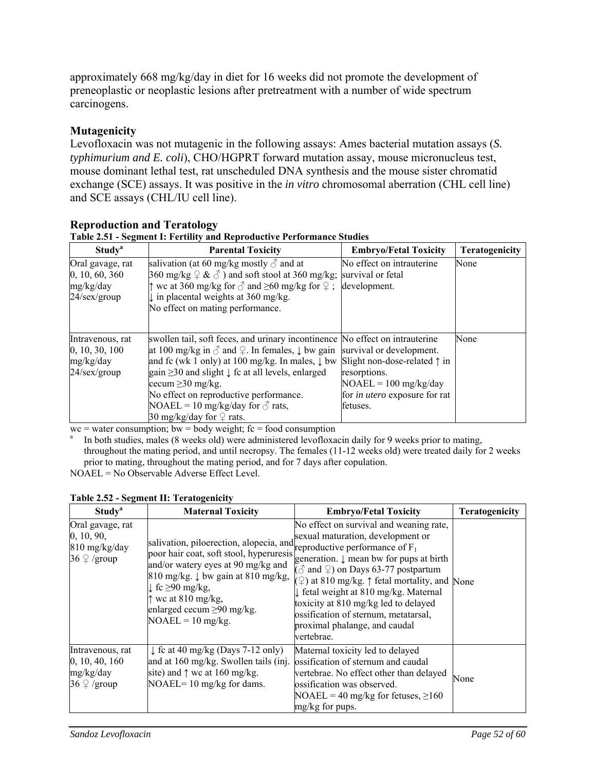approximately 668 mg/kg/day in diet for 16 weeks did not promote the development of preneoplastic or neoplastic lesions after pretreatment with a number of wide spectrum carcinogens.

### Mutagenicity

Levofloxacin was not mutagenic in the following assays: Ames bacterial mutation assays (*S. typhimurium and E. coli*), CHO/HGPRT forward mutation assay, mouse micronucleus test, mouse dominant lethal test, rat unscheduled DNA synthesis and the mouse sister chromatid exchange (SCE) assays. It was positive in the *in vitro* chromosomal aberration (CHL cell line) and SCE assays (CHL/IU cell line).

### Reproduction and Teratology

**Table 2.51 - Segment I: Fertility and Reproductive Performance Studies**

| Study[a] | Parental Toxicity | Embryo/Fetal Toxicity | Teratogenicity |
|---|---|---|---|
| Oral gavage, rat 0, 10, 60, 360 mg/kg/day 24/sex/group | salivation (at 60 mg/kg mostly ♂ and at 360 mg/kg ♀ & ♂ ) and soft stool at 360 mg/kg; ↑ wc at 360 mg/kg for ♂ and ≥60 mg/kg for ♀ ; ↓ in placental weights at 360 mg/kg. No effect on mating performance. | No effect on intrauterine survival or fetal development. | None |
| Intravenous, rat 0, 10, 30, 100 mg/kg/day 24/sex/group | swollen tail, soft feces, and urinary incontinence at 100 mg/kg in ♂ and ♀. In females, ↓ bw gain and fc (wk 1 only) at 100 mg/kg. In males, ↓ bw gain ≥30 and slight ↓ fc at all levels, enlarged cecum ≥30 mg/kg. No effect on reproductive performance. NOAEL = 10 mg/kg/day for ♂ rats, 30 mg/kg/day for ♀ rats. | No effect on intrauterine survival or development. Slight non-dose-related ↑ in resorptions. NOAEL = 100 mg/kg/day for *in utero* exposure for rat fetuses. | None |

wc = water consumption; bw = body weight; fc = food consumption

[a] In both studies, males (8 weeks old) were administered levofloxacin daily for 9 weeks prior to mating, throughout the mating period, and until necropsy. The females (11-12 weeks old) were treated daily for 2 weeks prior to mating, throughout the mating period, and for 7 days after copulation.

NOAEL = No Observable Adverse Effect Level.

**Table 2.52 - Segment II: Teratogenicity**

| Study[a] | Maternal Toxicity | Embryo/Fetal Toxicity | Teratogenicity |
|---|---|---|---|
| Oral gavage, rat 0, 10, 90, 810 mg/kg/day 36 ♀ /group | salivation, piloerection, alopecia, and poor hair coat, soft stool, hyperuresis and/or watery eyes at 90 mg/kg and 810 mg/kg. ↓ bw gain at 810 mg/kg, ↓ fc ≥90 mg/kg, ↑ wc at 810 mg/kg, enlarged cecum ≥90 mg/kg. NOAEL = 10 mg/kg. | No effect on survival and weaning rate, sexual maturation, development or reproductive performance of $F_1$ generation. ↓ mean bw for pups at birth (♂ and ♀) on Days 63-77 postpartum (♀) at 810 mg/kg. ↑ fetal mortality, and ↓ fetal weight at 810 mg/kg. Maternal toxicity at 810 mg/kg led to delayed ossification of sternum, metatarsal, proximal phalange, and caudal vertebrae. | None |
| Intravenous, rat 0, 10, 40, 160 mg/kg/day 36 ♀ /group | ↓ fc at 40 mg/kg (Days 7-12 only) and at 160 mg/kg. Swollen tails (inj. site) and ↑ wc at 160 mg/kg. NOAEL= 10 mg/kg for dams. | Maternal toxicity led to delayed ossification of sternum and caudal vertebrae. No effect other than delayed ossification was observed. NOAEL = 40 mg/kg for fetuses, ≥160 mg/kg for pups. | None |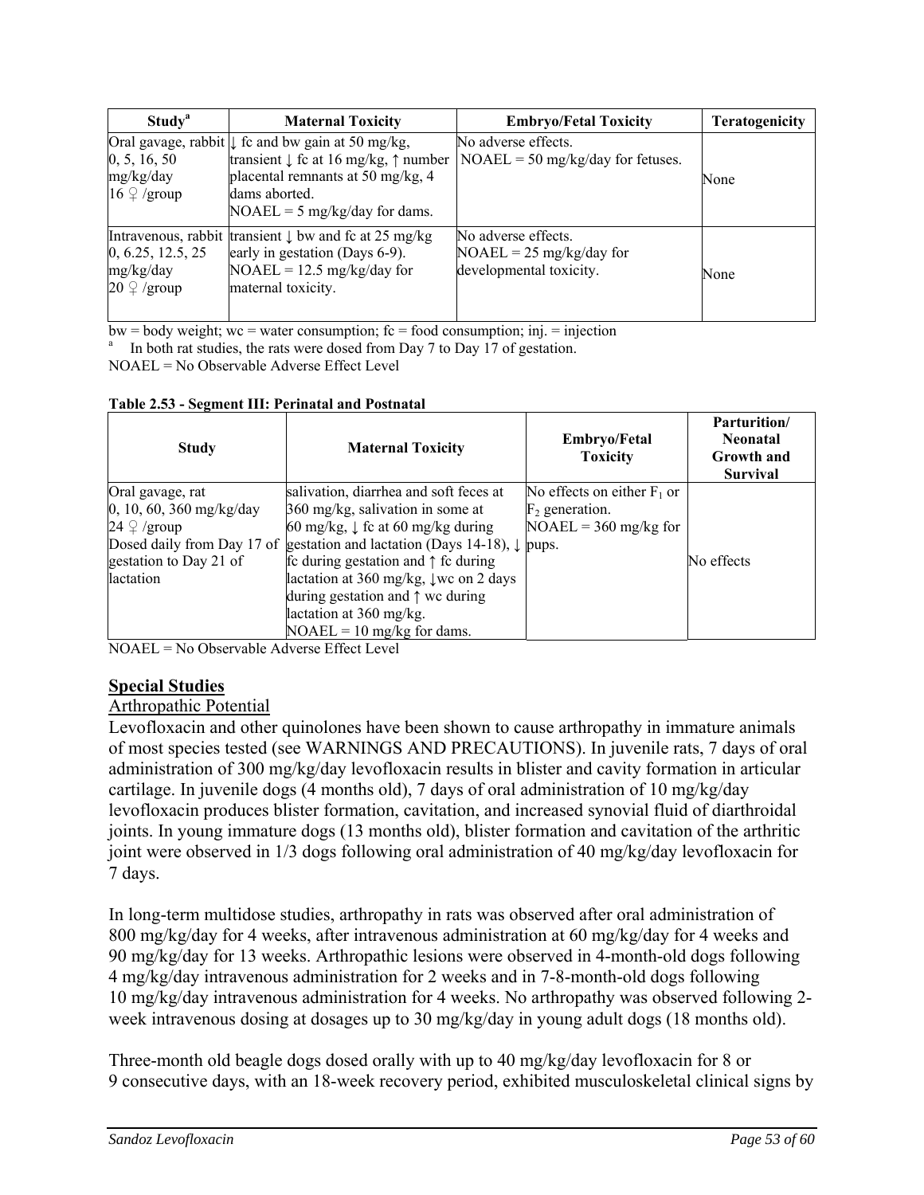| Study[a] | Maternal Toxicity | Embryo/Fetal Toxicity | Teratogenicity |
|---|---|---|---|
| Oral gavage, rabbit 0, 5, 16, 50 mg/kg/day 16 ♀ /group | ↓ fc and bw gain at 50 mg/kg, transient ↓ fc at 16 mg/kg, ↑ number placental remnants at 50 mg/kg, 4 dams aborted. NOAEL = 5 mg/kg/day for dams. | No adverse effects. NOAEL = 50 mg/kg/day for fetuses. | None |
| Intravenous, rabbit 0, 6.25, 12.5, 25 mg/kg/day 20 ♀ /group | transient ↓ bw and fc at 25 mg/kg early in gestation (Days 6-9). NOAEL = 12.5 mg/kg/day for maternal toxicity. | No adverse effects. NOAEL = 25 mg/kg/day for developmental toxicity. | None |

bw = body weight; wc = water consumption; fc = food consumption; inj. = injection

[a] In both rat studies, the rats were dosed from Day 7 to Day 17 of gestation.

NOAEL = No Observable Adverse Effect Level

**Table 2.53 - Segment III: Perinatal and Postnatal**

| Study | Maternal Toxicity | Embryo/Fetal Toxicity | Parturition/ Neonatal Growth and Survival |
|---|---|---|---|
| Oral gavage, rat 0, 10, 60, 360 mg/kg/day 24 ♀ /group Dosed daily from Day 17 of gestation to Day 21 of lactation | salivation, diarrhea and soft feces at 360 mg/kg, salivation in some at 60 mg/kg, ↓ fc at 60 mg/kg during gestation and lactation (Days 14-18), ↓ fc during gestation and ↑ fc during lactation at 360 mg/kg, ↓wc on 2 days during gestation and ↑ wc during lactation at 360 mg/kg. NOAEL = 10 mg/kg for dams. | No effects on either $F_1$ or $F_2$ generation. NOAEL = 360 mg/kg for pups. | No effects |

NOAEL = No Observable Adverse Effect Level

## Special Studies

### Arthropathic Potential

Levofloxacin and other quinolones have been shown to cause arthropathy in immature animals of most species tested (see WARNINGS AND PRECAUTIONS). In juvenile rats, 7 days of oral administration of 300 mg/kg/day levofloxacin results in blister and cavity formation in articular cartilage. In juvenile dogs (4 months old), 7 days of oral administration of 10 mg/kg/day levofloxacin produces blister formation, cavitation, and increased synovial fluid of diarthroidal joints. In young immature dogs (13 months old), blister formation and cavitation of the arthritic joint were observed in 1/3 dogs following oral administration of 40 mg/kg/day levofloxacin for 7 days.

In long-term multidose studies, arthropathy in rats was observed after oral administration of 800 mg/kg/day for 4 weeks, after intravenous administration at 60 mg/kg/day for 4 weeks and 90 mg/kg/day for 13 weeks. Arthropathic lesions were observed in 4-month-old dogs following 4 mg/kg/day intravenous administration for 2 weeks and in 7-8-month-old dogs following 10 mg/kg/day intravenous administration for 4 weeks. No arthropathy was observed following 2-week intravenous dosing at dosages up to 30 mg/kg/day in young adult dogs (18 months old).

Three-month old beagle dogs dosed orally with up to 40 mg/kg/day levofloxacin for 8 or 9 consecutive days, with an 18-week recovery period, exhibited musculoskeletal clinical signs by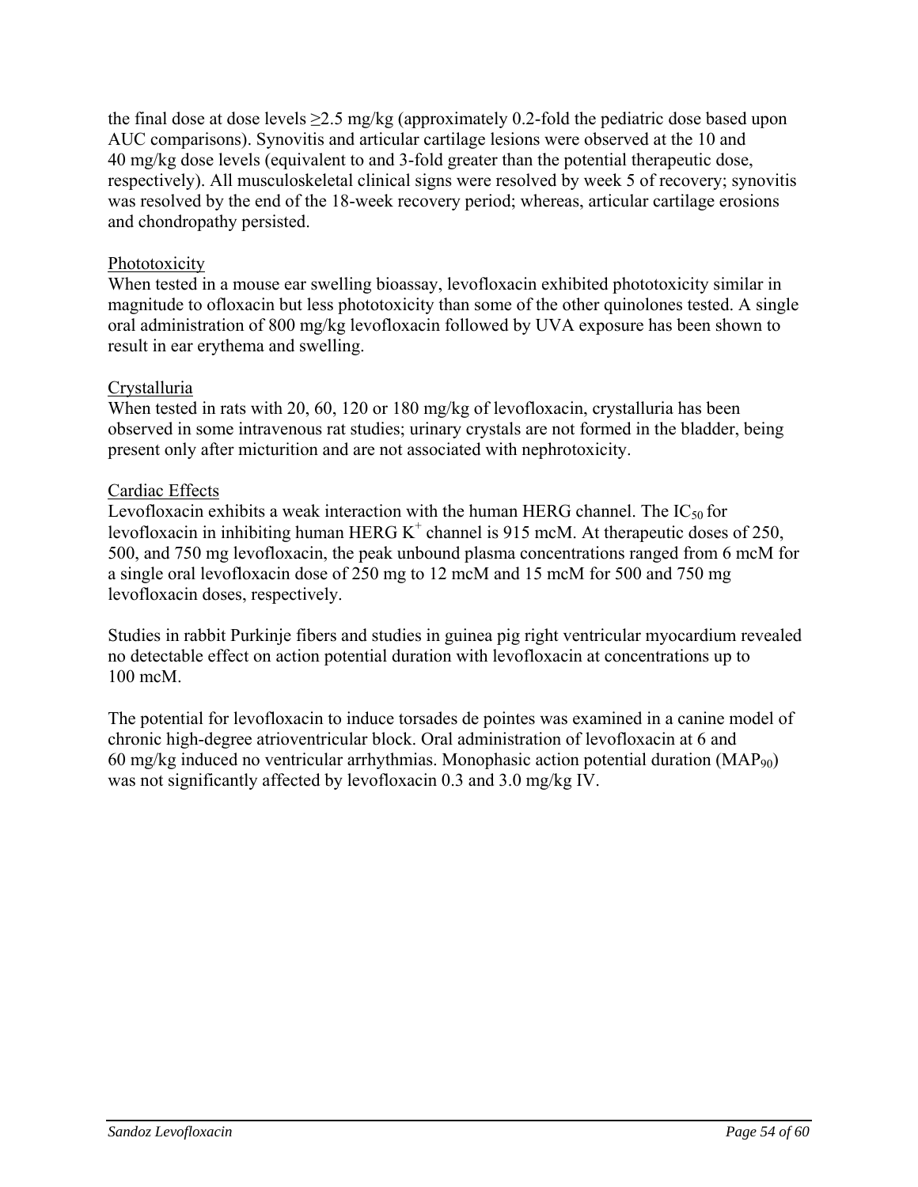the final dose at dose levels ≥2.5 mg/kg (approximately 0.2-fold the pediatric dose based upon AUC comparisons). Synovitis and articular cartilage lesions were observed at the 10 and 40 mg/kg dose levels (equivalent to and 3-fold greater than the potential therapeutic dose, respectively). All musculoskeletal clinical signs were resolved by week 5 of recovery; synovitis was resolved by the end of the 18-week recovery period; whereas, articular cartilage erosions and chondropathy persisted.

Phototoxicity

When tested in a mouse ear swelling bioassay, levofloxacin exhibited phototoxicity similar in magnitude to ofloxacin but less phototoxicity than some of the other quinolones tested. A single oral administration of 800 mg/kg levofloxacin followed by UVA exposure has been shown to result in ear erythema and swelling.

Crystalluria

When tested in rats with 20, 60, 120 or 180 mg/kg of levofloxacin, crystalluria has been observed in some intravenous rat studies; urinary crystals are not formed in the bladder, being present only after micturition and are not associated with nephrotoxicity.

Cardiac Effects

Levofloxacin exhibits a weak interaction with the human HERG channel. The $IC_{50}$ for levofloxacin in inhibiting human HERG $K^+$ channel is 915 mcM. At therapeutic doses of 250, 500, and 750 mg levofloxacin, the peak unbound plasma concentrations ranged from 6 mcM for a single oral levofloxacin dose of 250 mg to 12 mcM and 15 mcM for 500 and 750 mg levofloxacin doses, respectively.

Studies in rabbit Purkinje fibers and studies in guinea pig right ventricular myocardium revealed no detectable effect on action potential duration with levofloxacin at concentrations up to 100 mcM.

The potential for levofloxacin to induce torsades de pointes was examined in a canine model of chronic high-degree atrioventricular block. Oral administration of levofloxacin at 6 and 60 mg/kg induced no ventricular arrhythmias. Monophasic action potential duration ($MAP_{90}$) was not significantly affected by levofloxacin 0.3 and 3.0 mg/kg IV.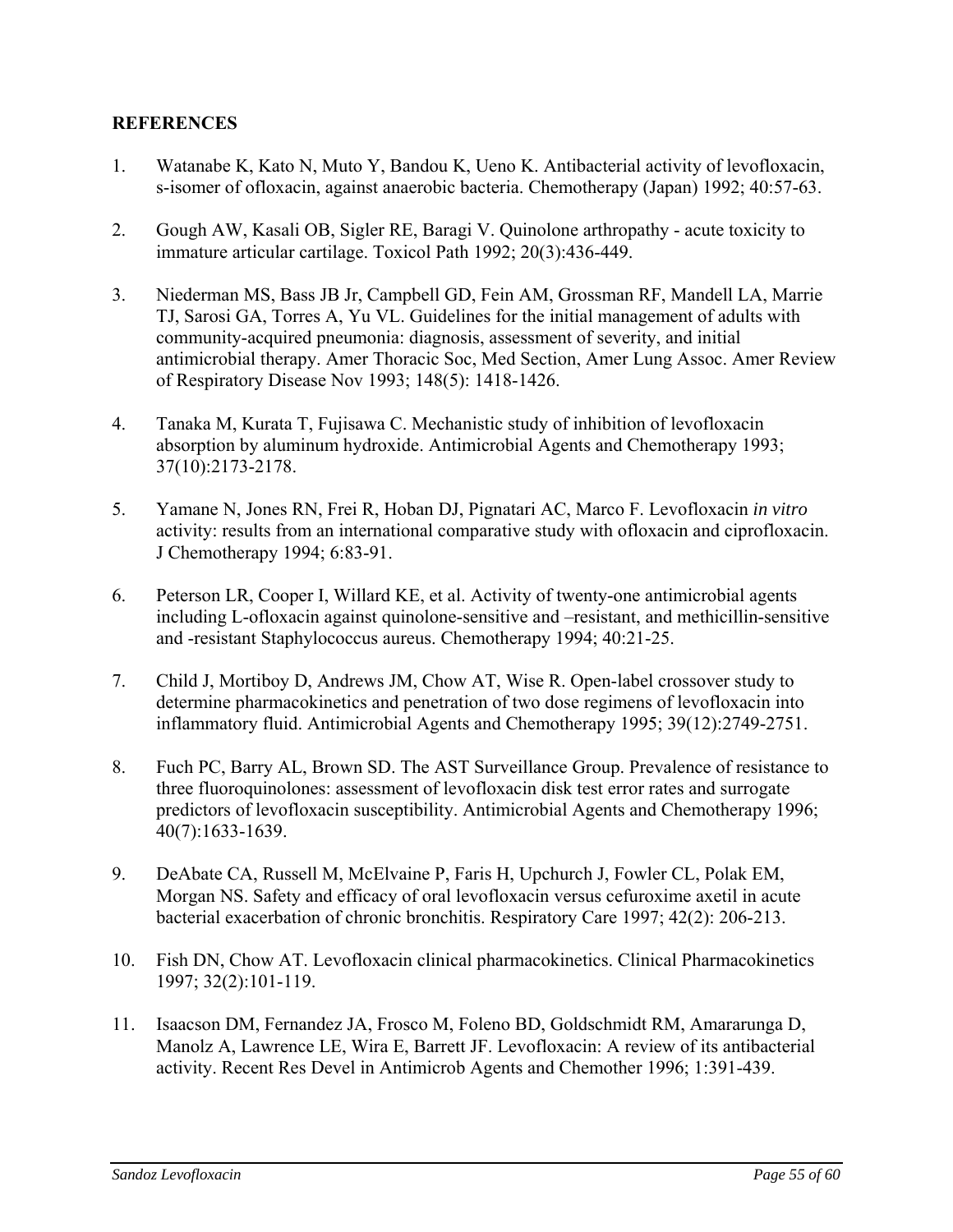**REFERENCES**

1. Watanabe K, Kato N, Muto Y, Bandou K, Ueno K. Antibacterial activity of levofloxacin, s-isomer of ofloxacin, against anaerobic bacteria. Chemotherapy (Japan) 1992; 40:57-63.

2. Gough AW, Kasali OB, Sigler RE, Baragi V. Quinolone arthropathy - acute toxicity to immature articular cartilage. Toxicol Path 1992; 20(3):436-449.

3. Niederman MS, Bass JB Jr, Campbell GD, Fein AM, Grossman RF, Mandell LA, Marrie TJ, Sarosi GA, Torres A, Yu VL. Guidelines for the initial management of adults with community-acquired pneumonia: diagnosis, assessment of severity, and initial antimicrobial therapy. Amer Thoracic Soc, Med Section, Amer Lung Assoc. Amer Review of Respiratory Disease Nov 1993; 148(5): 1418-1426.

4. Tanaka M, Kurata T, Fujisawa C. Mechanistic study of inhibition of levofloxacin absorption by aluminum hydroxide. Antimicrobial Agents and Chemotherapy 1993; 37(10):2173-2178.

5. Yamane N, Jones RN, Frei R, Hoban DJ, Pignatari AC, Marco F. Levofloxacin *in vitro* activity: results from an international comparative study with ofloxacin and ciprofloxacin. J Chemotherapy 1994; 6:83-91.

6. Peterson LR, Cooper I, Willard KE, et al. Activity of twenty-one antimicrobial agents including L-ofloxacin against quinolone-sensitive and –resistant, and methicillin-sensitive and -resistant Staphylococcus aureus. Chemotherapy 1994; 40:21-25.

7. Child J, Mortiboy D, Andrews JM, Chow AT, Wise R. Open-label crossover study to determine pharmacokinetics and penetration of two dose regimens of levofloxacin into inflammatory fluid. Antimicrobial Agents and Chemotherapy 1995; 39(12):2749-2751.

8. Fuch PC, Barry AL, Brown SD. The AST Surveillance Group. Prevalence of resistance to three fluoroquinolones: assessment of levofloxacin disk test error rates and surrogate predictors of levofloxacin susceptibility. Antimicrobial Agents and Chemotherapy 1996; 40(7):1633-1639.

9. DeAbate CA, Russell M, McElvaine P, Faris H, Upchurch J, Fowler CL, Polak EM, Morgan NS. Safety and efficacy of oral levofloxacin versus cefuroxime axetil in acute bacterial exacerbation of chronic bronchitis. Respiratory Care 1997; 42(2): 206-213.

10. Fish DN, Chow AT. Levofloxacin clinical pharmacokinetics. Clinical Pharmacokinetics 1997; 32(2):101-119.

11. Isaacson DM, Fernandez JA, Frosco M, Foleno BD, Goldschmidt RM, Amararunga D, Manolz A, Lawrence LE, Wira E, Barrett JF. Levofloxacin: A review of its antibacterial activity. Recent Res Devel in Antimicrob Agents and Chemother 1996; 1:391-439.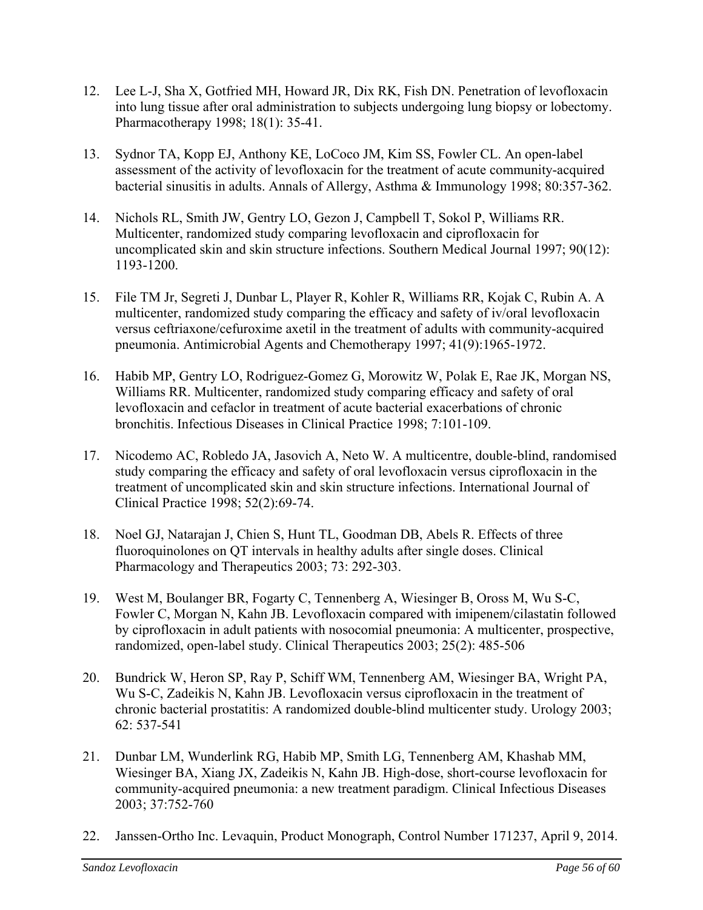12. Lee L-J, Sha X, Gotfried MH, Howard JR, Dix RK, Fish DN. Penetration of levofloxacin into lung tissue after oral administration to subjects undergoing lung biopsy or lobectomy. Pharmacotherapy 1998; 18(1): 35-41.

13. Sydnor TA, Kopp EJ, Anthony KE, LoCoco JM, Kim SS, Fowler CL. An open-label assessment of the activity of levofloxacin for the treatment of acute community-acquired bacterial sinusitis in adults. Annals of Allergy, Asthma & Immunology 1998; 80:357-362.

14. Nichols RL, Smith JW, Gentry LO, Gezon J, Campbell T, Sokol P, Williams RR. Multicenter, randomized study comparing levofloxacin and ciprofloxacin for uncomplicated skin and skin structure infections. Southern Medical Journal 1997; 90(12): 1193-1200.

15. File TM Jr, Segreti J, Dunbar L, Player R, Kohler R, Williams RR, Kojak C, Rubin A. A multicenter, randomized study comparing the efficacy and safety of iv/oral levofloxacin versus ceftriaxone/cefuroxime axetil in the treatment of adults with community-acquired pneumonia. Antimicrobial Agents and Chemotherapy 1997; 41(9):1965-1972.

16. Habib MP, Gentry LO, Rodriguez-Gomez G, Morowitz W, Polak E, Rae JK, Morgan NS, Williams RR. Multicenter, randomized study comparing efficacy and safety of oral levofloxacin and cefaclor in treatment of acute bacterial exacerbations of chronic bronchitis. Infectious Diseases in Clinical Practice 1998; 7:101-109.

17. Nicodemo AC, Robledo JA, Jasovich A, Neto W. A multicentre, double-blind, randomised study comparing the efficacy and safety of oral levofloxacin versus ciprofloxacin in the treatment of uncomplicated skin and skin structure infections. International Journal of Clinical Practice 1998; 52(2):69-74.

18. Noel GJ, Natarajan J, Chien S, Hunt TL, Goodman DB, Abels R. Effects of three fluoroquinolones on QT intervals in healthy adults after single doses. Clinical Pharmacology and Therapeutics 2003; 73: 292-303.

19. West M, Boulanger BR, Fogarty C, Tennenberg A, Wiesinger B, Oross M, Wu S-C, Fowler C, Morgan N, Kahn JB. Levofloxacin compared with imipenem/cilastatin followed by ciprofloxacin in adult patients with nosocomial pneumonia: A multicenter, prospective, randomized, open-label study. Clinical Therapeutics 2003; 25(2): 485-506

20. Bundrick W, Heron SP, Ray P, Schiff WM, Tennenberg AM, Wiesinger BA, Wright PA, Wu S-C, Zadeikis N, Kahn JB. Levofloxacin versus ciprofloxacin in the treatment of chronic bacterial prostatitis: A randomized double-blind multicenter study. Urology 2003; 62: 537-541

21. Dunbar LM, Wunderlink RG, Habib MP, Smith LG, Tennenberg AM, Khashab MM, Wiesinger BA, Xiang JX, Zadeikis N, Kahn JB. High-dose, short-course levofloxacin for community-acquired pneumonia: a new treatment paradigm. Clinical Infectious Diseases 2003; 37:752-760

22. Janssen-Ortho Inc. Levaquin, Product Monograph, Control Number 171237, April 9, 2014.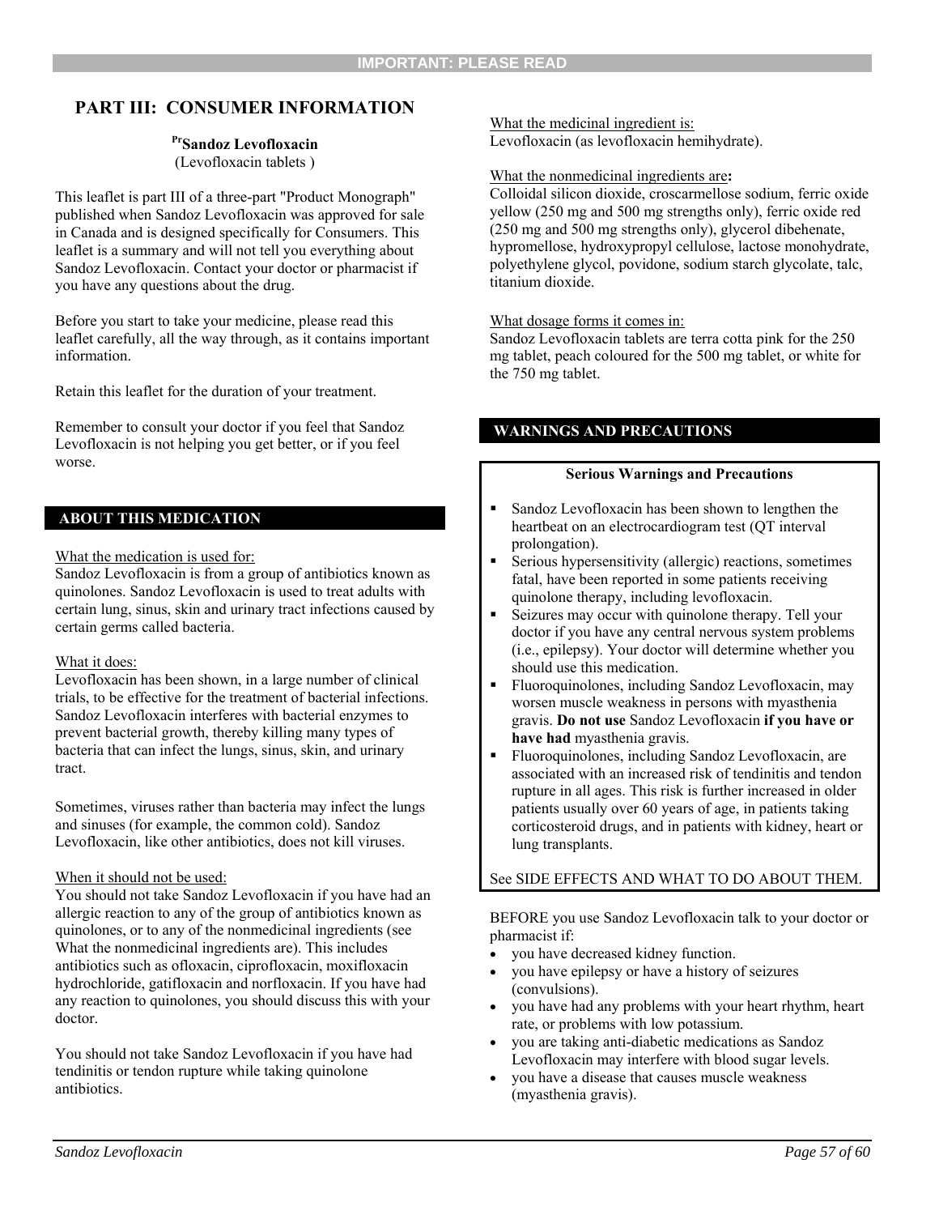IMPORTANT: PLEASE READ

# PART III: CONSUMER INFORMATION

**PrSandoz Levofloxacin**
(Levofloxacin tablets )

This leaflet is part III of a three-part "Product Monograph" published when Sandoz Levofloxacin was approved for sale in Canada and is designed specifically for Consumers. This leaflet is a summary and will not tell you everything about Sandoz Levofloxacin. Contact your doctor or pharmacist if you have any questions about the drug.

Before you start to take your medicine, please read this leaflet carefully, all the way through, as it contains important information.

Retain this leaflet for the duration of your treatment.

Remember to consult your doctor if you feel that Sandoz Levofloxacin is not helping you get better, or if you feel worse.

## ABOUT THIS MEDICATION

What the medication is used for:
Sandoz Levofloxacin is from a group of antibiotics known as quinolones. Sandoz Levofloxacin is used to treat adults with certain lung, sinus, skin and urinary tract infections caused by certain germs called bacteria.

What it does:
Levofloxacin has been shown, in a large number of clinical trials, to be effective for the treatment of bacterial infections. Sandoz Levofloxacin interferes with bacterial enzymes to prevent bacterial growth, thereby killing many types of bacteria that can infect the lungs, sinus, skin, and urinary tract.

Sometimes, viruses rather than bacteria may infect the lungs and sinuses (for example, the common cold). Sandoz Levofloxacin, like other antibiotics, does not kill viruses.

When it should not be used:
You should not take Sandoz Levofloxacin if you have had an allergic reaction to any of the group of antibiotics known as quinolones, or to any of the nonmedicinal ingredients (see What the nonmedicinal ingredients are). This includes antibiotics such as ofloxacin, ciprofloxacin, moxifloxacin hydrochloride, gatifloxacin and norfloxacin. If you have had any reaction to quinolones, you should discuss this with your doctor.

You should not take Sandoz Levofloxacin if you have had tendinitis or tendon rupture while taking quinolone antibiotics.

What the medicinal ingredient is:
Levofloxacin (as levofloxacin hemihydrate).

What the nonmedicinal ingredients are**:**
Colloidal silicon dioxide, croscarmellose sodium, ferric oxide yellow (250 mg and 500 mg strengths only), ferric oxide red (250 mg and 500 mg strengths only), glycerol dibehenate, hypromellose, hydroxypropyl cellulose, lactose monohydrate, polyethylene glycol, povidone, sodium starch glycolate, talc, titanium dioxide.

What dosage forms it comes in:
Sandoz Levofloxacin tablets are terra cotta pink for the 250 mg tablet, peach coloured for the 500 mg tablet, or white for the 750 mg tablet.

## WARNINGS AND PRECAUTIONS

**Serious Warnings and Precautions**

- Sandoz Levofloxacin has been shown to lengthen the heartbeat on an electrocardiogram test (QT interval prolongation).
- Serious hypersensitivity (allergic) reactions, sometimes fatal, have been reported in some patients receiving quinolone therapy, including levofloxacin.
- Seizures may occur with quinolone therapy. Tell your doctor if you have any central nervous system problems (i.e., epilepsy). Your doctor will determine whether you should use this medication.
- Fluoroquinolones, including Sandoz Levofloxacin, may worsen muscle weakness in persons with myasthenia gravis. **Do not use** Sandoz Levofloxacin **if you have or have had** myasthenia gravis.
- Fluoroquinolones, including Sandoz Levofloxacin, are associated with an increased risk of tendinitis and tendon rupture in all ages. This risk is further increased in older patients usually over 60 years of age, in patients taking corticosteroid drugs, and in patients with kidney, heart or lung transplants.

See SIDE EFFECTS AND WHAT TO DO ABOUT THEM.

BEFORE you use Sandoz Levofloxacin talk to your doctor or pharmacist if:

- you have decreased kidney function.
- you have epilepsy or have a history of seizures (convulsions).
- you have had any problems with your heart rhythm, heart rate, or problems with low potassium.
- you are taking anti-diabetic medications as Sandoz Levofloxacin may interfere with blood sugar levels.
- you have a disease that causes muscle weakness (myasthenia gravis).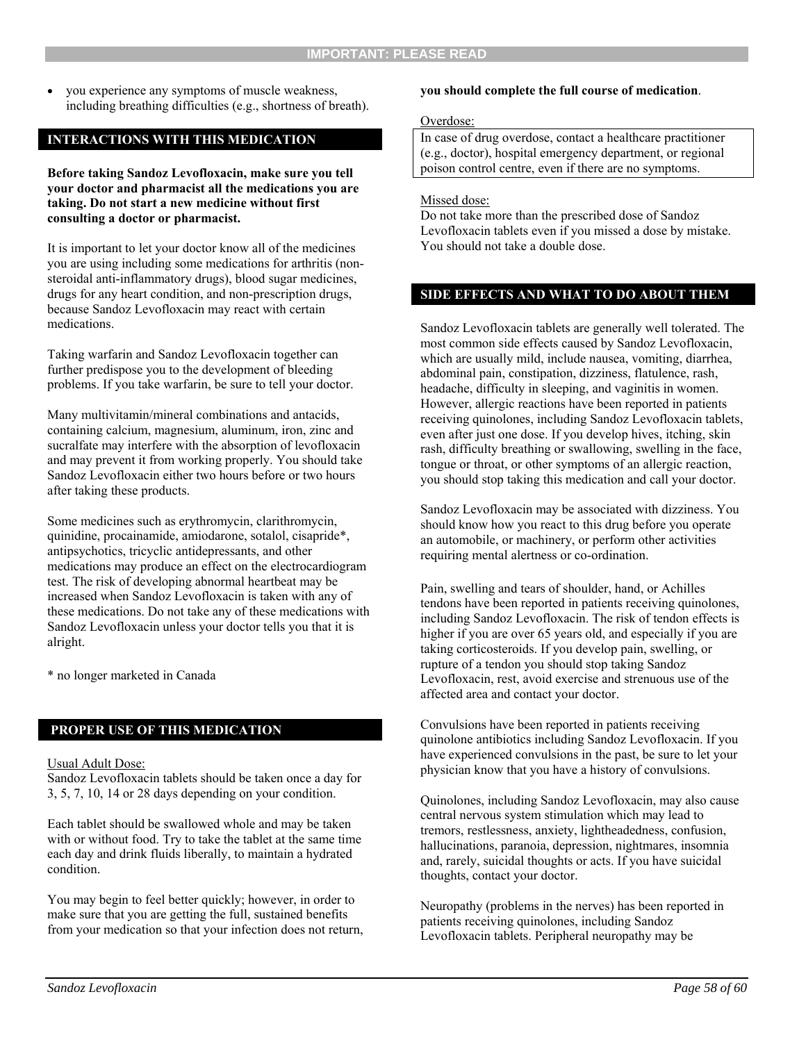- you experience any symptoms of muscle weakness, including breathing difficulties (e.g., shortness of breath).

## INTERACTIONS WITH THIS MEDICATION

**Before taking Sandoz Levofloxacin, make sure you tell your doctor and pharmacist all the medications you are taking. Do not start a new medicine without first consulting a doctor or pharmacist.**

It is important to let your doctor know all of the medicines you are using including some medications for arthritis (non-steroidal anti-inflammatory drugs), blood sugar medicines, drugs for any heart condition, and non-prescription drugs, because Sandoz Levofloxacin may react with certain medications.

Taking warfarin and Sandoz Levofloxacin together can further predispose you to the development of bleeding problems. If you take warfarin, be sure to tell your doctor.

Many multivitamin/mineral combinations and antacids, containing calcium, magnesium, aluminum, iron, zinc and sucralfate may interfere with the absorption of levofloxacin and may prevent it from working properly. You should take Sandoz Levofloxacin either two hours before or two hours after taking these products.

Some medicines such as erythromycin, clarithromycin, quinidine, procainamide, amiodarone, sotalol, cisapride*, antipsychotics, tricyclic antidepressants, and other medications may produce an effect on the electrocardiogram test. The risk of developing abnormal heartbeat may be increased when Sandoz Levofloxacin is taken with any of these medications. Do not take any of these medications with Sandoz Levofloxacin unless your doctor tells you that it is alright.

* no longer marketed in Canada

## PROPER USE OF THIS MEDICATION

Usual Adult Dose:
Sandoz Levofloxacin tablets should be taken once a day for 3, 5, 7, 10, 14 or 28 days depending on your condition.

Each tablet should be swallowed whole and may be taken with or without food. Try to take the tablet at the same time each day and drink fluids liberally, to maintain a hydrated condition.

You may begin to feel better quickly; however, in order to make sure that you are getting the full, sustained benefits from your medication so that your infection does not return, **you should complete the full course of medication**.

Overdose:

| In case of drug overdose, contact a healthcare practitioner (e.g., doctor), hospital emergency department, or regional poison control centre, even if there are no symptoms. |
| --- |

Missed dose:
Do not take more than the prescribed dose of Sandoz Levofloxacin tablets even if you missed a dose by mistake. You should not take a double dose.

## SIDE EFFECTS AND WHAT TO DO ABOUT THEM

Sandoz Levofloxacin tablets are generally well tolerated. The most common side effects caused by Sandoz Levofloxacin, which are usually mild, include nausea, vomiting, diarrhea, abdominal pain, constipation, dizziness, flatulence, rash, headache, difficulty in sleeping, and vaginitis in women. However, allergic reactions have been reported in patients receiving quinolones, including Sandoz Levofloxacin tablets, even after just one dose. If you develop hives, itching, skin rash, difficulty breathing or swallowing, swelling in the face, tongue or throat, or other symptoms of an allergic reaction, you should stop taking this medication and call your doctor.

Sandoz Levofloxacin may be associated with dizziness. You should know how you react to this drug before you operate an automobile, or machinery, or perform other activities requiring mental alertness or co-ordination.

Pain, swelling and tears of shoulder, hand, or Achilles tendons have been reported in patients receiving quinolones, including Sandoz Levofloxacin. The risk of tendon effects is higher if you are over 65 years old, and especially if you are taking corticosteroids. If you develop pain, swelling, or rupture of a tendon you should stop taking Sandoz Levofloxacin, rest, avoid exercise and strenuous use of the affected area and contact your doctor.

Convulsions have been reported in patients receiving quinolone antibiotics including Sandoz Levofloxacin. If you have experienced convulsions in the past, be sure to let your physician know that you have a history of convulsions.

Quinolones, including Sandoz Levofloxacin, may also cause central nervous system stimulation which may lead to tremors, restlessness, anxiety, lightheadedness, confusion, hallucinations, paranoia, depression, nightmares, insomnia and, rarely, suicidal thoughts or acts. If you have suicidal thoughts, contact your doctor.

Neuropathy (problems in the nerves) has been reported in patients receiving quinolones, including Sandoz Levofloxacin tablets. Peripheral neuropathy may be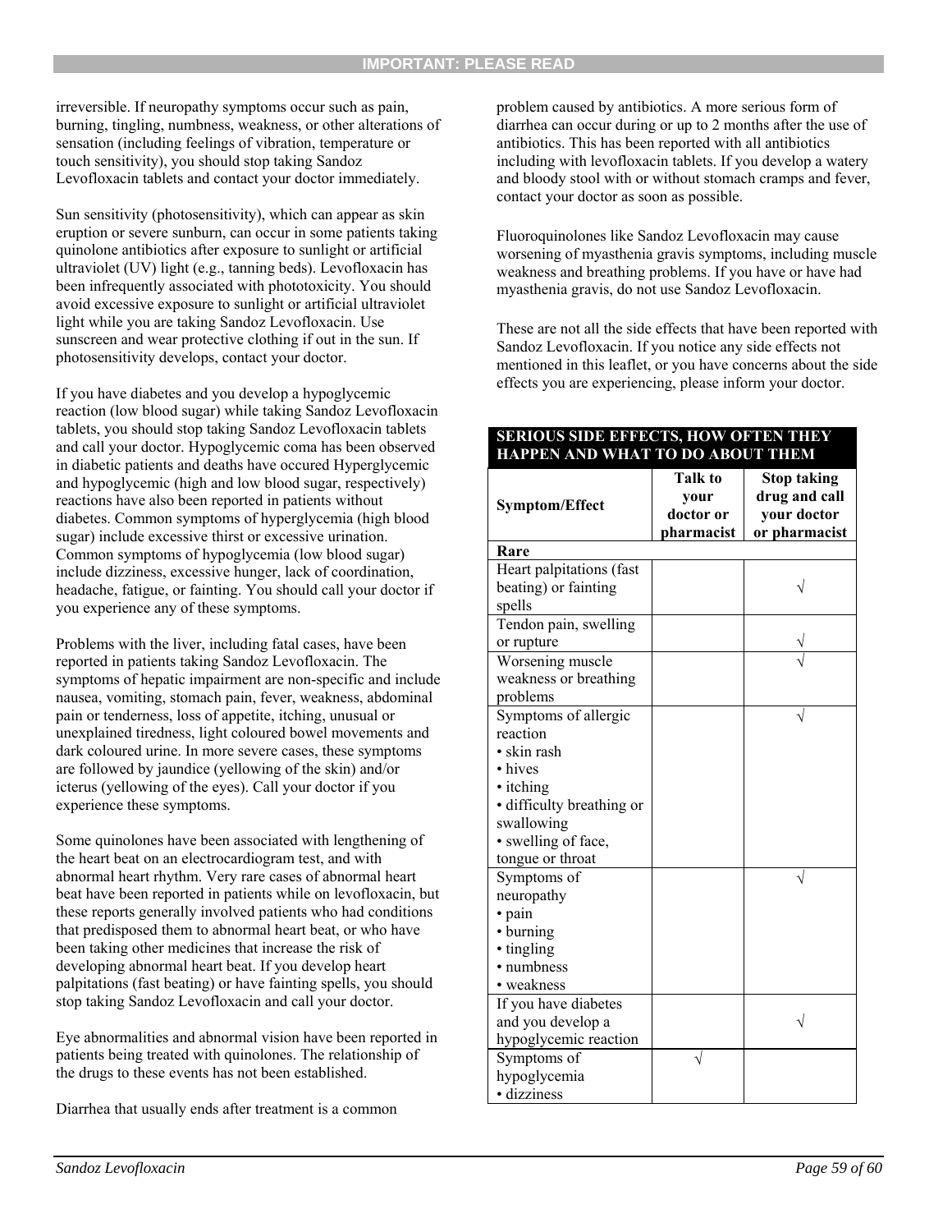irreversible. If neuropathy symptoms occur such as pain, burning, tingling, numbness, weakness, or other alterations of sensation (including feelings of vibration, temperature or touch sensitivity), you should stop taking Sandoz Levofloxacin tablets and contact your doctor immediately.

Sun sensitivity (photosensitivity), which can appear as skin eruption or severe sunburn, can occur in some patients taking quinolone antibiotics after exposure to sunlight or artificial ultraviolet (UV) light (e.g., tanning beds). Levofloxacin has been infrequently associated with phototoxicity. You should avoid excessive exposure to sunlight or artificial ultraviolet light while you are taking Sandoz Levofloxacin. Use sunscreen and wear protective clothing if out in the sun. If photosensitivity develops, contact your doctor.

If you have diabetes and you develop a hypoglycemic reaction (low blood sugar) while taking Sandoz Levofloxacin tablets, you should stop taking Sandoz Levofloxacin tablets and call your doctor. Hypoglycemic coma has been observed in diabetic patients and deaths have occured Hyperglycemic and hypoglycemic (high and low blood sugar, respectively) reactions have also been reported in patients without diabetes. Common symptoms of hyperglycemia (high blood sugar) include excessive thirst or excessive urination. Common symptoms of hypoglycemia (low blood sugar) include dizziness, excessive hunger, lack of coordination, headache, fatigue, or fainting. You should call your doctor if you experience any of these symptoms.

Problems with the liver, including fatal cases, have been reported in patients taking Sandoz Levofloxacin. The symptoms of hepatic impairment are non-specific and include nausea, vomiting, stomach pain, fever, weakness, abdominal pain or tenderness, loss of appetite, itching, unusual or unexplained tiredness, light coloured bowel movements and dark coloured urine. In more severe cases, these symptoms are followed by jaundice (yellowing of the skin) and/or icterus (yellowing of the eyes). Call your doctor if you experience these symptoms.

Some quinolones have been associated with lengthening of the heart beat on an electrocardiogram test, and with abnormal heart rhythm. Very rare cases of abnormal heart beat have been reported in patients while on levofloxacin, but these reports generally involved patients who had conditions that predisposed them to abnormal heart beat, or who have been taking other medicines that increase the risk of developing abnormal heart beat. If you develop heart palpitations (fast beating) or have fainting spells, you should stop taking Sandoz Levofloxacin and call your doctor.

Eye abnormalities and abnormal vision have been reported in patients being treated with quinolones. The relationship of the drugs to these events has not been established.

Diarrhea that usually ends after treatment is a common problem caused by antibiotics. A more serious form of diarrhea can occur during or up to 2 months after the use of antibiotics. This has been reported with all antibiotics including with levofloxacin tablets. If you develop a watery and bloody stool with or without stomach cramps and fever, contact your doctor as soon as possible.

Fluoroquinolones like Sandoz Levofloxacin may cause worsening of myasthenia gravis symptoms, including muscle weakness and breathing problems. If you have or have had myasthenia gravis, do not use Sandoz Levofloxacin.

These are not all the side effects that have been reported with Sandoz Levofloxacin. If you notice any side effects not mentioned in this leaflet, or you have concerns about the side effects you are experiencing, please inform your doctor.

**SERIOUS SIDE EFFECTS, HOW OFTEN THEY HAPPEN AND WHAT TO DO ABOUT THEM**

| Symptom/Effect | Talk to your doctor or pharmacist | Stop taking drug and call your doctor or pharmacist |
|---|---|---|
| **Rare** | | |
| Heart palpitations (fast beating) or fainting spells | | √ |
| Tendon pain, swelling or rupture | | √ |
| Worsening muscle weakness or breathing problems | | √ |
| Symptoms of allergic reaction<br>• skin rash<br>• hives<br>• itching<br>• difficulty breathing or swallowing<br>• swelling of face, tongue or throat | | √ |
| Symptoms of neuropathy<br>• pain<br>• burning<br>• tingling<br>• numbness<br>• weakness | | √ |
| If you have diabetes and you develop a hypoglycemic reaction | | √ |
| Symptoms of hypoglycemia<br>• dizziness | √ | |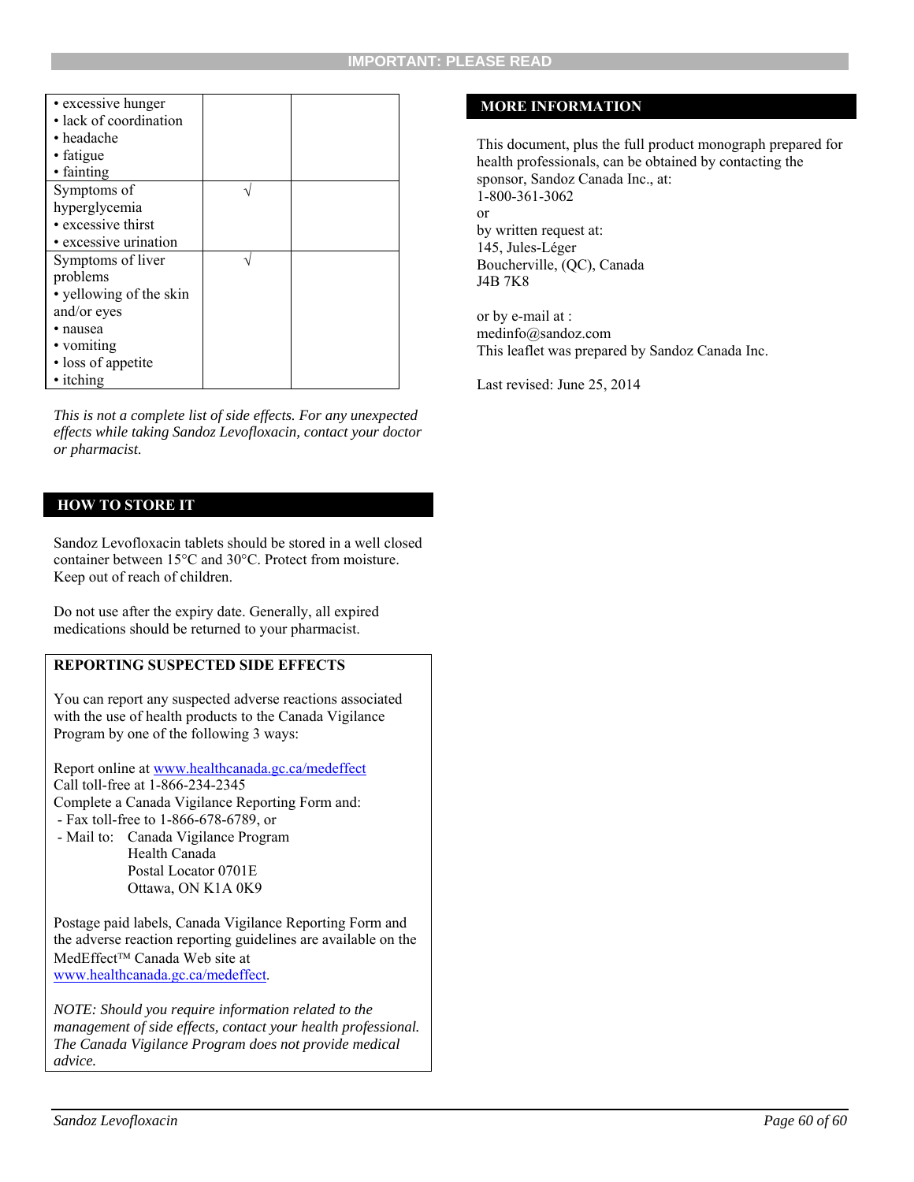| | | |
|---|---|---|
| • excessive hunger<br>• lack of coordination<br>• headache<br>• fatigue<br>• fainting | | |
| Symptoms of hyperglycemia<br>• excessive thirst<br>• excessive urination | √ | |
| Symptoms of liver problems<br>• yellowing of the skin and/or eyes<br>• nausea<br>• vomiting<br>• loss of appetite<br>• itching | √ | |

*This is not a complete list of side effects. For any unexpected effects while taking Sandoz Levofloxacin, contact your doctor or pharmacist.*

## HOW TO STORE IT

Sandoz Levofloxacin tablets should be stored in a well closed container between 15°C and 30°C. Protect from moisture. Keep out of reach of children.

Do not use after the expiry date. Generally, all expired medications should be returned to your pharmacist.

**REPORTING SUSPECTED SIDE EFFECTS**

You can report any suspected adverse reactions associated with the use of health products to the Canada Vigilance Program by one of the following 3 ways:

Report online at www.healthcanada.gc.ca/medeffect
Call toll-free at 1-866-234-2345
Complete a Canada Vigilance Reporting Form and:
- Fax toll-free to 1-866-678-6789, or
- Mail to: Canada Vigilance Program
  Health Canada
  Postal Locator 0701E
  Ottawa, ON K1A 0K9

Postage paid labels, Canada Vigilance Reporting Form and the adverse reaction reporting guidelines are available on the MedEffect™ Canada Web site at www.healthcanada.gc.ca/medeffect.

*NOTE: Should you require information related to the management of side effects, contact your health professional. The Canada Vigilance Program does not provide medical advice.*

## MORE INFORMATION

This document, plus the full product monograph prepared for health professionals, can be obtained by contacting the sponsor, Sandoz Canada Inc., at:
1-800-361-3062
or
by written request at:
145, Jules-Léger
Boucherville, (QC), Canada
J4B 7K8

or by e-mail at :
medinfo@sandoz.com
This leaflet was prepared by Sandoz Canada Inc.

Last revised: June 25, 2014